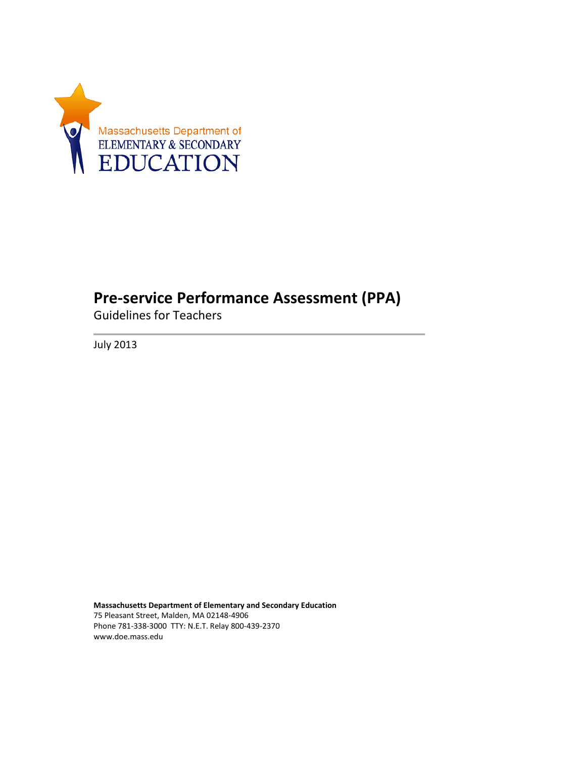Massachusetts Department of
ELEMENTARY & SECONDARY
EDUCATION

# Pre-service Performance Assessment (PPA)

Guidelines for Teachers

July 2013

**Massachusetts Department of Elementary and Secondary Education**
75 Pleasant Street, Malden, MA 02148-4906
Phone 781-338-3000 TTY: N.E.T. Relay 800-439-2370
www.doe.mass.edu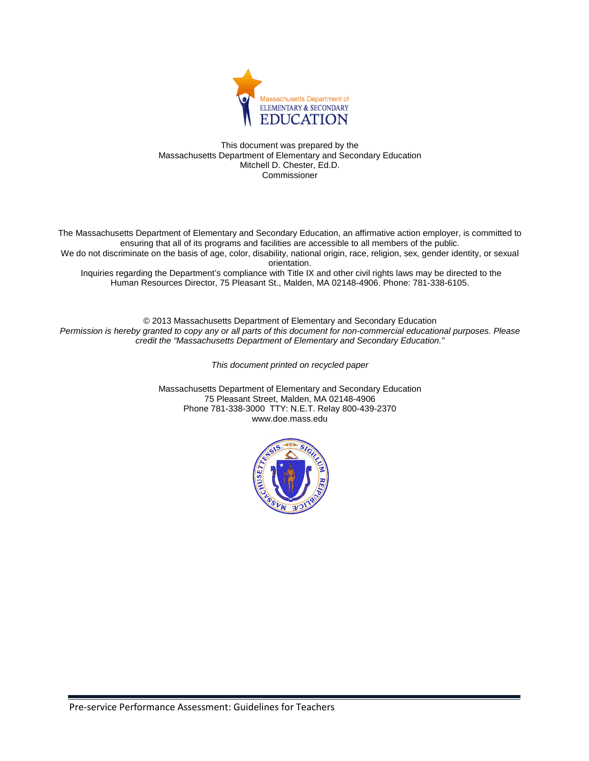This document was prepared by the
Massachusetts Department of Elementary and Secondary Education
Mitchell D. Chester, Ed.D.
Commissioner

The Massachusetts Department of Elementary and Secondary Education, an affirmative action employer, is committed to ensuring that all of its programs and facilities are accessible to all members of the public.
We do not discriminate on the basis of age, color, disability, national origin, race, religion, sex, gender identity, or sexual orientation.
Inquiries regarding the Department's compliance with Title IX and other civil rights laws may be directed to the Human Resources Director, 75 Pleasant St., Malden, MA 02148-4906. Phone: 781-338-6105.

© 2013 Massachusetts Department of Elementary and Secondary Education
*Permission is hereby granted to copy any or all parts of this document for non-commercial educational purposes. Please credit the "Massachusetts Department of Elementary and Secondary Education."*

*This document printed on recycled paper*

Massachusetts Department of Elementary and Secondary Education
75 Pleasant Street, Malden, MA 02148-4906
Phone 781-338-3000 TTY: N.E.T. Relay 800-439-2370
www.doe.mass.edu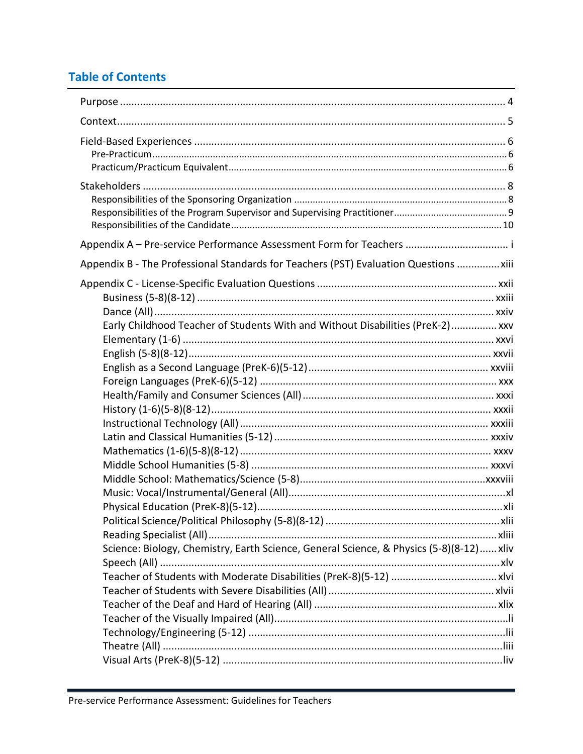## Table of Contents

Purpose ........................................................................................................................ 4

Context.......................................................................................................................... 5

Field-Based Experiences .............................................................................................. 6
- Pre-Practicum ........................................................................................................... 6
- Practicum/Practicum Equivalent .............................................................................. 6

Stakeholders ................................................................................................................. 8
- Responsibilities of the Sponsoring Organization ..................................................... 8
- Responsibilities of the Program Supervisor and Supervising Practitioner ............... 9
- Responsibilities of the Candidate ............................................................................ 10

Appendix A – Pre-service Performance Assessment Form for Teachers .................................... i

Appendix B - The Professional Standards for Teachers (PST) Evaluation Questions ...............xiii

Appendix C - License-Specific Evaluation Questions ..............................................................xxii
- Business (5-8)(8-12) ........................................................................................... xxiii
- Dance (All).......................................................................................................... xxiv
- Early Childhood Teacher of Students With and Without Disabilities (PreK-2)................ xxv
- Elementary (1-6) ................................................................................................. xxvi
- English (5-8)(8-12).............................................................................................. xxvii
- English as a Second Language (PreK-6)(5-12)................................................... xxviii
- Foreign Languages (PreK-6)(5-12) ........................................................................ xxx
- Health/Family and Consumer Sciences (All) ........................................................ xxxi
- History (1-6)(5-8)(8-12)...................................................................................... xxxii
- Instructional Technology (All) ........................................................................... xxxiii
- Latin and Classical Humanities (5-12) ............................................................... xxxiv
- Mathematics (1-6)(5-8)(8-12) ............................................................................ xxxv
- Middle School Humanities (5-8) ........................................................................ xxxvi
- Middle School: Mathematics/Science (5-8)......................................................xxxviii
- Music: Vocal/Instrumental/General (All).................................................................xl
- Physical Education (PreK-8)(5-12).........................................................................xli
- Political Science/Political Philosophy (5-8)(8-12) ................................................xlii
- Reading Specialist (All)........................................................................................xliii
- Science: Biology, Chemistry, Earth Science, General Science, & Physics (5-8)(8-12)...... xliv
- Speech (All) ..........................................................................................................xlv
- Teacher of Students with Moderate Disabilities (PreK-8)(5-12) ..........................xlvi
- Teacher of Students with Severe Disabilities (All) ...............................................xlvii
- Teacher of the Deaf and Hard of Hearing (All) ....................................................xlix
- Teacher of the Visually Impaired (All).......................................................................li
- Technology/Engineering (5-12) ..............................................................................lii
- Theatre (All) ..........................................................................................................liii
- Visual Arts (PreK-8)(5-12) ......................................................................................liv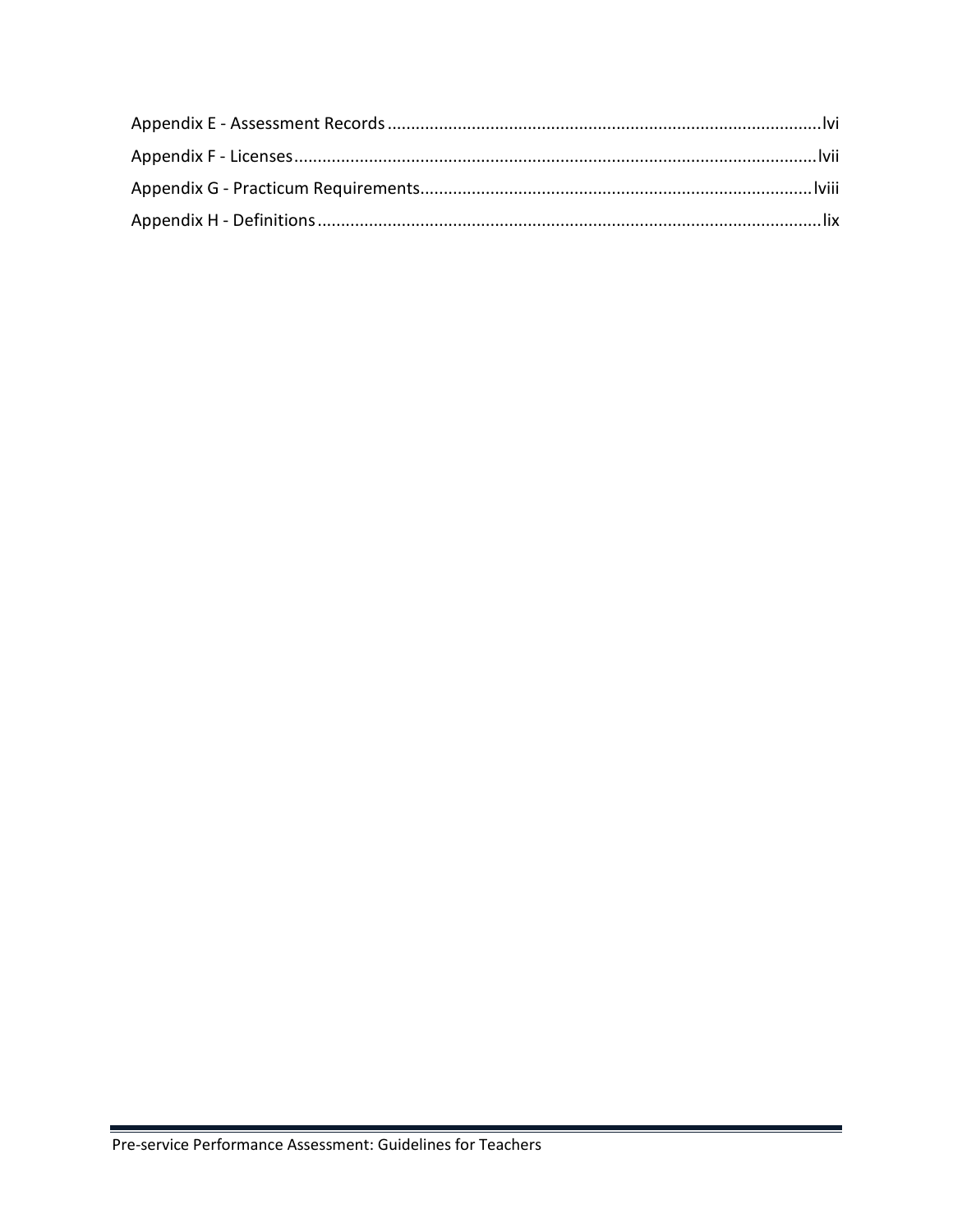Appendix E - Assessment Records .......... lvi

Appendix F - Licenses .......... lvii

Appendix G - Practicum Requirements .......... lviii

Appendix H - Definitions .......... lix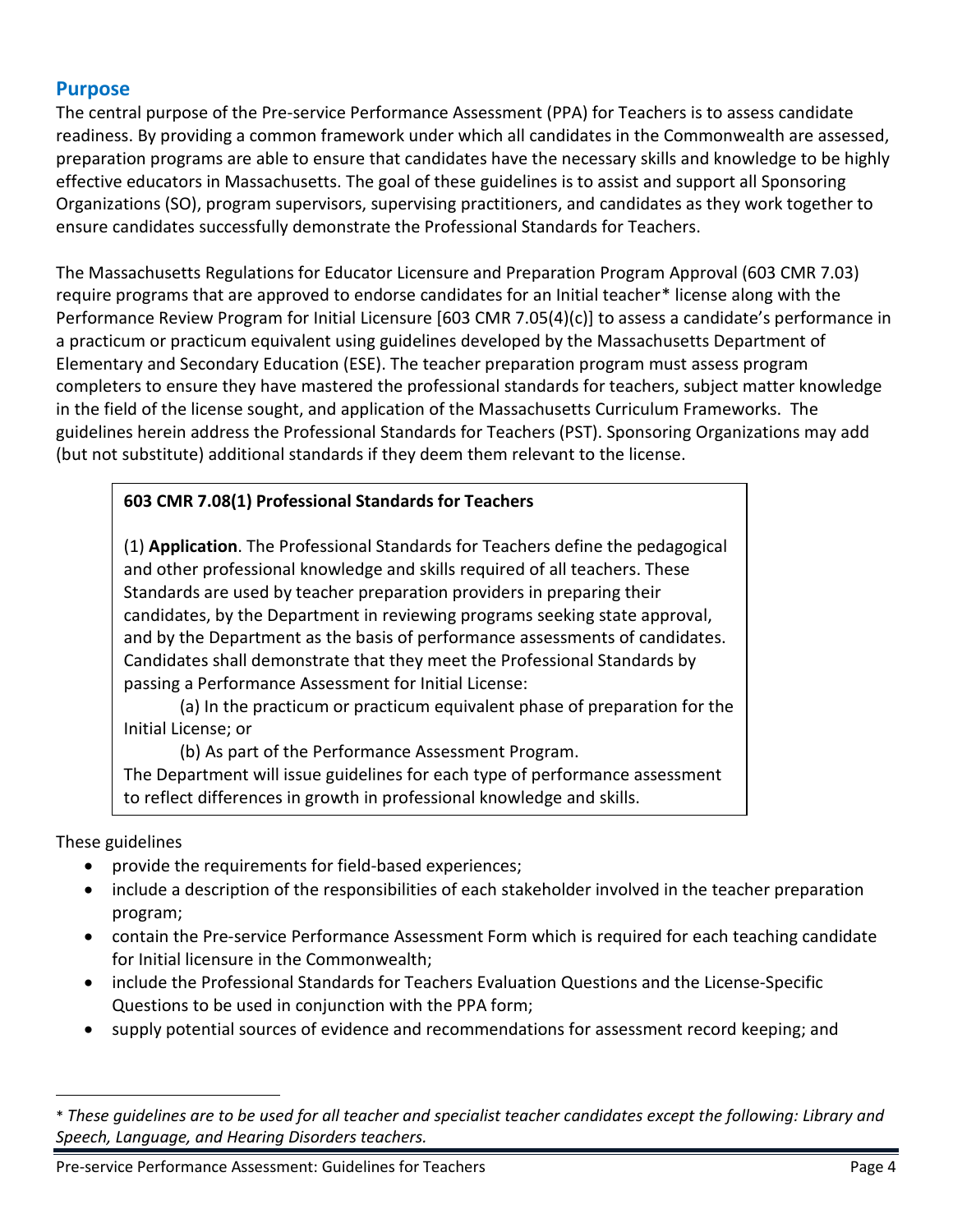## Purpose

The central purpose of the Pre-service Performance Assessment (PPA) for Teachers is to assess candidate readiness. By providing a common framework under which all candidates in the Commonwealth are assessed, preparation programs are able to ensure that candidates have the necessary skills and knowledge to be highly effective educators in Massachusetts. The goal of these guidelines is to assist and support all Sponsoring Organizations (SO), program supervisors, supervising practitioners, and candidates as they work together to ensure candidates successfully demonstrate the Professional Standards for Teachers.

The Massachusetts Regulations for Educator Licensure and Preparation Program Approval (603 CMR 7.03) require programs that are approved to endorse candidates for an Initial teacher* license along with the Performance Review Program for Initial Licensure [603 CMR 7.05(4)(c)] to assess a candidate's performance in a practicum or practicum equivalent using guidelines developed by the Massachusetts Department of Elementary and Secondary Education (ESE). The teacher preparation program must assess program completers to ensure they have mastered the professional standards for teachers, subject matter knowledge in the field of the license sought, and application of the Massachusetts Curriculum Frameworks. The guidelines herein address the Professional Standards for Teachers (PST). Sponsoring Organizations may add (but not substitute) additional standards if they deem them relevant to the license.

> **603 CMR 7.08(1) Professional Standards for Teachers**
>
> (1) **Application**. The Professional Standards for Teachers define the pedagogical and other professional knowledge and skills required of all teachers. These Standards are used by teacher preparation providers in preparing their candidates, by the Department in reviewing programs seeking state approval, and by the Department as the basis of performance assessments of candidates. Candidates shall demonstrate that they meet the Professional Standards by passing a Performance Assessment for Initial License:
>
> (a) In the practicum or practicum equivalent phase of preparation for the Initial License; or
>
> (b) As part of the Performance Assessment Program.
>
> The Department will issue guidelines for each type of performance assessment to reflect differences in growth in professional knowledge and skills.

These guidelines

- provide the requirements for field-based experiences;
- include a description of the responsibilities of each stakeholder involved in the teacher preparation program;
- contain the Pre-service Performance Assessment Form which is required for each teaching candidate for Initial licensure in the Commonwealth;
- include the Professional Standards for Teachers Evaluation Questions and the License-Specific Questions to be used in conjunction with the PPA form;
- supply potential sources of evidence and recommendations for assessment record keeping; and

---

* *These guidelines are to be used for all teacher and specialist teacher candidates except the following: Library and Speech, Language, and Hearing Disorders teachers.*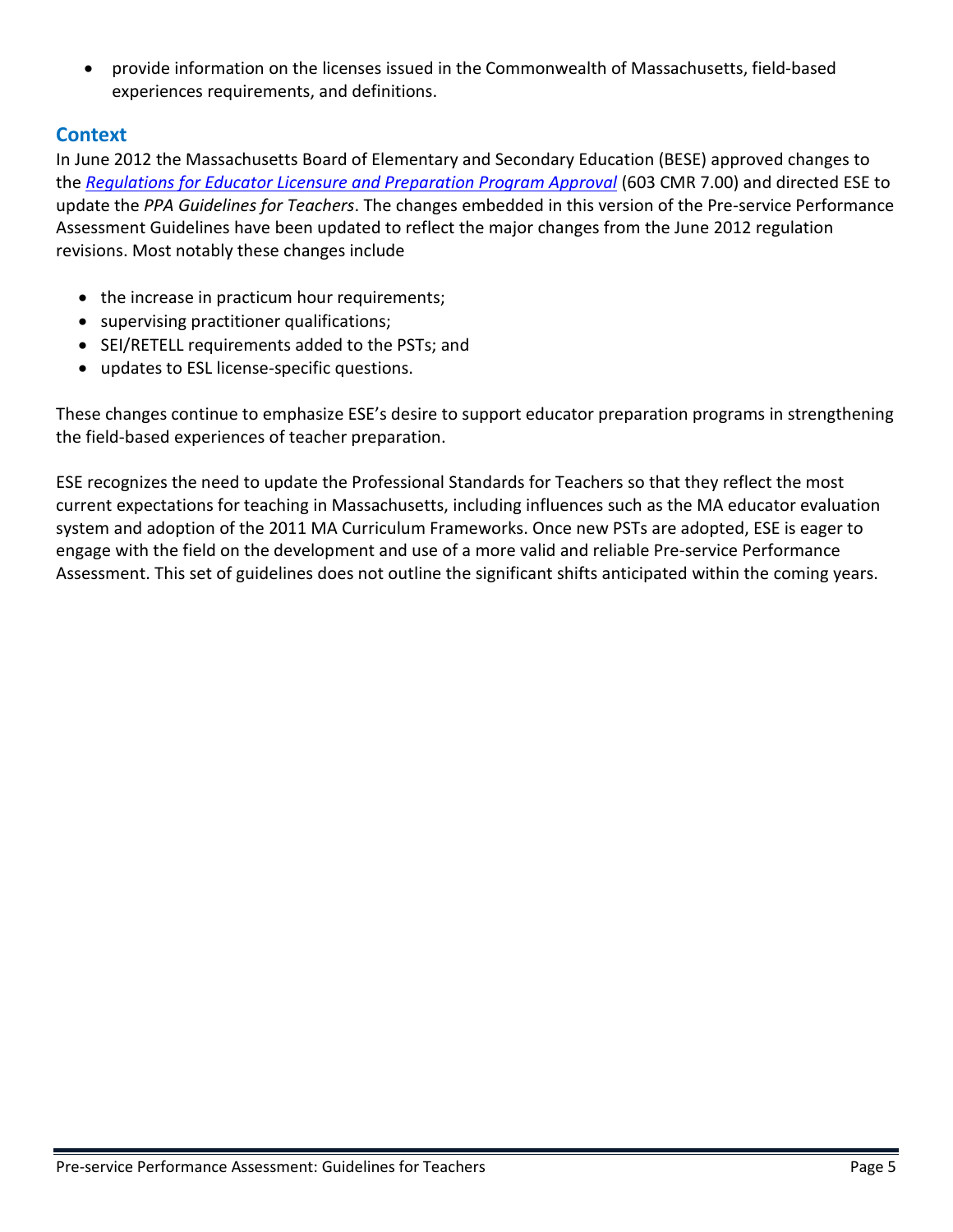- provide information on the licenses issued in the Commonwealth of Massachusetts, field-based experiences requirements, and definitions.

## Context

In June 2012 the Massachusetts Board of Elementary and Secondary Education (BESE) approved changes to the *Regulations for Educator Licensure and Preparation Program Approval* (603 CMR 7.00) and directed ESE to update the *PPA Guidelines for Teachers*. The changes embedded in this version of the Pre-service Performance Assessment Guidelines have been updated to reflect the major changes from the June 2012 regulation revisions. Most notably these changes include

- the increase in practicum hour requirements;
- supervising practitioner qualifications;
- SEI/RETELL requirements added to the PSTs; and
- updates to ESL license-specific questions.

These changes continue to emphasize ESE's desire to support educator preparation programs in strengthening the field-based experiences of teacher preparation.

ESE recognizes the need to update the Professional Standards for Teachers so that they reflect the most current expectations for teaching in Massachusetts, including influences such as the MA educator evaluation system and adoption of the 2011 MA Curriculum Frameworks. Once new PSTs are adopted, ESE is eager to engage with the field on the development and use of a more valid and reliable Pre-service Performance Assessment. This set of guidelines does not outline the significant shifts anticipated within the coming years.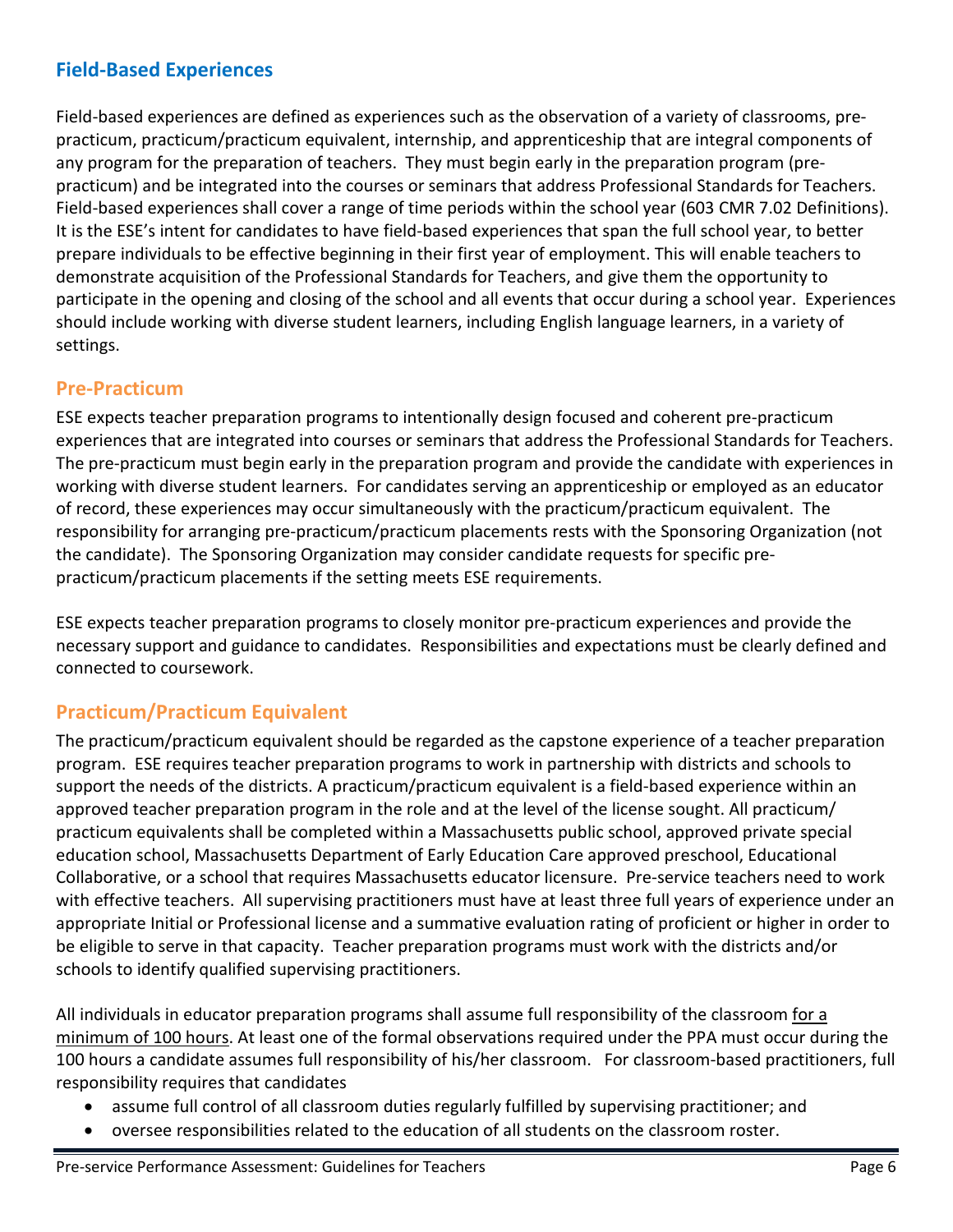## Field-Based Experiences

Field-based experiences are defined as experiences such as the observation of a variety of classrooms, pre-practicum, practicum/practicum equivalent, internship, and apprenticeship that are integral components of any program for the preparation of teachers. They must begin early in the preparation program (pre-practicum) and be integrated into the courses or seminars that address Professional Standards for Teachers. Field-based experiences shall cover a range of time periods within the school year (603 CMR 7.02 Definitions). It is the ESE's intent for candidates to have field-based experiences that span the full school year, to better prepare individuals to be effective beginning in their first year of employment. This will enable teachers to demonstrate acquisition of the Professional Standards for Teachers, and give them the opportunity to participate in the opening and closing of the school and all events that occur during a school year. Experiences should include working with diverse student learners, including English language learners, in a variety of settings.

### Pre-Practicum

ESE expects teacher preparation programs to intentionally design focused and coherent pre-practicum experiences that are integrated into courses or seminars that address the Professional Standards for Teachers. The pre-practicum must begin early in the preparation program and provide the candidate with experiences in working with diverse student learners. For candidates serving an apprenticeship or employed as an educator of record, these experiences may occur simultaneously with the practicum/practicum equivalent. The responsibility for arranging pre-practicum/practicum placements rests with the Sponsoring Organization (not the candidate). The Sponsoring Organization may consider candidate requests for specific pre-practicum/practicum placements if the setting meets ESE requirements.

ESE expects teacher preparation programs to closely monitor pre-practicum experiences and provide the necessary support and guidance to candidates. Responsibilities and expectations must be clearly defined and connected to coursework.

### Practicum/Practicum Equivalent

The practicum/practicum equivalent should be regarded as the capstone experience of a teacher preparation program. ESE requires teacher preparation programs to work in partnership with districts and schools to support the needs of the districts. A practicum/practicum equivalent is a field-based experience within an approved teacher preparation program in the role and at the level of the license sought. All practicum/ practicum equivalents shall be completed within a Massachusetts public school, approved private special education school, Massachusetts Department of Early Education Care approved preschool, Educational Collaborative, or a school that requires Massachusetts educator licensure. Pre-service teachers need to work with effective teachers. All supervising practitioners must have at least three full years of experience under an appropriate Initial or Professional license and a summative evaluation rating of proficient or higher in order to be eligible to serve in that capacity. Teacher preparation programs must work with the districts and/or schools to identify qualified supervising practitioners.

All individuals in educator preparation programs shall assume full responsibility of the classroom for a minimum of 100 hours. At least one of the formal observations required under the PPA must occur during the 100 hours a candidate assumes full responsibility of his/her classroom. For classroom-based practitioners, full responsibility requires that candidates

- assume full control of all classroom duties regularly fulfilled by supervising practitioner; and
- oversee responsibilities related to the education of all students on the classroom roster.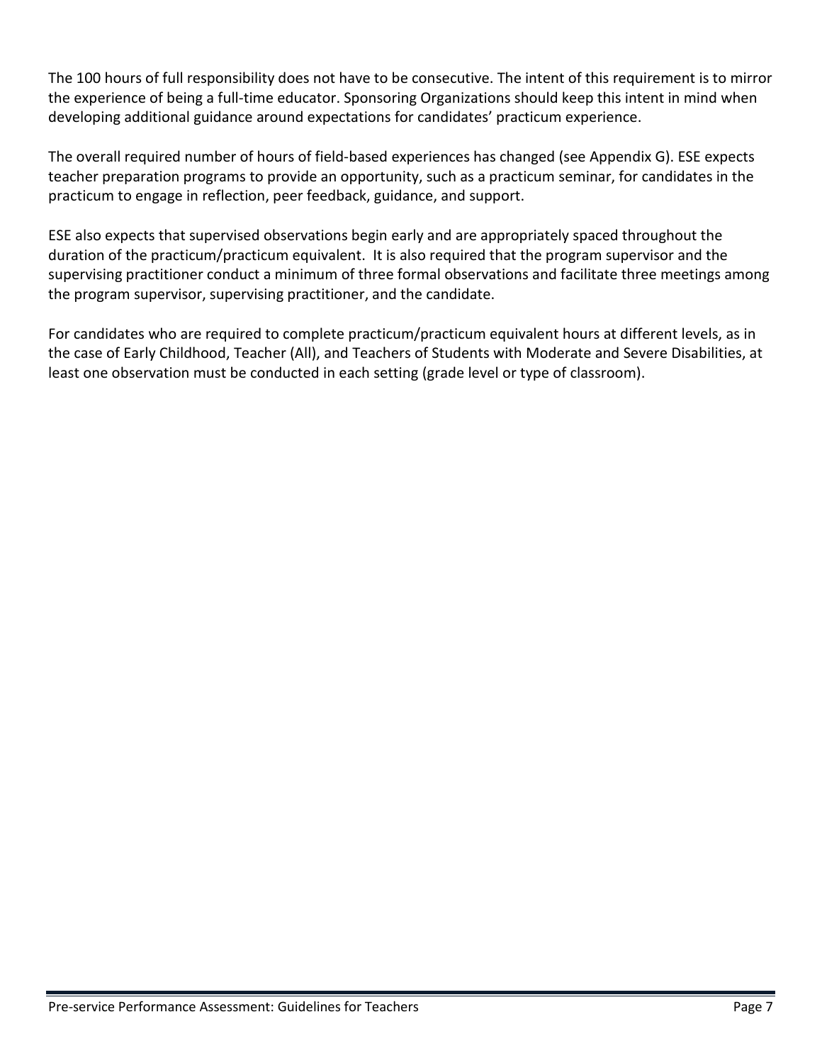The 100 hours of full responsibility does not have to be consecutive. The intent of this requirement is to mirror the experience of being a full-time educator. Sponsoring Organizations should keep this intent in mind when developing additional guidance around expectations for candidates' practicum experience.

The overall required number of hours of field-based experiences has changed (see Appendix G). ESE expects teacher preparation programs to provide an opportunity, such as a practicum seminar, for candidates in the practicum to engage in reflection, peer feedback, guidance, and support.

ESE also expects that supervised observations begin early and are appropriately spaced throughout the duration of the practicum/practicum equivalent. It is also required that the program supervisor and the supervising practitioner conduct a minimum of three formal observations and facilitate three meetings among the program supervisor, supervising practitioner, and the candidate.

For candidates who are required to complete practicum/practicum equivalent hours at different levels, as in the case of Early Childhood, Teacher (All), and Teachers of Students with Moderate and Severe Disabilities, at least one observation must be conducted in each setting (grade level or type of classroom).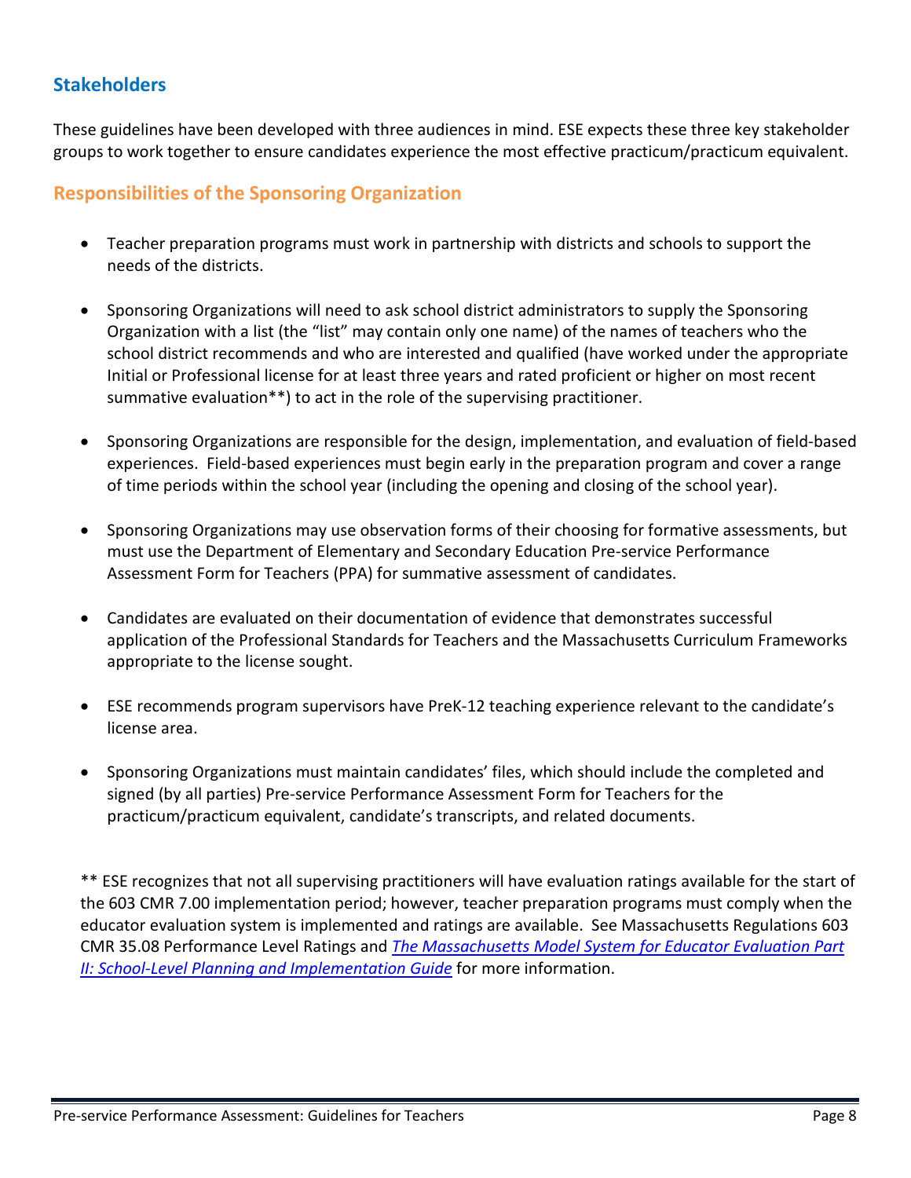## Stakeholders

These guidelines have been developed with three audiences in mind. ESE expects these three key stakeholder groups to work together to ensure candidates experience the most effective practicum/practicum equivalent.

### Responsibilities of the Sponsoring Organization

- Teacher preparation programs must work in partnership with districts and schools to support the needs of the districts.
- Sponsoring Organizations will need to ask school district administrators to supply the Sponsoring Organization with a list (the "list" may contain only one name) of the names of teachers who the school district recommends and who are interested and qualified (have worked under the appropriate Initial or Professional license for at least three years and rated proficient or higher on most recent summative evaluation**) to act in the role of the supervising practitioner.
- Sponsoring Organizations are responsible for the design, implementation, and evaluation of field-based experiences. Field-based experiences must begin early in the preparation program and cover a range of time periods within the school year (including the opening and closing of the school year).
- Sponsoring Organizations may use observation forms of their choosing for formative assessments, but must use the Department of Elementary and Secondary Education Pre-service Performance Assessment Form for Teachers (PPA) for summative assessment of candidates.
- Candidates are evaluated on their documentation of evidence that demonstrates successful application of the Professional Standards for Teachers and the Massachusetts Curriculum Frameworks appropriate to the license sought.
- ESE recommends program supervisors have PreK-12 teaching experience relevant to the candidate's license area.
- Sponsoring Organizations must maintain candidates' files, which should include the completed and signed (by all parties) Pre-service Performance Assessment Form for Teachers for the practicum/practicum equivalent, candidate's transcripts, and related documents.

** ESE recognizes that not all supervising practitioners will have evaluation ratings available for the start of the 603 CMR 7.00 implementation period; however, teacher preparation programs must comply when the educator evaluation system is implemented and ratings are available. See Massachusetts Regulations 603 CMR 35.08 Performance Level Ratings and *The Massachusetts Model System for Educator Evaluation Part II: School-Level Planning and Implementation Guide* for more information.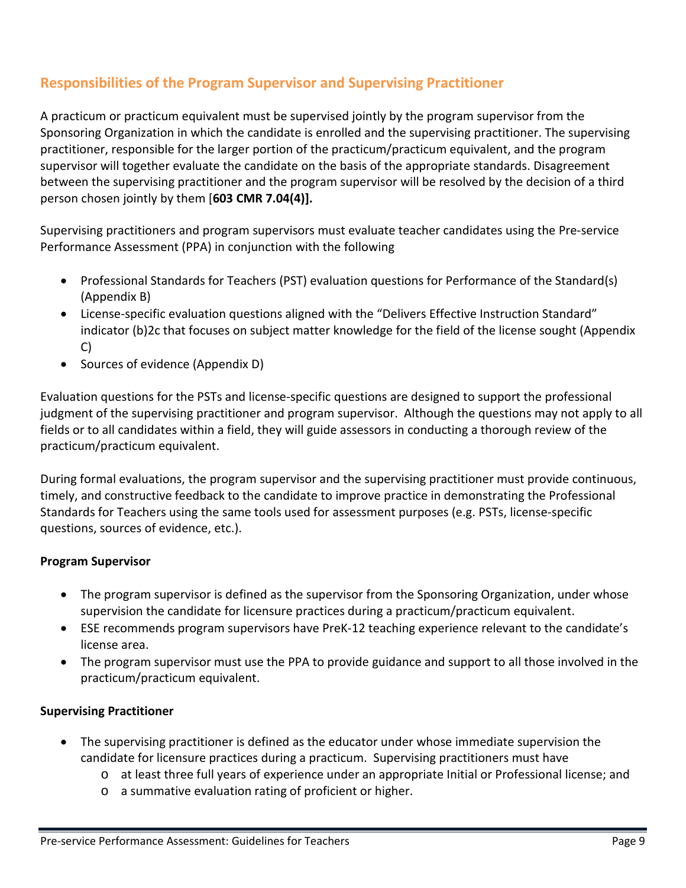## Responsibilities of the Program Supervisor and Supervising Practitioner

A practicum or practicum equivalent must be supervised jointly by the program supervisor from the Sponsoring Organization in which the candidate is enrolled and the supervising practitioner. The supervising practitioner, responsible for the larger portion of the practicum/practicum equivalent, and the program supervisor will together evaluate the candidate on the basis of the appropriate standards. Disagreement between the supervising practitioner and the program supervisor will be resolved by the decision of a third person chosen jointly by them [**603 CMR 7.04(4)].**

Supervising practitioners and program supervisors must evaluate teacher candidates using the Pre-service Performance Assessment (PPA) in conjunction with the following

- Professional Standards for Teachers (PST) evaluation questions for Performance of the Standard(s) (Appendix B)
- License-specific evaluation questions aligned with the "Delivers Effective Instruction Standard" indicator (b)2c that focuses on subject matter knowledge for the field of the license sought (Appendix C)
- Sources of evidence (Appendix D)

Evaluation questions for the PSTs and license-specific questions are designed to support the professional judgment of the supervising practitioner and program supervisor. Although the questions may not apply to all fields or to all candidates within a field, they will guide assessors in conducting a thorough review of the practicum/practicum equivalent.

During formal evaluations, the program supervisor and the supervising practitioner must provide continuous, timely, and constructive feedback to the candidate to improve practice in demonstrating the Professional Standards for Teachers using the same tools used for assessment purposes (e.g. PSTs, license-specific questions, sources of evidence, etc.).

**Program Supervisor**

- The program supervisor is defined as the supervisor from the Sponsoring Organization, under whose supervision the candidate for licensure practices during a practicum/practicum equivalent.
- ESE recommends program supervisors have PreK-12 teaching experience relevant to the candidate's license area.
- The program supervisor must use the PPA to provide guidance and support to all those involved in the practicum/practicum equivalent.

**Supervising Practitioner**

- The supervising practitioner is defined as the educator under whose immediate supervision the candidate for licensure practices during a practicum. Supervising practitioners must have
  - at least three full years of experience under an appropriate Initial or Professional license; and
  - a summative evaluation rating of proficient or higher.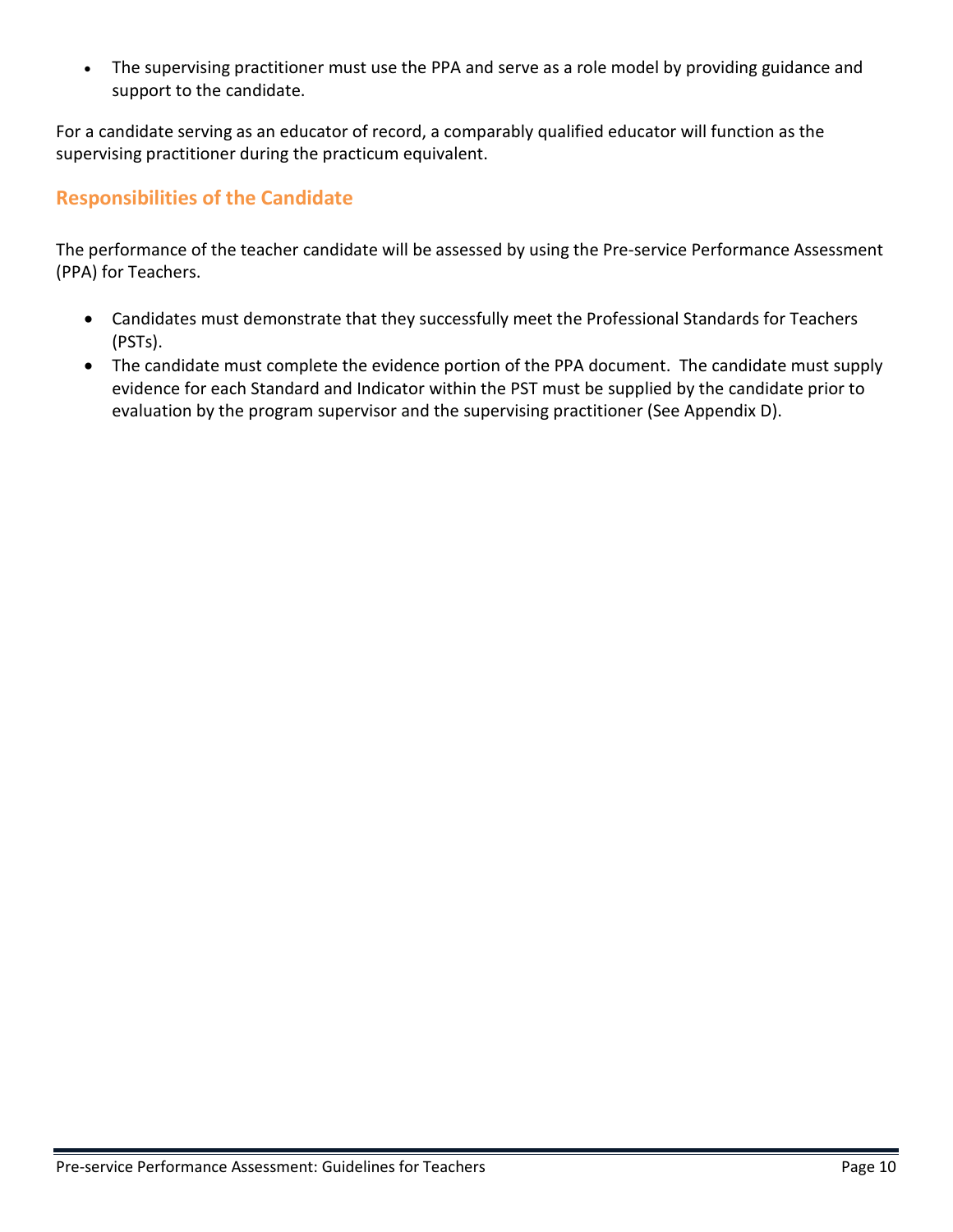- The supervising practitioner must use the PPA and serve as a role model by providing guidance and support to the candidate.

For a candidate serving as an educator of record, a comparably qualified educator will function as the supervising practitioner during the practicum equivalent.

## Responsibilities of the Candidate

The performance of the teacher candidate will be assessed by using the Pre-service Performance Assessment (PPA) for Teachers.

- Candidates must demonstrate that they successfully meet the Professional Standards for Teachers (PSTs).
- The candidate must complete the evidence portion of the PPA document. The candidate must supply evidence for each Standard and Indicator within the PST must be supplied by the candidate prior to evaluation by the program supervisor and the supervising practitioner (See Appendix D).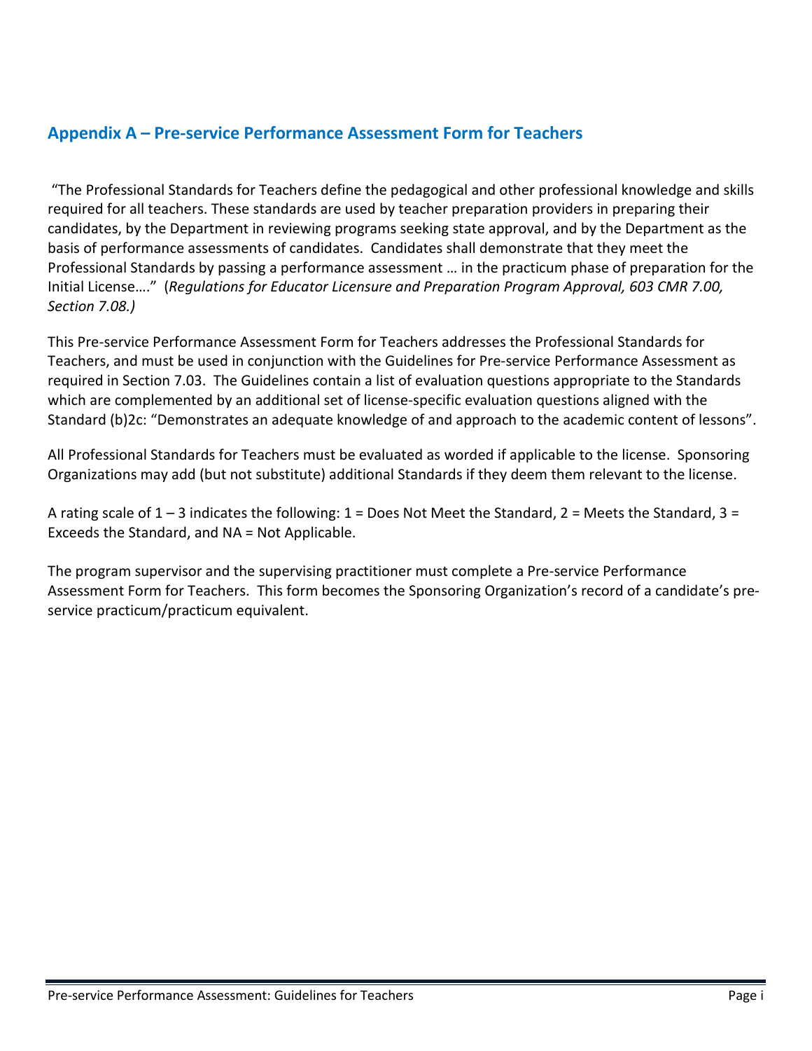## Appendix A – Pre-service Performance Assessment Form for Teachers

"The Professional Standards for Teachers define the pedagogical and other professional knowledge and skills required for all teachers. These standards are used by teacher preparation providers in preparing their candidates, by the Department in reviewing programs seeking state approval, and by the Department as the basis of performance assessments of candidates. Candidates shall demonstrate that they meet the Professional Standards by passing a performance assessment … in the practicum phase of preparation for the Initial License…." (*Regulations for Educator Licensure and Preparation Program Approval, 603 CMR 7.00, Section 7.08.)*

This Pre-service Performance Assessment Form for Teachers addresses the Professional Standards for Teachers, and must be used in conjunction with the Guidelines for Pre-service Performance Assessment as required in Section 7.03. The Guidelines contain a list of evaluation questions appropriate to the Standards which are complemented by an additional set of license-specific evaluation questions aligned with the Standard (b)2c: "Demonstrates an adequate knowledge of and approach to the academic content of lessons".

All Professional Standards for Teachers must be evaluated as worded if applicable to the license. Sponsoring Organizations may add (but not substitute) additional Standards if they deem them relevant to the license.

A rating scale of 1 – 3 indicates the following: 1 = Does Not Meet the Standard, 2 = Meets the Standard, 3 = Exceeds the Standard, and NA = Not Applicable.

The program supervisor and the supervising practitioner must complete a Pre-service Performance Assessment Form for Teachers. This form becomes the Sponsoring Organization's record of a candidate's pre-service practicum/practicum equivalent.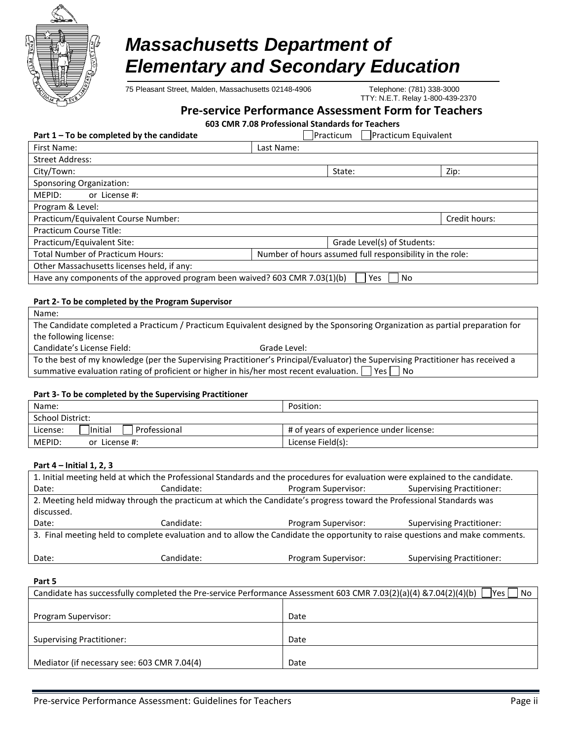# *Massachusetts Department of Elementary and Secondary Education*

75 Pleasant Street, Malden, Massachusetts 02148-4906 Telephone: (781) 338-3000
TTY: N.E.T. Relay 1-800-439-2370

## Pre-service Performance Assessment Form for Teachers

**603 CMR 7.08 Professional Standards for Teachers**

**Part 1 – To be completed by the candidate** ☐ Practicum ☐ Practicum Equivalent

| | | | |
|---|---|---|---|
| First Name: | Last Name: | | |
| Street Address: | | | |
| City/Town: | | State: | Zip: |
| Sponsoring Organization: | | | |
| MEPID: or License #: | | | |
| Program & Level: | | | |
| Practicum/Equivalent Course Number: | | | Credit hours: |
| Practicum Course Title: | | | |
| Practicum/Equivalent Site: | | Grade Level(s) of Students: | |
| Total Number of Practicum Hours: | Number of hours assumed full responsibility in the role: | | |
| Other Massachusetts licenses held, if any: | | | |
| Have any components of the approved program been waived? 603 CMR 7.03(1)(b) ☐ Yes ☐ No | | | |

**Part 2- To be completed by the Program Supervisor**

| | |
|---|---|
| Name: | |
| The Candidate completed a Practicum / Practicum Equivalent designed by the Sponsoring Organization as partial preparation for the following license: | |
| Candidate's License Field: | Grade Level: |
| To the best of my knowledge (per the Supervising Practitioner's Principal/Evaluator) the Supervising Practitioner has received a summative evaluation rating of proficient or higher in his/her most recent evaluation. ☐ Yes ☐ No | |

**Part 3- To be completed by the Supervising Practitioner**

| | |
|---|---|
| Name: | Position: |
| School District: | |
| License: ☐ Initial ☐ Professional | # of years of experience under license: |
| MEPID: or License #: | License Field(s): |

**Part 4 – Initial 1, 2, 3**

| | | | |
|---|---|---|---|
| 1. Initial meeting held at which the Professional Standards and the procedures for evaluation were explained to the candidate. | | | |
| Date: | Candidate: | Program Supervisor: | Supervising Practitioner: |
| 2. Meeting held midway through the practicum at which the Candidate's progress toward the Professional Standards was discussed. | | | |
| Date: | Candidate: | Program Supervisor: | Supervising Practitioner: |
| 3. Final meeting held to complete evaluation and to allow the Candidate the opportunity to raise questions and make comments. | | | |
| Date: | Candidate: | Program Supervisor: | Supervising Practitioner: |

**Part 5**

| | |
|---|---|
| Candidate has successfully completed the Pre-service Performance Assessment 603 CMR 7.03(2)(a)(4) &7.04(2)(4)(b) ☐ Yes ☐ No | |
| Program Supervisor: | Date |
| Supervising Practitioner: | Date |
| Mediator (if necessary see: 603 CMR 7.04(4) | Date |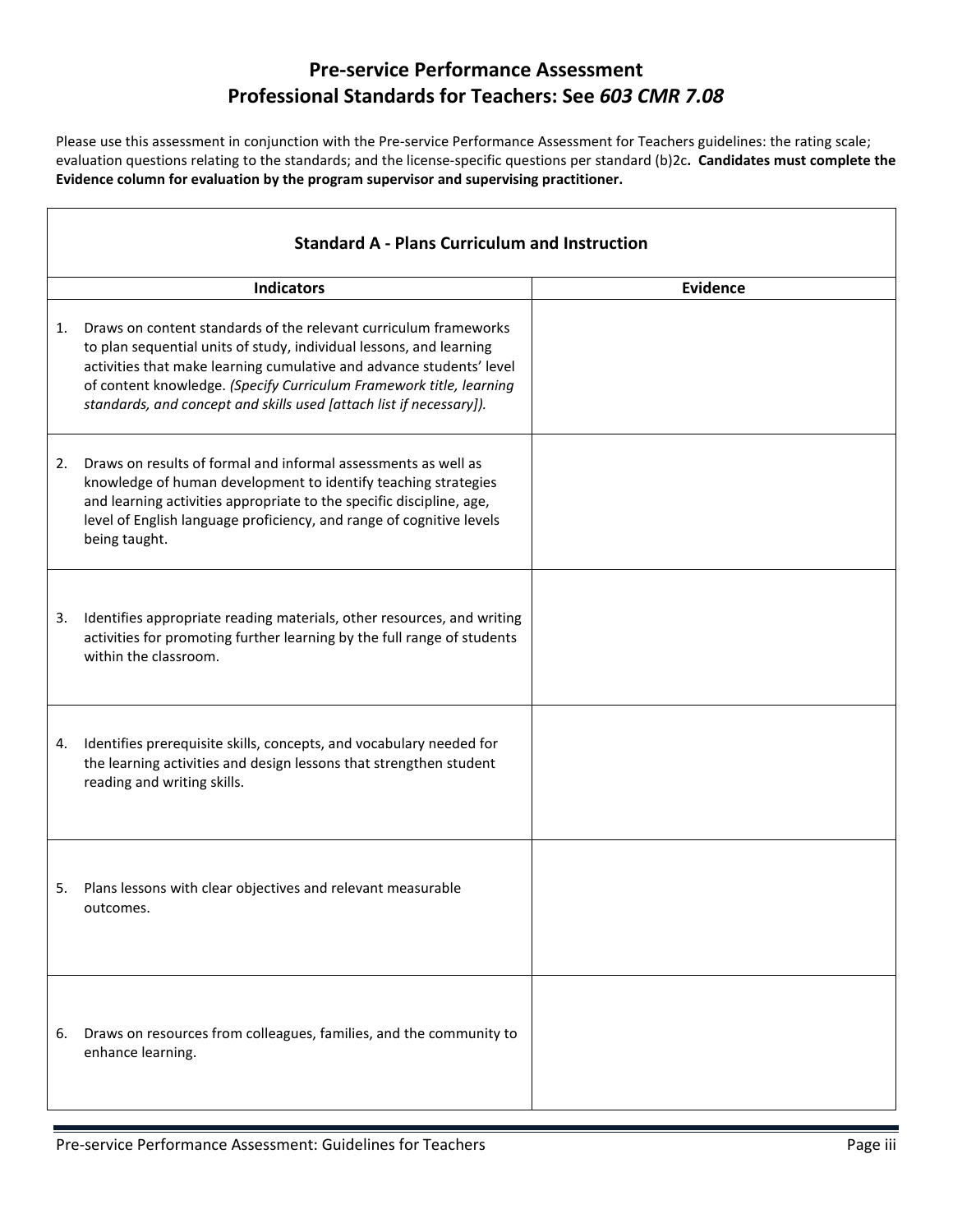# Pre-service Performance Assessment
# Professional Standards for Teachers: See *603 CMR 7.08*

Please use this assessment in conjunction with the Pre-service Performance Assessment for Teachers guidelines: the rating scale; evaluation questions relating to the standards; and the license-specific questions per standard (b)2c**. Candidates must complete the Evidence column for evaluation by the program supervisor and supervising practitioner.**

| **Standard A - Plans Curriculum and Instruction** | |
|---|---|
| **Indicators** | **Evidence** |
| 1. Draws on content standards of the relevant curriculum frameworks to plan sequential units of study, individual lessons, and learning activities that make learning cumulative and advance students' level of content knowledge. *(Specify Curriculum Framework title, learning standards, and concept and skills used [attach list if necessary]).* | |
| 2. Draws on results of formal and informal assessments as well as knowledge of human development to identify teaching strategies and learning activities appropriate to the specific discipline, age, level of English language proficiency, and range of cognitive levels being taught. | |
| 3. Identifies appropriate reading materials, other resources, and writing activities for promoting further learning by the full range of students within the classroom. | |
| 4. Identifies prerequisite skills, concepts, and vocabulary needed for the learning activities and design lessons that strengthen student reading and writing skills. | |
| 5. Plans lessons with clear objectives and relevant measurable outcomes. | |
| 6. Draws on resources from colleagues, families, and the community to enhance learning. | |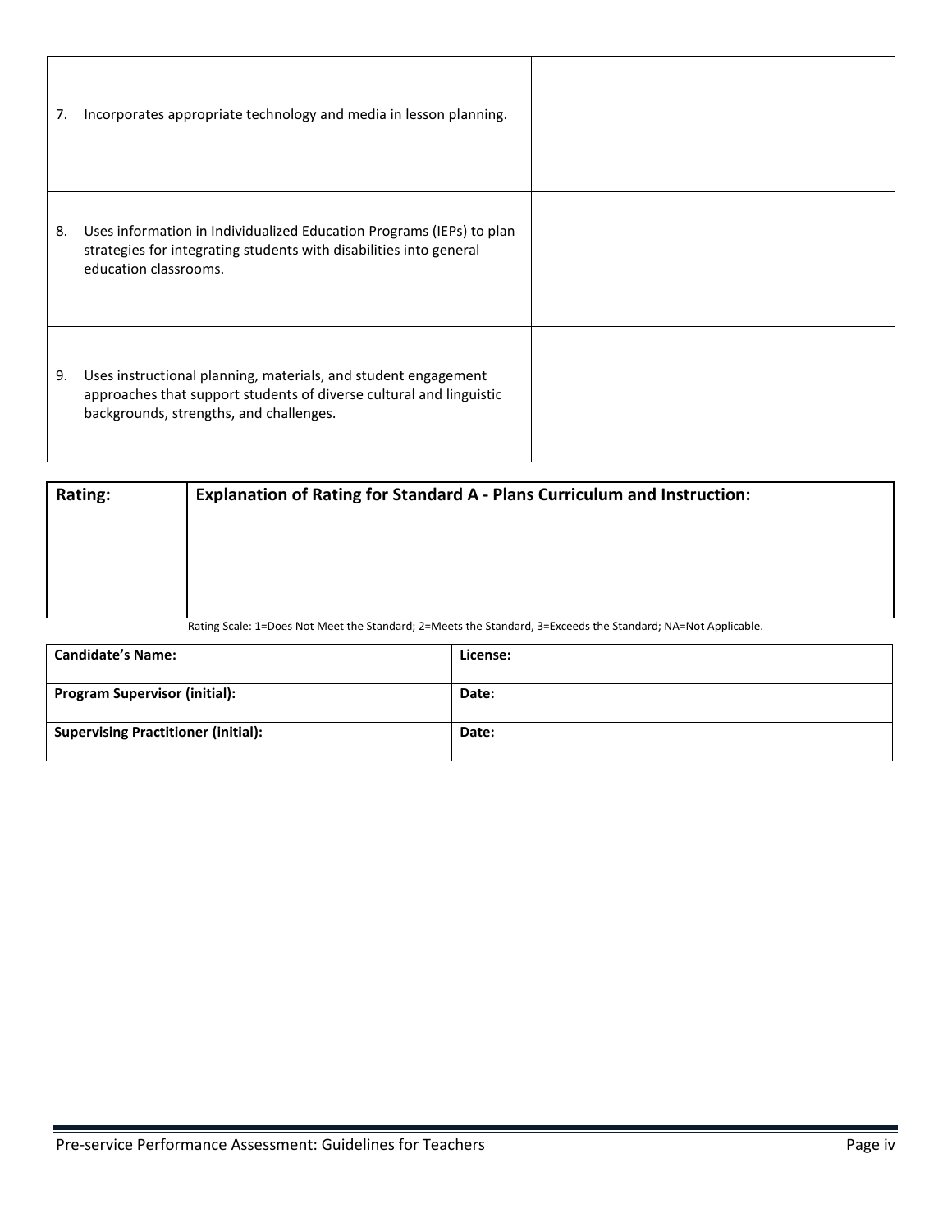| | |
|---|---|
| 7. Incorporates appropriate technology and media in lesson planning. | |
| 8. Uses information in Individualized Education Programs (IEPs) to plan strategies for integrating students with disabilities into general education classrooms. | |
| 9. Uses instructional planning, materials, and student engagement approaches that support students of diverse cultural and linguistic backgrounds, strengths, and challenges. | |

| **Rating:** | **Explanation of Rating for Standard A - Plans Curriculum and Instruction:** |
|---|---|
| | |

Rating Scale: 1=Does Not Meet the Standard; 2=Meets the Standard, 3=Exceeds the Standard; NA=Not Applicable.

| **Candidate's Name:** | **License:** |
|---|---|
| **Program Supervisor (initial):** | **Date:** |
| **Supervising Practitioner (initial):** | **Date:** |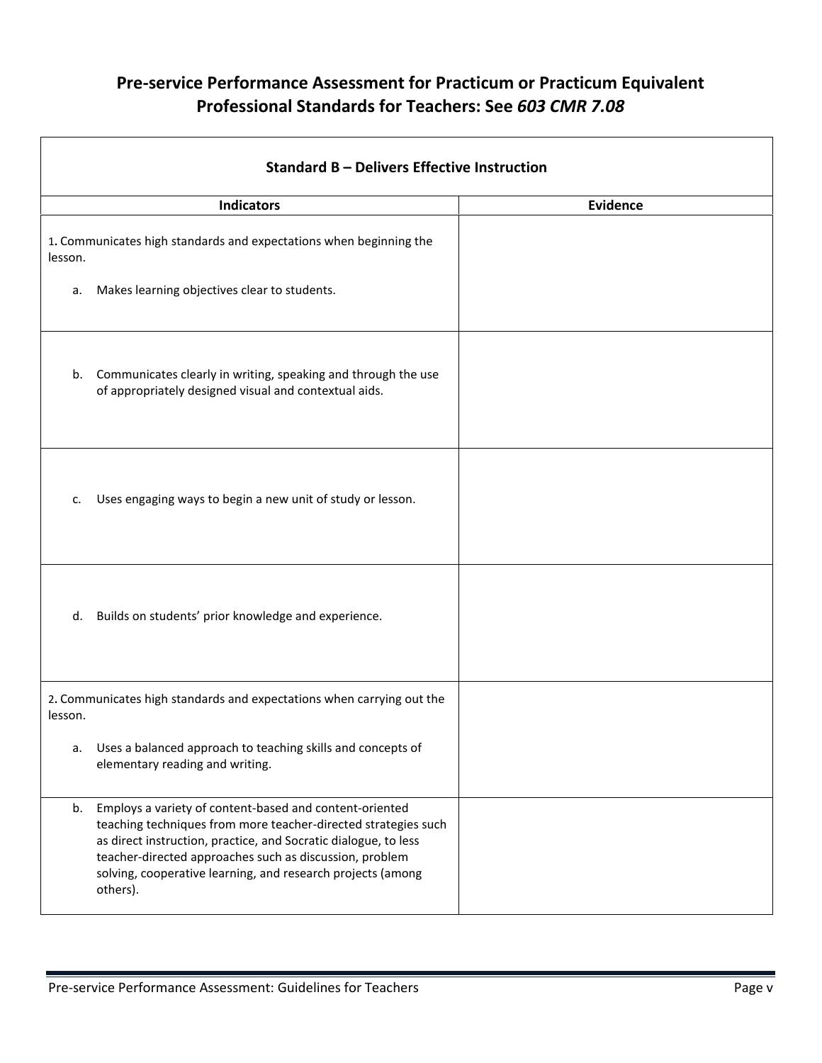## Pre-service Performance Assessment for Practicum or Practicum Equivalent
## Professional Standards for Teachers: See *603 CMR 7.08*

| Standard B – Delivers Effective Instruction | |
|---|---|
| **Indicators** | **Evidence** |
| 1. Communicates high standards and expectations when beginning the lesson.<br><br>a. Makes learning objectives clear to students. | |
| b. Communicates clearly in writing, speaking and through the use of appropriately designed visual and contextual aids. | |
| c. Uses engaging ways to begin a new unit of study or lesson. | |
| d. Builds on students' prior knowledge and experience. | |
| 2. Communicates high standards and expectations when carrying out the lesson.<br><br>a. Uses a balanced approach to teaching skills and concepts of elementary reading and writing. | |
| b. Employs a variety of content-based and content-oriented teaching techniques from more teacher-directed strategies such as direct instruction, practice, and Socratic dialogue, to less teacher-directed approaches such as discussion, problem solving, cooperative learning, and research projects (among others). | |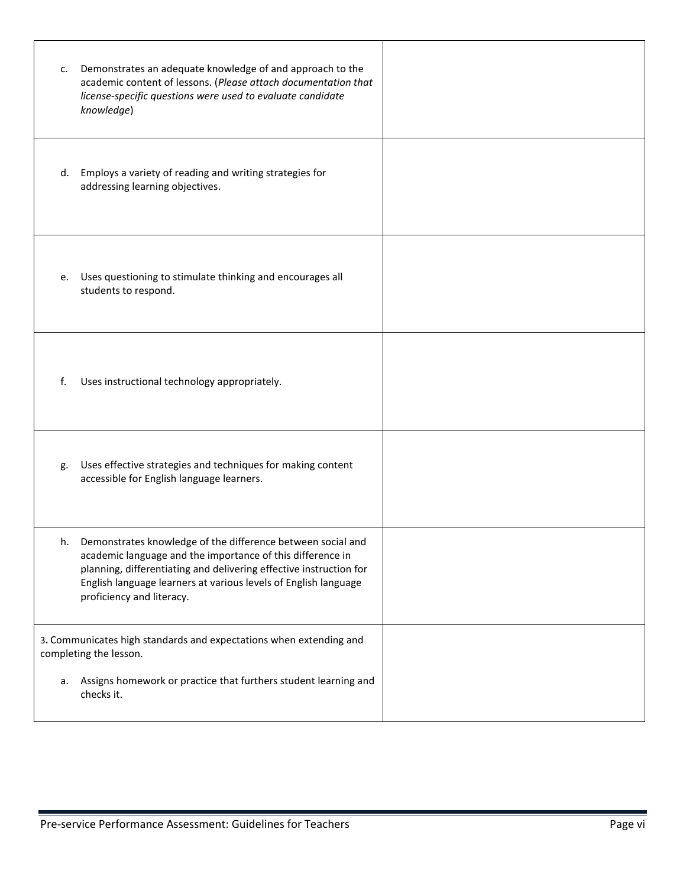| | |
|---|---|
| c. Demonstrates an adequate knowledge of and approach to the academic content of lessons. (*Please attach documentation that license-specific questions were used to evaluate candidate knowledge*) | |
| d. Employs a variety of reading and writing strategies for addressing learning objectives. | |
| e. Uses questioning to stimulate thinking and encourages all students to respond. | |
| f. Uses instructional technology appropriately. | |
| g. Uses effective strategies and techniques for making content accessible for English language learners. | |
| h. Demonstrates knowledge of the difference between social and academic language and the importance of this difference in planning, differentiating and delivering effective instruction for English language learners at various levels of English language proficiency and literacy. | |
| 3. Communicates high standards and expectations when extending and completing the lesson.<br><br>a. Assigns homework or practice that furthers student learning and checks it. | |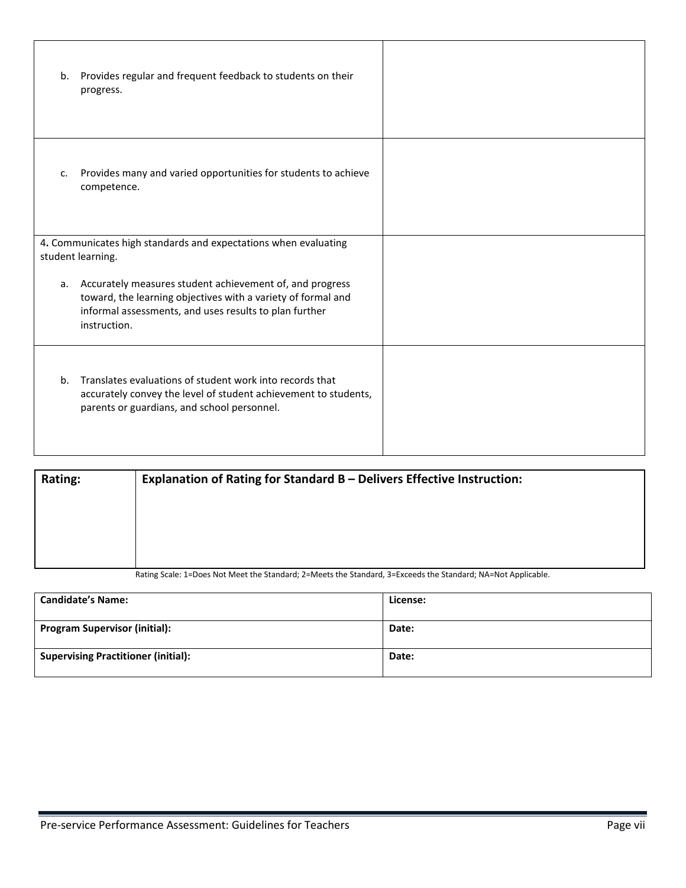| | |
|---|---|
| b. Provides regular and frequent feedback to students on their progress. | |
| c. Provides many and varied opportunities for students to achieve competence. | |
| **4.** Communicates high standards and expectations when evaluating student learning.<br><br>a. Accurately measures student achievement of, and progress toward, the learning objectives with a variety of formal and informal assessments, and uses results to plan further instruction. | |
| b. Translates evaluations of student work into records that accurately convey the level of student achievement to students, parents or guardians, and school personnel. | |

| **Rating:** | **Explanation of Rating for Standard B – Delivers Effective Instruction:** |
|---|---|
| | |

Rating Scale: 1=Does Not Meet the Standard; 2=Meets the Standard, 3=Exceeds the Standard; NA=Not Applicable.

| **Candidate's Name:** | **License:** |
|---|---|
| **Program Supervisor (initial):** | **Date:** |
| **Supervising Practitioner (initial):** | **Date:** |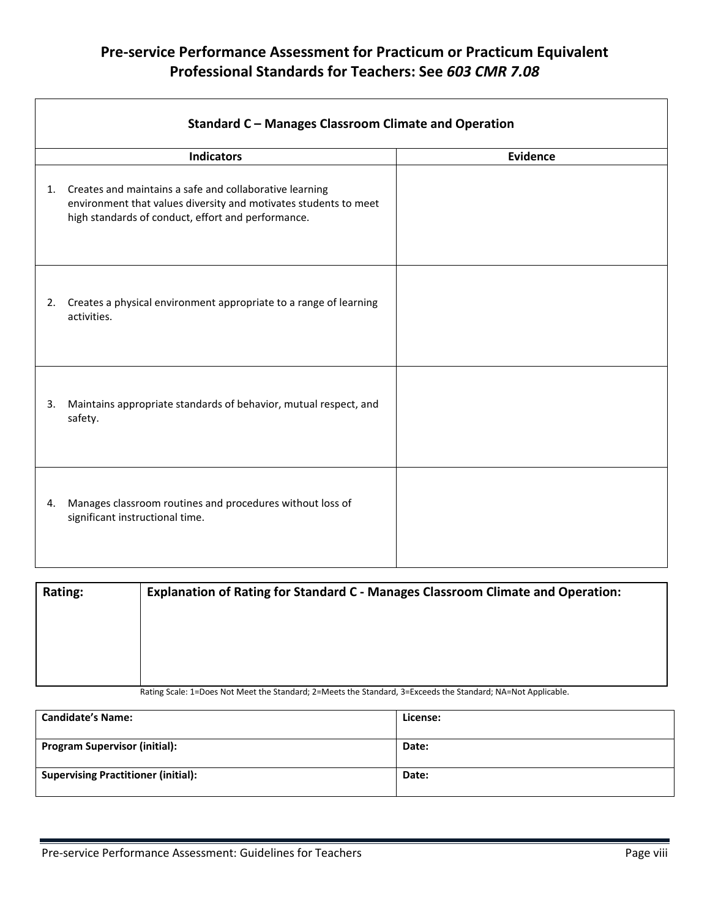# Pre-service Performance Assessment for Practicum or Practicum Equivalent
## Professional Standards for Teachers: See *603 CMR 7.08*

| Standard C – Manages Classroom Climate and Operation | |
|---|---|
| **Indicators** | **Evidence** |
| 1. Creates and maintains a safe and collaborative learning environment that values diversity and motivates students to meet high standards of conduct, effort and performance. | |
| 2. Creates a physical environment appropriate to a range of learning activities. | |
| 3. Maintains appropriate standards of behavior, mutual respect, and safety. | |
| 4. Manages classroom routines and procedures without loss of significant instructional time. | |

| **Rating:** | **Explanation of Rating for Standard C - Manages Classroom Climate and Operation:** |
|---|---|
| | |

Rating Scale: 1=Does Not Meet the Standard; 2=Meets the Standard, 3=Exceeds the Standard; NA=Not Applicable.

| **Candidate's Name:** | **License:** |
|---|---|
| **Program Supervisor (initial):** | **Date:** |
| **Supervising Practitioner (initial):** | **Date:** |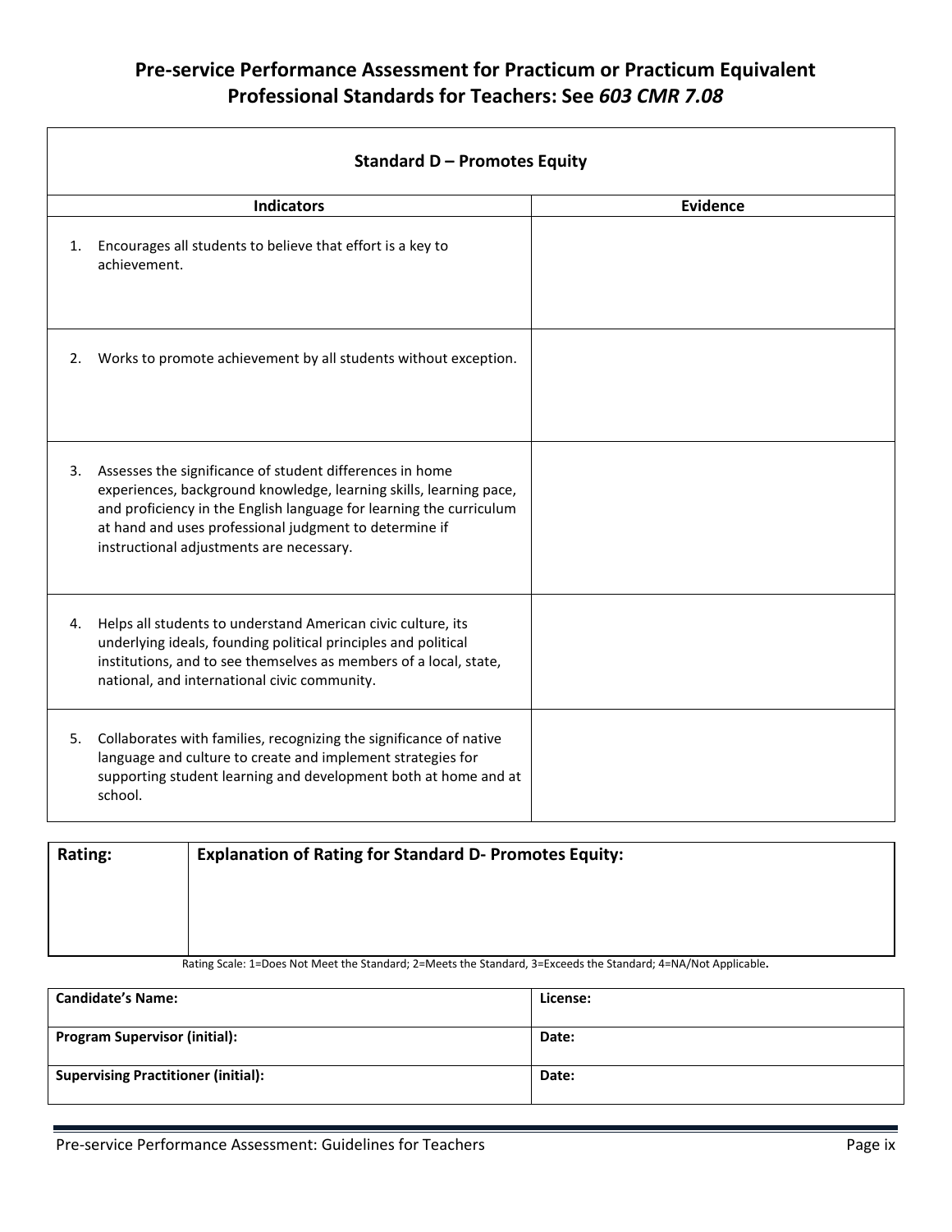# Pre-service Performance Assessment for Practicum or Practicum Equivalent Professional Standards for Teachers: See *603 CMR 7.08*

| Standard D – Promotes Equity | |
|---|---|
| **Indicators** | **Evidence** |
| 1. Encourages all students to believe that effort is a key to achievement. | |
| 2. Works to promote achievement by all students without exception. | |
| 3. Assesses the significance of student differences in home experiences, background knowledge, learning skills, learning pace, and proficiency in the English language for learning the curriculum at hand and uses professional judgment to determine if instructional adjustments are necessary. | |
| 4. Helps all students to understand American civic culture, its underlying ideals, founding political principles and political institutions, and to see themselves as members of a local, state, national, and international civic community. | |
| 5. Collaborates with families, recognizing the significance of native language and culture to create and implement strategies for supporting student learning and development both at home and at school. | |

| **Rating:** | **Explanation of Rating for Standard D- Promotes Equity:** |
|---|---|
| | |

Rating Scale: 1=Does Not Meet the Standard; 2=Meets the Standard, 3=Exceeds the Standard; 4=NA/Not Applicable**.**

| **Candidate's Name:** | **License:** |
|---|---|
| **Program Supervisor (initial):** | **Date:** |
| **Supervising Practitioner (initial):** | **Date:** |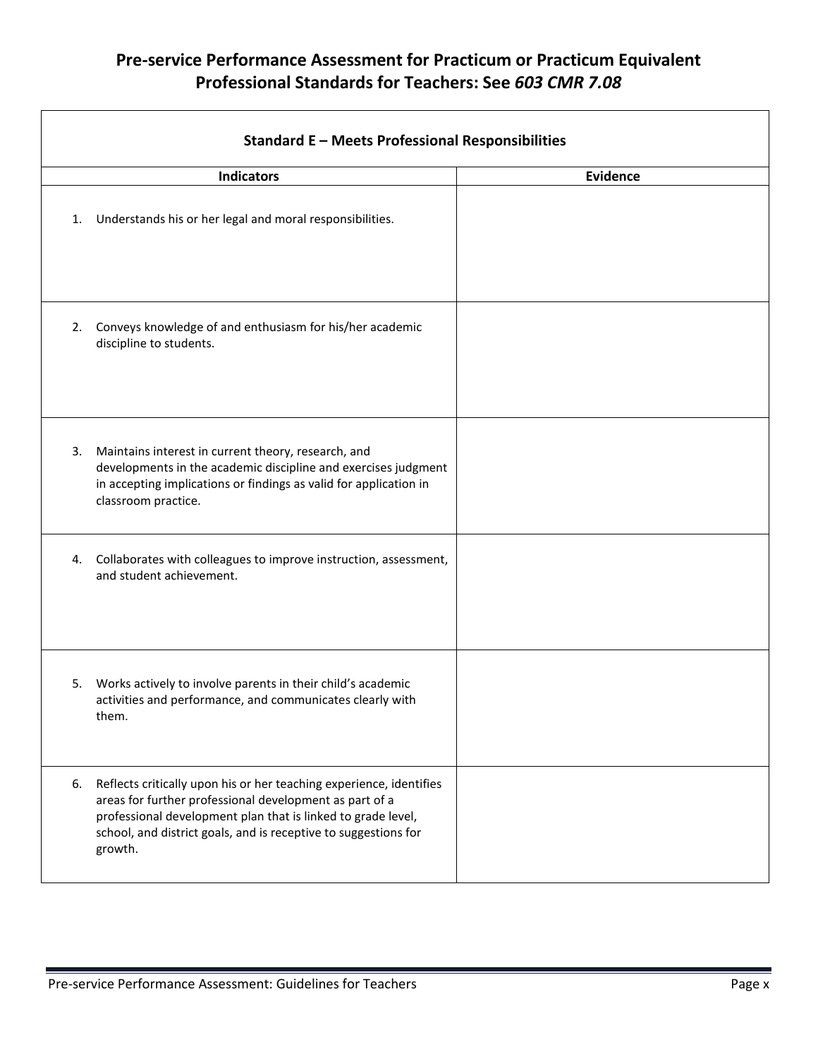# Pre-service Performance Assessment for Practicum or Practicum Equivalent
# Professional Standards for Teachers: See *603 CMR 7.08*

| Standard E – Meets Professional Responsibilities | |
|---|---|
| **Indicators** | **Evidence** |
| 1. Understands his or her legal and moral responsibilities. | |
| 2. Conveys knowledge of and enthusiasm for his/her academic discipline to students. | |
| 3. Maintains interest in current theory, research, and developments in the academic discipline and exercises judgment in accepting implications or findings as valid for application in classroom practice. | |
| 4. Collaborates with colleagues to improve instruction, assessment, and student achievement. | |
| 5. Works actively to involve parents in their child's academic activities and performance, and communicates clearly with them. | |
| 6. Reflects critically upon his or her teaching experience, identifies areas for further professional development as part of a professional development plan that is linked to grade level, school, and district goals, and is receptive to suggestions for growth. | |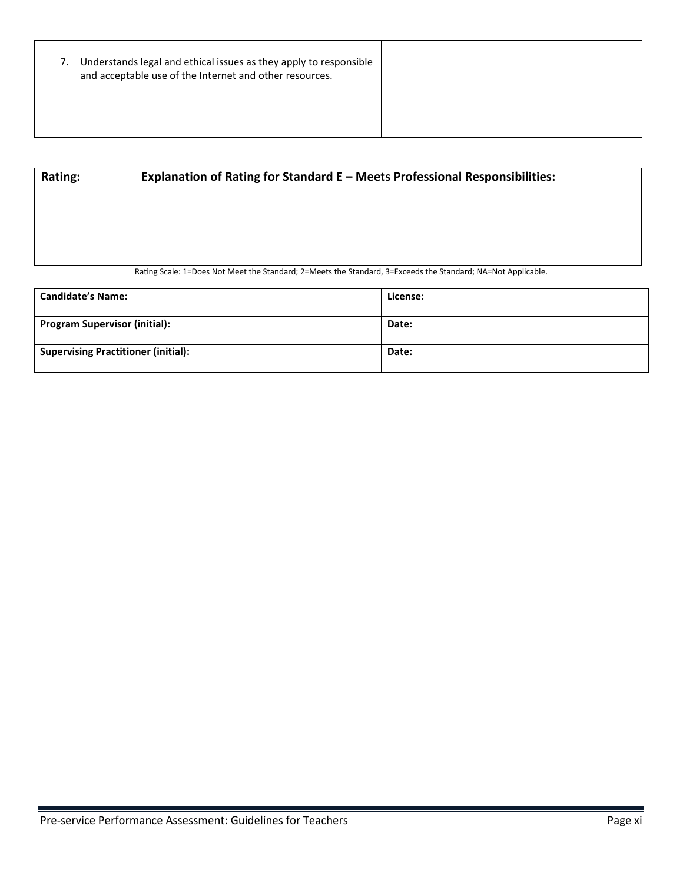| | |
|---|---|
| 7. Understands legal and ethical issues as they apply to responsible and acceptable use of the Internet and other resources. | |

| Rating: | Explanation of Rating for Standard E – Meets Professional Responsibilities: |
|---|---|
| | |

Rating Scale: 1=Does Not Meet the Standard; 2=Meets the Standard, 3=Exceeds the Standard; NA=Not Applicable.

| **Candidate's Name:** | **License:** |
|---|---|
| **Program Supervisor (initial):** | **Date:** |
| **Supervising Practitioner (initial):** | **Date:** |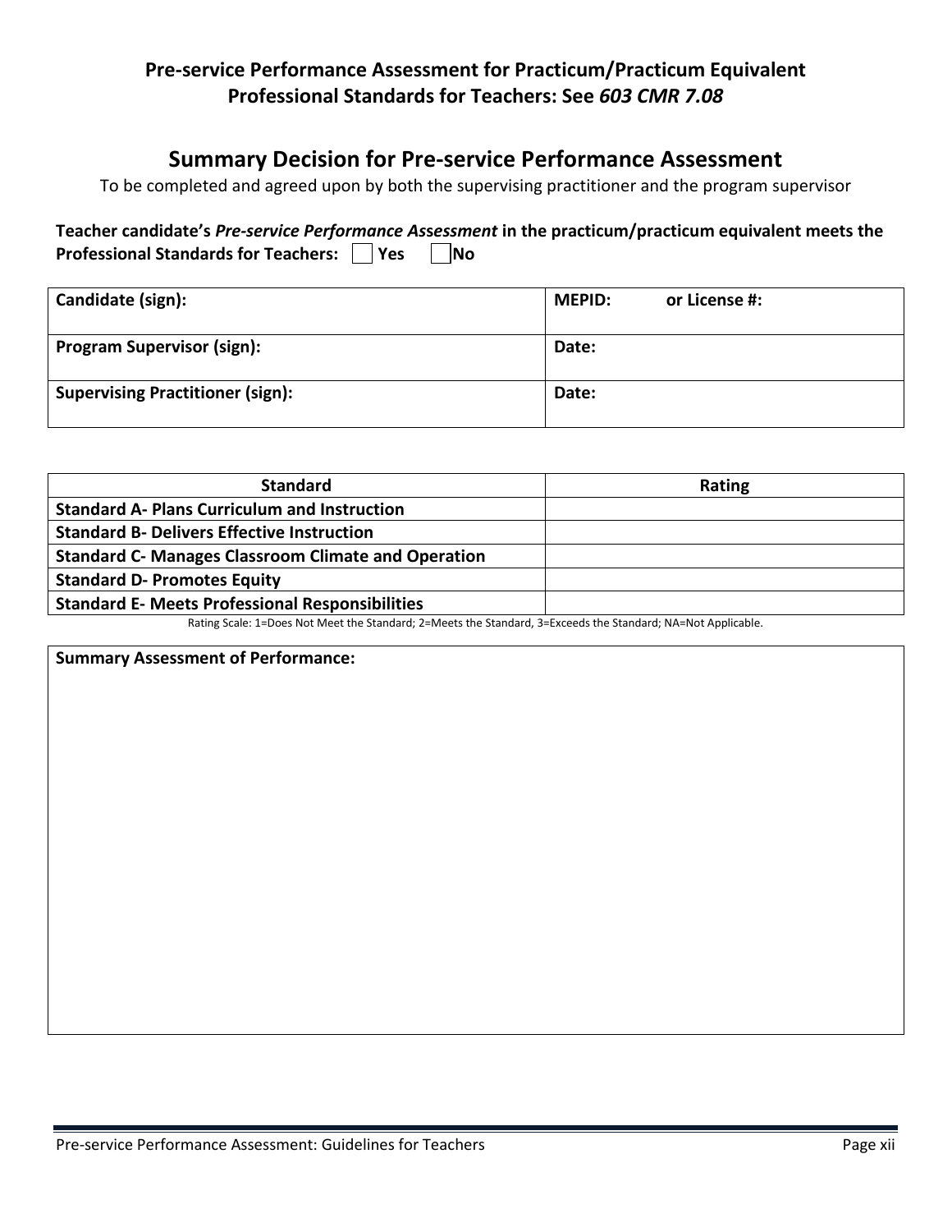## Pre-service Performance Assessment for Practicum/Practicum Equivalent
## Professional Standards for Teachers: See *603 CMR 7.08*

# Summary Decision for Pre-service Performance Assessment

To be completed and agreed upon by both the supervising practitioner and the program supervisor

**Teacher candidate's *Pre-service Performance Assessment* in the practicum/practicum equivalent meets the Professional Standards for Teachers:** ☐ **Yes** ☐ **No**

| **Candidate (sign):** | **MEPID: or License #:** |
|---|---|
| **Program Supervisor (sign):** | **Date:** |
| **Supervising Practitioner (sign):** | **Date:** |

| **Standard** | **Rating** |
|---|---|
| **Standard A- Plans Curriculum and Instruction** | |
| **Standard B- Delivers Effective Instruction** | |
| **Standard C- Manages Classroom Climate and Operation** | |
| **Standard D- Promotes Equity** | |
| **Standard E- Meets Professional Responsibilities** | |

Rating Scale: 1=Does Not Meet the Standard; 2=Meets the Standard, 3=Exceeds the Standard; NA=Not Applicable.

| **Summary Assessment of Performance:** |
|---|
| |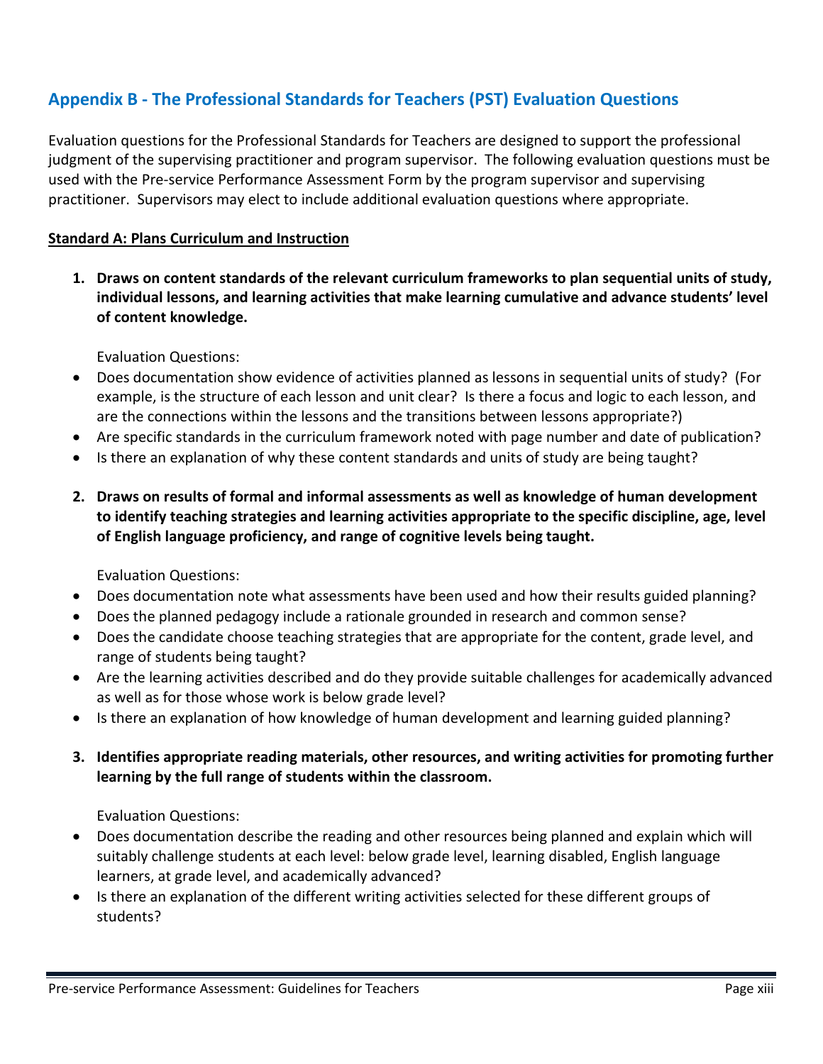## Appendix B - The Professional Standards for Teachers (PST) Evaluation Questions

Evaluation questions for the Professional Standards for Teachers are designed to support the professional judgment of the supervising practitioner and program supervisor. The following evaluation questions must be used with the Pre-service Performance Assessment Form by the program supervisor and supervising practitioner. Supervisors may elect to include additional evaluation questions where appropriate.

### Standard A: Plans Curriculum and Instruction

1. **Draws on content standards of the relevant curriculum frameworks to plan sequential units of study, individual lessons, and learning activities that make learning cumulative and advance students' level of content knowledge.**

   Evaluation Questions:

- Does documentation show evidence of activities planned as lessons in sequential units of study? (For example, is the structure of each lesson and unit clear? Is there a focus and logic to each lesson, and are the connections within the lessons and the transitions between lessons appropriate?)
- Are specific standards in the curriculum framework noted with page number and date of publication?
- Is there an explanation of why these content standards and units of study are being taught?

2. **Draws on results of formal and informal assessments as well as knowledge of human development to identify teaching strategies and learning activities appropriate to the specific discipline, age, level of English language proficiency, and range of cognitive levels being taught.**

   Evaluation Questions:

- Does documentation note what assessments have been used and how their results guided planning?
- Does the planned pedagogy include a rationale grounded in research and common sense?
- Does the candidate choose teaching strategies that are appropriate for the content, grade level, and range of students being taught?
- Are the learning activities described and do they provide suitable challenges for academically advanced as well as for those whose work is below grade level?
- Is there an explanation of how knowledge of human development and learning guided planning?

3. **Identifies appropriate reading materials, other resources, and writing activities for promoting further learning by the full range of students within the classroom.**

   Evaluation Questions:

- Does documentation describe the reading and other resources being planned and explain which will suitably challenge students at each level: below grade level, learning disabled, English language learners, at grade level, and academically advanced?
- Is there an explanation of the different writing activities selected for these different groups of students?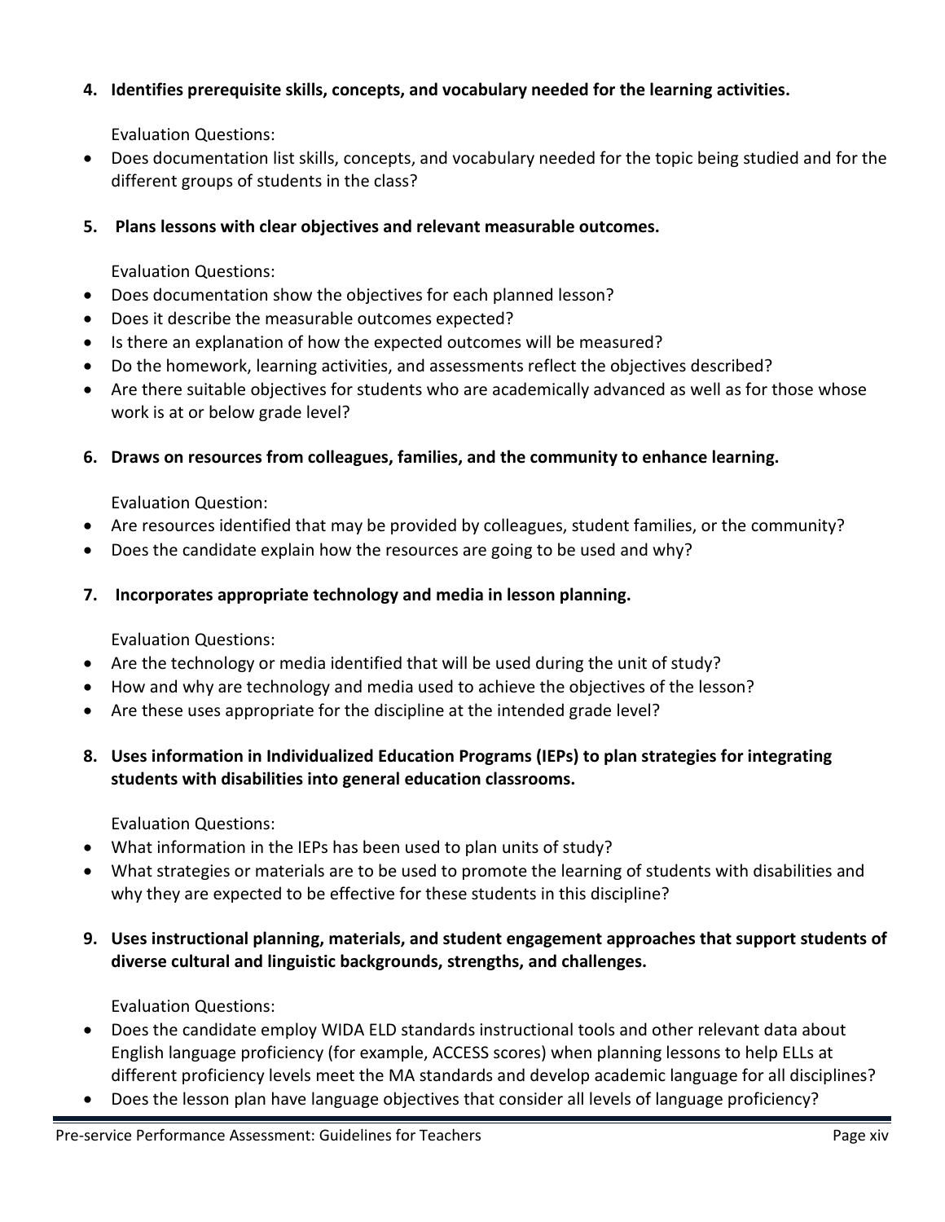**4. Identifies prerequisite skills, concepts, and vocabulary needed for the learning activities.**

Evaluation Questions:

- Does documentation list skills, concepts, and vocabulary needed for the topic being studied and for the different groups of students in the class?

**5. Plans lessons with clear objectives and relevant measurable outcomes.**

Evaluation Questions:

- Does documentation show the objectives for each planned lesson?
- Does it describe the measurable outcomes expected?
- Is there an explanation of how the expected outcomes will be measured?
- Do the homework, learning activities, and assessments reflect the objectives described?
- Are there suitable objectives for students who are academically advanced as well as for those whose work is at or below grade level?

**6. Draws on resources from colleagues, families, and the community to enhance learning.**

Evaluation Question:

- Are resources identified that may be provided by colleagues, student families, or the community?
- Does the candidate explain how the resources are going to be used and why?

**7. Incorporates appropriate technology and media in lesson planning.**

Evaluation Questions:

- Are the technology or media identified that will be used during the unit of study?
- How and why are technology and media used to achieve the objectives of the lesson?
- Are these uses appropriate for the discipline at the intended grade level?

**8. Uses information in Individualized Education Programs (IEPs) to plan strategies for integrating students with disabilities into general education classrooms.**

Evaluation Questions:

- What information in the IEPs has been used to plan units of study?
- What strategies or materials are to be used to promote the learning of students with disabilities and why they are expected to be effective for these students in this discipline?

**9. Uses instructional planning, materials, and student engagement approaches that support students of diverse cultural and linguistic backgrounds, strengths, and challenges.**

Evaluation Questions:

- Does the candidate employ WIDA ELD standards instructional tools and other relevant data about English language proficiency (for example, ACCESS scores) when planning lessons to help ELLs at different proficiency levels meet the MA standards and develop academic language for all disciplines?
- Does the lesson plan have language objectives that consider all levels of language proficiency?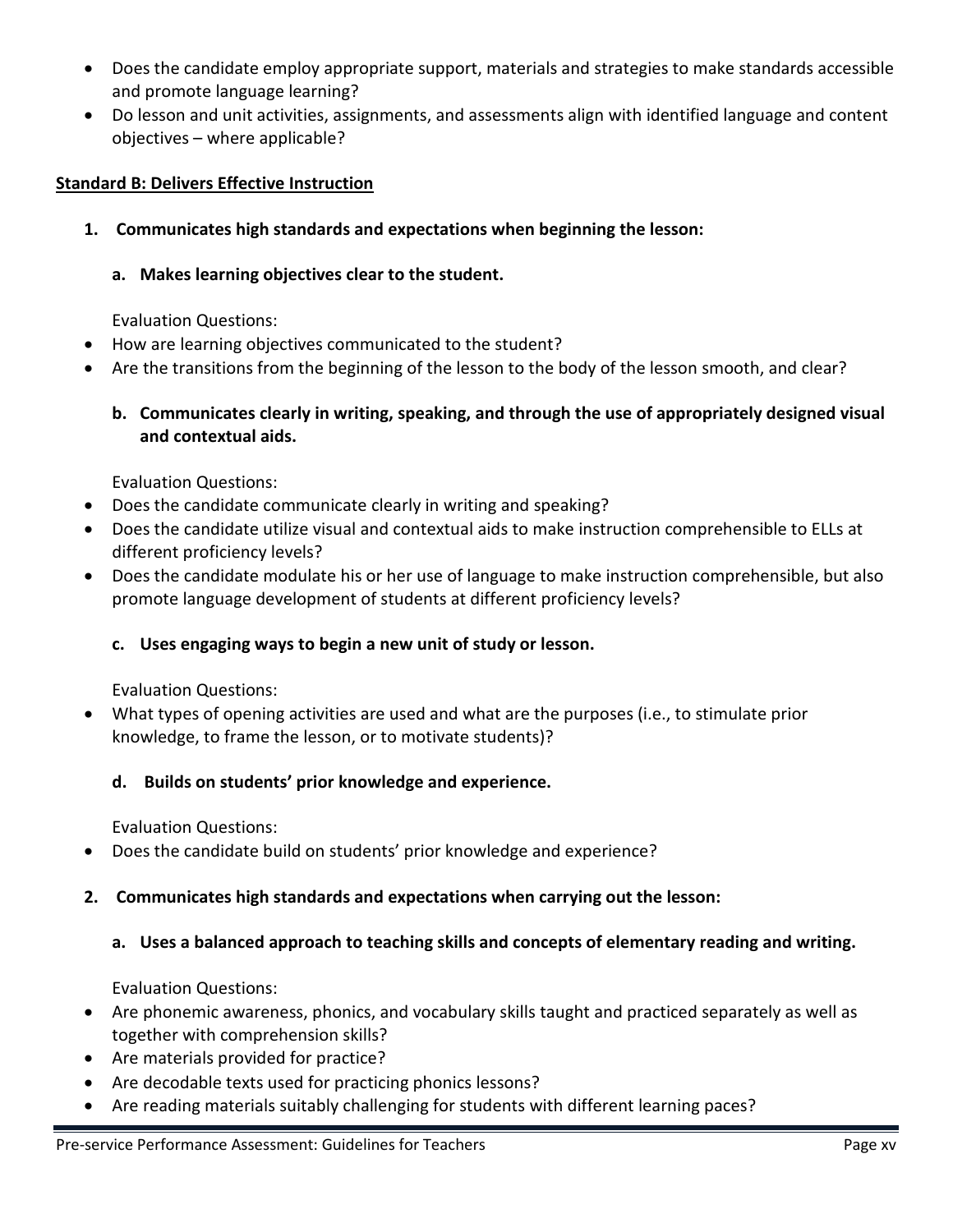- Does the candidate employ appropriate support, materials and strategies to make standards accessible and promote language learning?
- Do lesson and unit activities, assignments, and assessments align with identified language and content objectives – where applicable?

**Standard B: Delivers Effective Instruction**

1. **Communicates high standards and expectations when beginning the lesson:**

   a. **Makes learning objectives clear to the student.**

   Evaluation Questions:

- How are learning objectives communicated to the student?
- Are the transitions from the beginning of the lesson to the body of the lesson smooth, and clear?

   b. **Communicates clearly in writing, speaking, and through the use of appropriately designed visual and contextual aids.**

   Evaluation Questions:

- Does the candidate communicate clearly in writing and speaking?
- Does the candidate utilize visual and contextual aids to make instruction comprehensible to ELLs at different proficiency levels?
- Does the candidate modulate his or her use of language to make instruction comprehensible, but also promote language development of students at different proficiency levels?

   c. **Uses engaging ways to begin a new unit of study or lesson.**

   Evaluation Questions:

- What types of opening activities are used and what are the purposes (i.e., to stimulate prior knowledge, to frame the lesson, or to motivate students)?

   d. **Builds on students' prior knowledge and experience.**

   Evaluation Questions:

- Does the candidate build on students' prior knowledge and experience?

2. **Communicates high standards and expectations when carrying out the lesson:**

   a. **Uses a balanced approach to teaching skills and concepts of elementary reading and writing.**

   Evaluation Questions:

- Are phonemic awareness, phonics, and vocabulary skills taught and practiced separately as well as together with comprehension skills?
- Are materials provided for practice?
- Are decodable texts used for practicing phonics lessons?
- Are reading materials suitably challenging for students with different learning paces?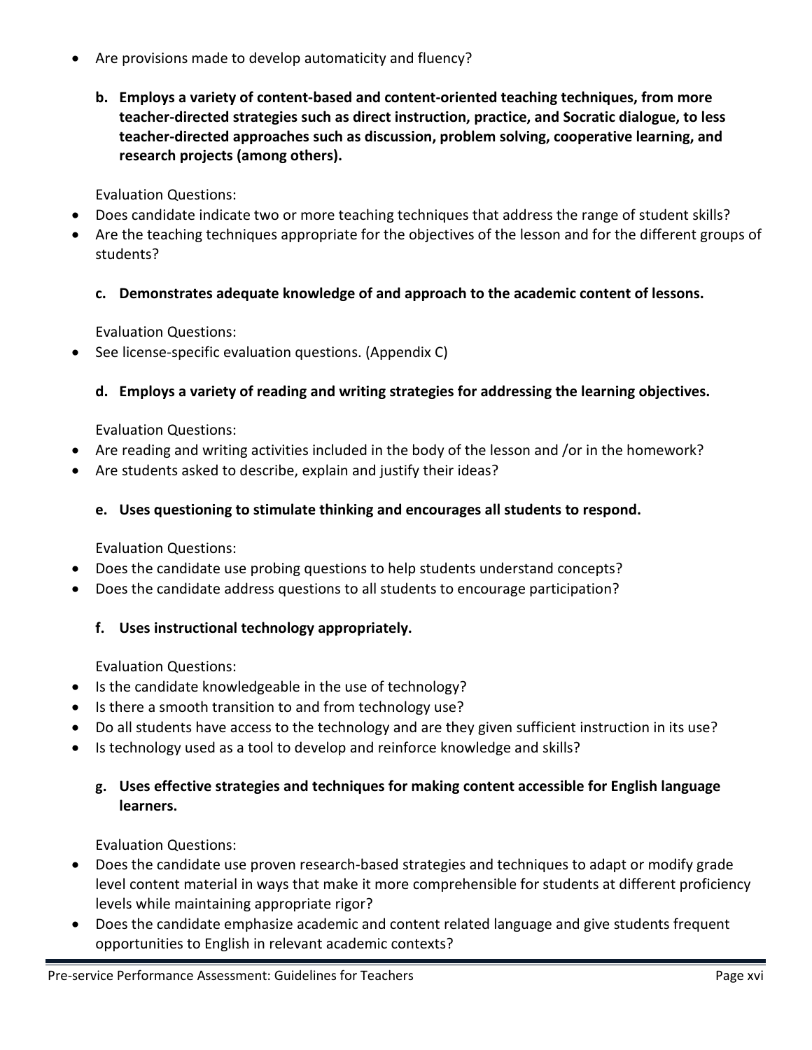- Are provisions made to develop automaticity and fluency?

**b. Employs a variety of content-based and content-oriented teaching techniques, from more teacher-directed strategies such as direct instruction, practice, and Socratic dialogue, to less teacher-directed approaches such as discussion, problem solving, cooperative learning, and research projects (among others).**

Evaluation Questions:

- Does candidate indicate two or more teaching techniques that address the range of student skills?
- Are the teaching techniques appropriate for the objectives of the lesson and for the different groups of students?

**c. Demonstrates adequate knowledge of and approach to the academic content of lessons.**

Evaluation Questions:

- See license-specific evaluation questions. (Appendix C)

**d. Employs a variety of reading and writing strategies for addressing the learning objectives.**

Evaluation Questions:

- Are reading and writing activities included in the body of the lesson and /or in the homework?
- Are students asked to describe, explain and justify their ideas?

**e. Uses questioning to stimulate thinking and encourages all students to respond.**

Evaluation Questions:

- Does the candidate use probing questions to help students understand concepts?
- Does the candidate address questions to all students to encourage participation?

**f. Uses instructional technology appropriately.**

Evaluation Questions:

- Is the candidate knowledgeable in the use of technology?
- Is there a smooth transition to and from technology use?
- Do all students have access to the technology and are they given sufficient instruction in its use?
- Is technology used as a tool to develop and reinforce knowledge and skills?

**g. Uses effective strategies and techniques for making content accessible for English language learners.**

Evaluation Questions:

- Does the candidate use proven research-based strategies and techniques to adapt or modify grade level content material in ways that make it more comprehensible for students at different proficiency levels while maintaining appropriate rigor?
- Does the candidate emphasize academic and content related language and give students frequent opportunities to English in relevant academic contexts?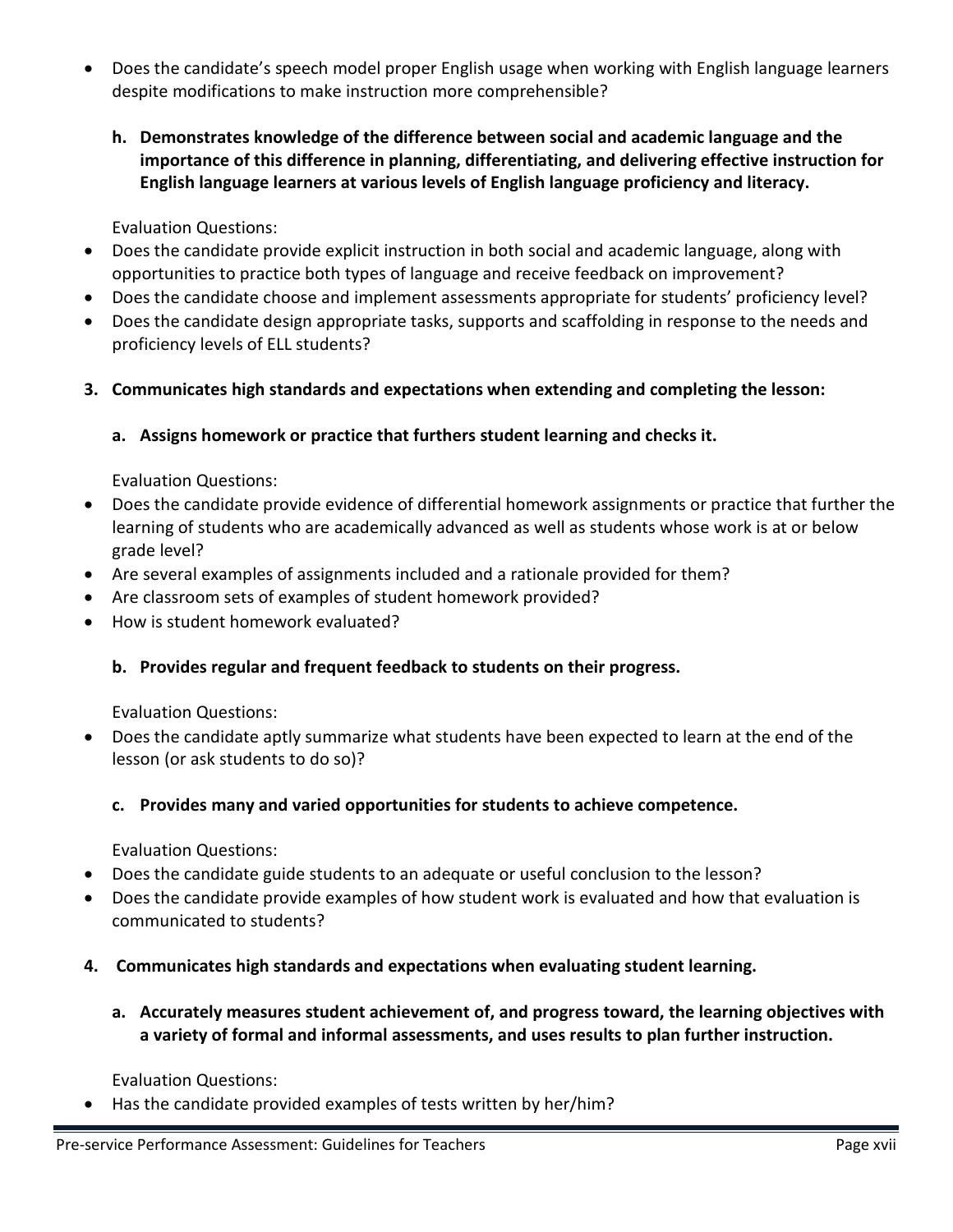- Does the candidate's speech model proper English usage when working with English language learners despite modifications to make instruction more comprehensible?

**h. Demonstrates knowledge of the difference between social and academic language and the importance of this difference in planning, differentiating, and delivering effective instruction for English language learners at various levels of English language proficiency and literacy.**

Evaluation Questions:

- Does the candidate provide explicit instruction in both social and academic language, along with opportunities to practice both types of language and receive feedback on improvement?
- Does the candidate choose and implement assessments appropriate for students' proficiency level?
- Does the candidate design appropriate tasks, supports and scaffolding in response to the needs and proficiency levels of ELL students?

**3. Communicates high standards and expectations when extending and completing the lesson:**

**a. Assigns homework or practice that furthers student learning and checks it.**

Evaluation Questions:

- Does the candidate provide evidence of differential homework assignments or practice that further the learning of students who are academically advanced as well as students whose work is at or below grade level?
- Are several examples of assignments included and a rationale provided for them?
- Are classroom sets of examples of student homework provided?
- How is student homework evaluated?

**b. Provides regular and frequent feedback to students on their progress.**

Evaluation Questions:

- Does the candidate aptly summarize what students have been expected to learn at the end of the lesson (or ask students to do so)?

**c. Provides many and varied opportunities for students to achieve competence.**

Evaluation Questions:

- Does the candidate guide students to an adequate or useful conclusion to the lesson?
- Does the candidate provide examples of how student work is evaluated and how that evaluation is communicated to students?

**4. Communicates high standards and expectations when evaluating student learning.**

**a. Accurately measures student achievement of, and progress toward, the learning objectives with a variety of formal and informal assessments, and uses results to plan further instruction.**

Evaluation Questions:

- Has the candidate provided examples of tests written by her/him?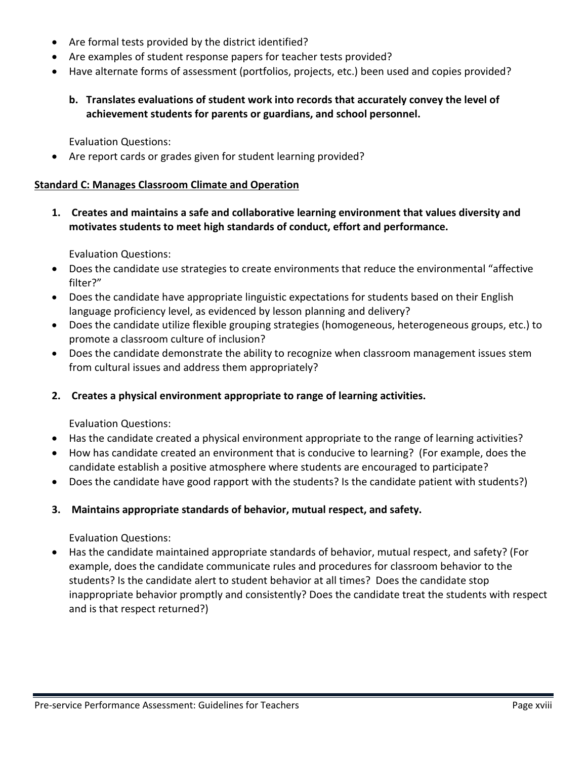- Are formal tests provided by the district identified?
- Are examples of student response papers for teacher tests provided?
- Have alternate forms of assessment (portfolios, projects, etc.) been used and copies provided?

**b. Translates evaluations of student work into records that accurately convey the level of achievement students for parents or guardians, and school personnel.**

Evaluation Questions:

- Are report cards or grades given for student learning provided?

**Standard C: Manages Classroom Climate and Operation**

**1. Creates and maintains a safe and collaborative learning environment that values diversity and motivates students to meet high standards of conduct, effort and performance.**

Evaluation Questions:

- Does the candidate use strategies to create environments that reduce the environmental "affective filter?"
- Does the candidate have appropriate linguistic expectations for students based on their English language proficiency level, as evidenced by lesson planning and delivery?
- Does the candidate utilize flexible grouping strategies (homogeneous, heterogeneous groups, etc.) to promote a classroom culture of inclusion?
- Does the candidate demonstrate the ability to recognize when classroom management issues stem from cultural issues and address them appropriately?

**2. Creates a physical environment appropriate to range of learning activities.**

Evaluation Questions:

- Has the candidate created a physical environment appropriate to the range of learning activities?
- How has candidate created an environment that is conducive to learning? (For example, does the candidate establish a positive atmosphere where students are encouraged to participate?
- Does the candidate have good rapport with the students? Is the candidate patient with students?)

**3. Maintains appropriate standards of behavior, mutual respect, and safety.**

Evaluation Questions:

- Has the candidate maintained appropriate standards of behavior, mutual respect, and safety? (For example, does the candidate communicate rules and procedures for classroom behavior to the students? Is the candidate alert to student behavior at all times? Does the candidate stop inappropriate behavior promptly and consistently? Does the candidate treat the students with respect and is that respect returned?)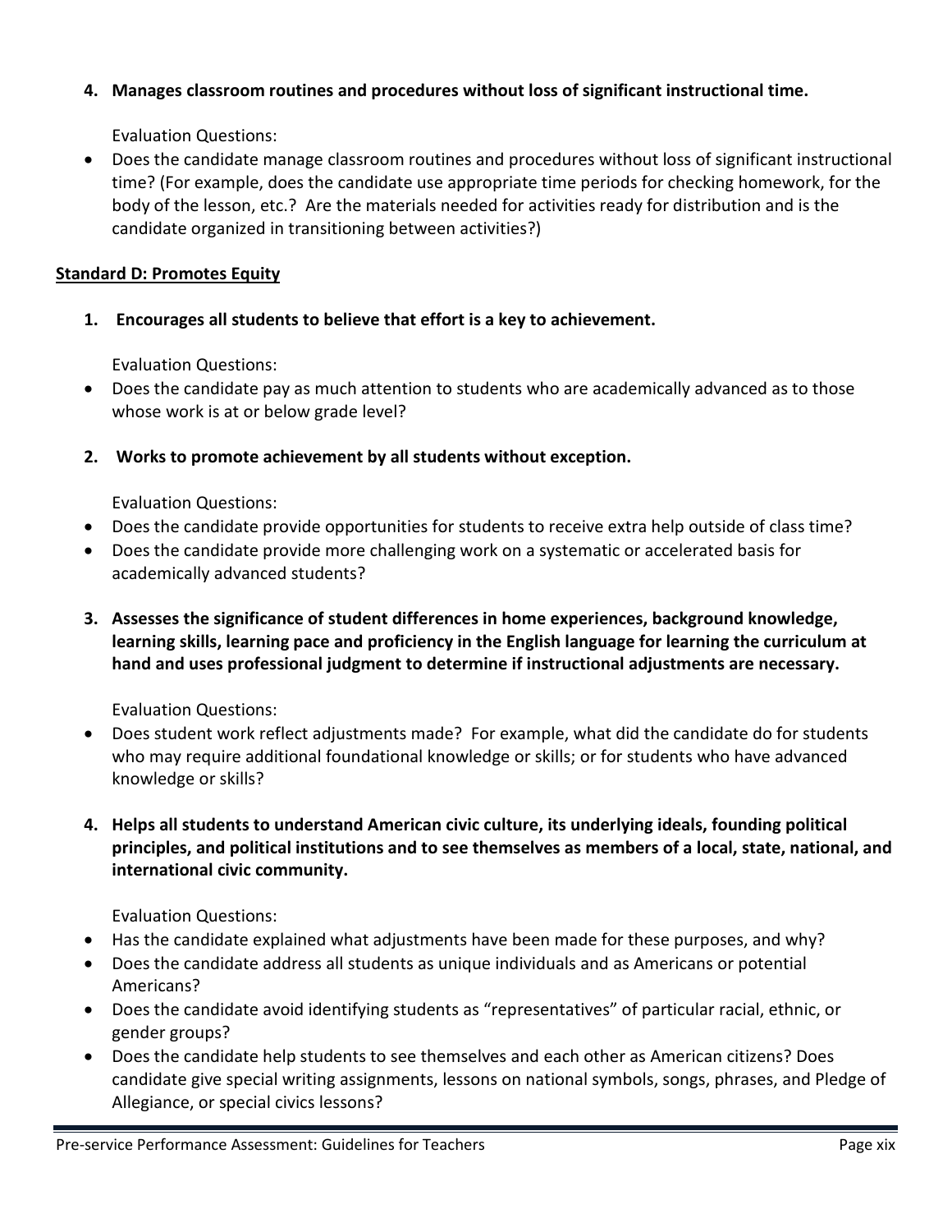**4. Manages classroom routines and procedures without loss of significant instructional time.**

Evaluation Questions:

- Does the candidate manage classroom routines and procedures without loss of significant instructional time? (For example, does the candidate use appropriate time periods for checking homework, for the body of the lesson, etc.? Are the materials needed for activities ready for distribution and is the candidate organized in transitioning between activities?)

**Standard D: Promotes Equity**

**1. Encourages all students to believe that effort is a key to achievement.**

Evaluation Questions:

- Does the candidate pay as much attention to students who are academically advanced as to those whose work is at or below grade level?

**2. Works to promote achievement by all students without exception.**

Evaluation Questions:

- Does the candidate provide opportunities for students to receive extra help outside of class time?
- Does the candidate provide more challenging work on a systematic or accelerated basis for academically advanced students?

**3. Assesses the significance of student differences in home experiences, background knowledge, learning skills, learning pace and proficiency in the English language for learning the curriculum at hand and uses professional judgment to determine if instructional adjustments are necessary.**

Evaluation Questions:

- Does student work reflect adjustments made? For example, what did the candidate do for students who may require additional foundational knowledge or skills; or for students who have advanced knowledge or skills?

**4. Helps all students to understand American civic culture, its underlying ideals, founding political principles, and political institutions and to see themselves as members of a local, state, national, and international civic community.**

Evaluation Questions:

- Has the candidate explained what adjustments have been made for these purposes, and why?
- Does the candidate address all students as unique individuals and as Americans or potential Americans?
- Does the candidate avoid identifying students as "representatives" of particular racial, ethnic, or gender groups?
- Does the candidate help students to see themselves and each other as American citizens? Does candidate give special writing assignments, lessons on national symbols, songs, phrases, and Pledge of Allegiance, or special civics lessons?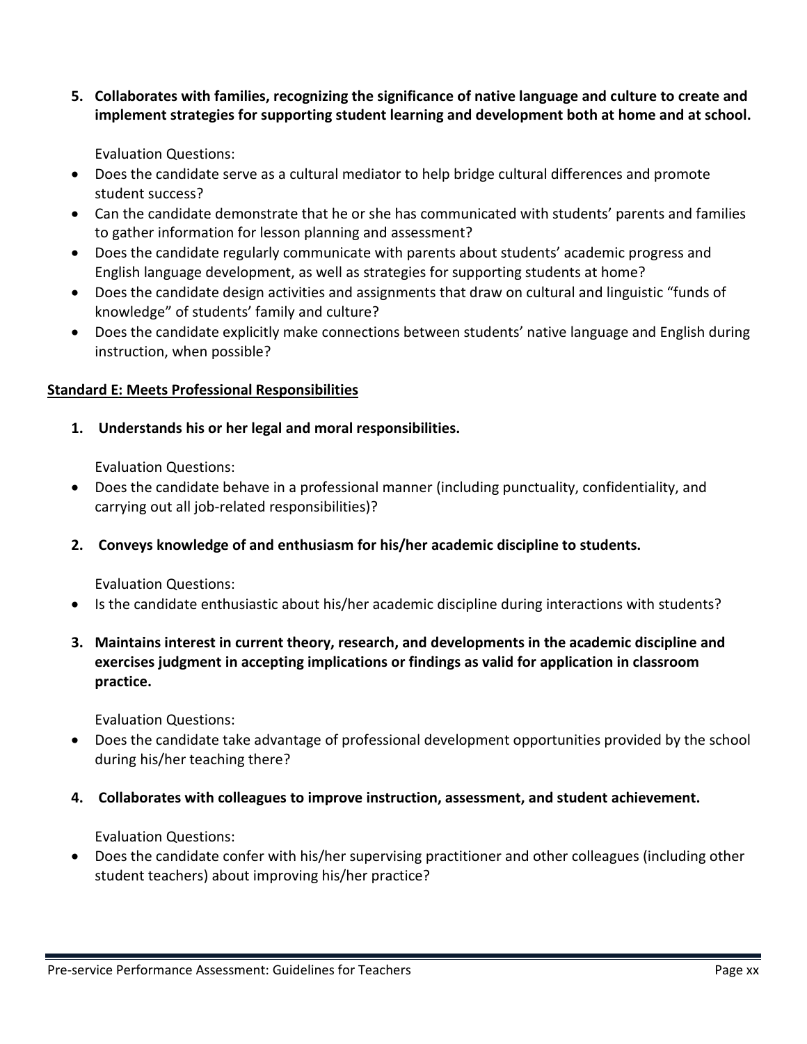**5. Collaborates with families, recognizing the significance of native language and culture to create and implement strategies for supporting student learning and development both at home and at school.**

Evaluation Questions:

- Does the candidate serve as a cultural mediator to help bridge cultural differences and promote student success?
- Can the candidate demonstrate that he or she has communicated with students' parents and families to gather information for lesson planning and assessment?
- Does the candidate regularly communicate with parents about students' academic progress and English language development, as well as strategies for supporting students at home?
- Does the candidate design activities and assignments that draw on cultural and linguistic "funds of knowledge" of students' family and culture?
- Does the candidate explicitly make connections between students' native language and English during instruction, when possible?

**Standard E: Meets Professional Responsibilities**

**1. Understands his or her legal and moral responsibilities.**

Evaluation Questions:

- Does the candidate behave in a professional manner (including punctuality, confidentiality, and carrying out all job-related responsibilities)?

**2. Conveys knowledge of and enthusiasm for his/her academic discipline to students.**

Evaluation Questions:

- Is the candidate enthusiastic about his/her academic discipline during interactions with students?

**3. Maintains interest in current theory, research, and developments in the academic discipline and exercises judgment in accepting implications or findings as valid for application in classroom practice.**

Evaluation Questions:

- Does the candidate take advantage of professional development opportunities provided by the school during his/her teaching there?

**4. Collaborates with colleagues to improve instruction, assessment, and student achievement.**

Evaluation Questions:

- Does the candidate confer with his/her supervising practitioner and other colleagues (including other student teachers) about improving his/her practice?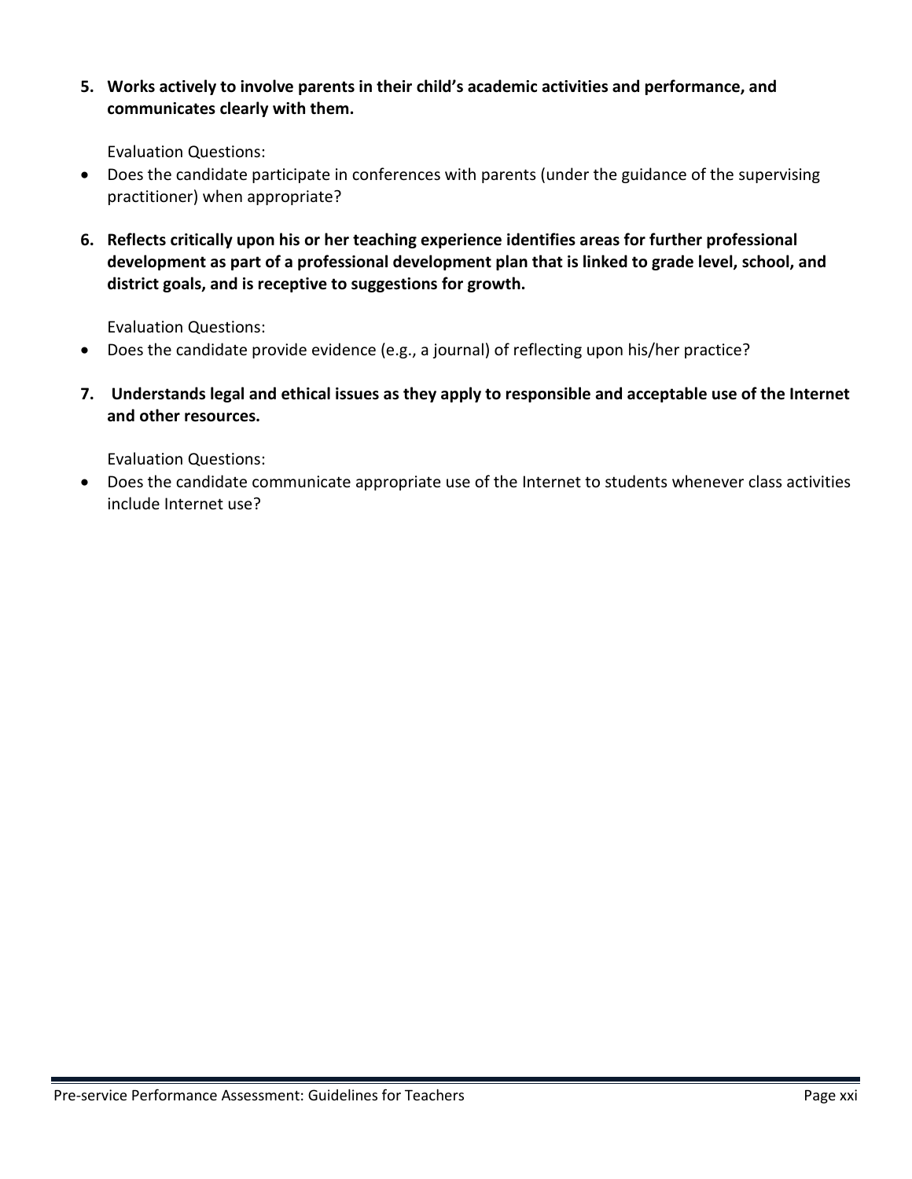5. **Works actively to involve parents in their child's academic activities and performance, and communicates clearly with them.**

   Evaluation Questions:

- Does the candidate participate in conferences with parents (under the guidance of the supervising practitioner) when appropriate?

6. **Reflects critically upon his or her teaching experience identifies areas for further professional development as part of a professional development plan that is linked to grade level, school, and district goals, and is receptive to suggestions for growth.**

   Evaluation Questions:

- Does the candidate provide evidence (e.g., a journal) of reflecting upon his/her practice?

7. **Understands legal and ethical issues as they apply to responsible and acceptable use of the Internet and other resources.**

   Evaluation Questions:

- Does the candidate communicate appropriate use of the Internet to students whenever class activities include Internet use?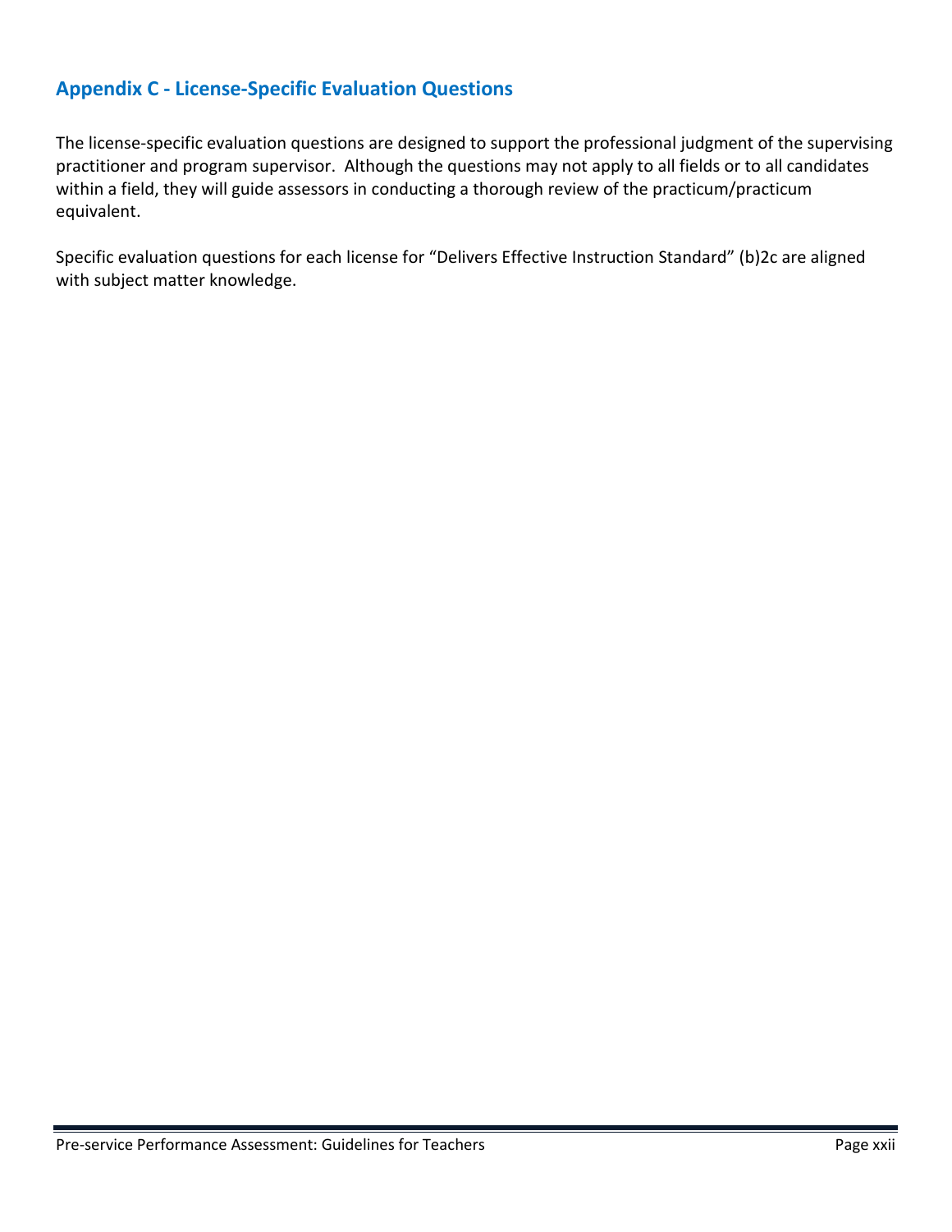## Appendix C - License-Specific Evaluation Questions

The license-specific evaluation questions are designed to support the professional judgment of the supervising practitioner and program supervisor. Although the questions may not apply to all fields or to all candidates within a field, they will guide assessors in conducting a thorough review of the practicum/practicum equivalent.

Specific evaluation questions for each license for "Delivers Effective Instruction Standard" (b)2c are aligned with subject matter knowledge.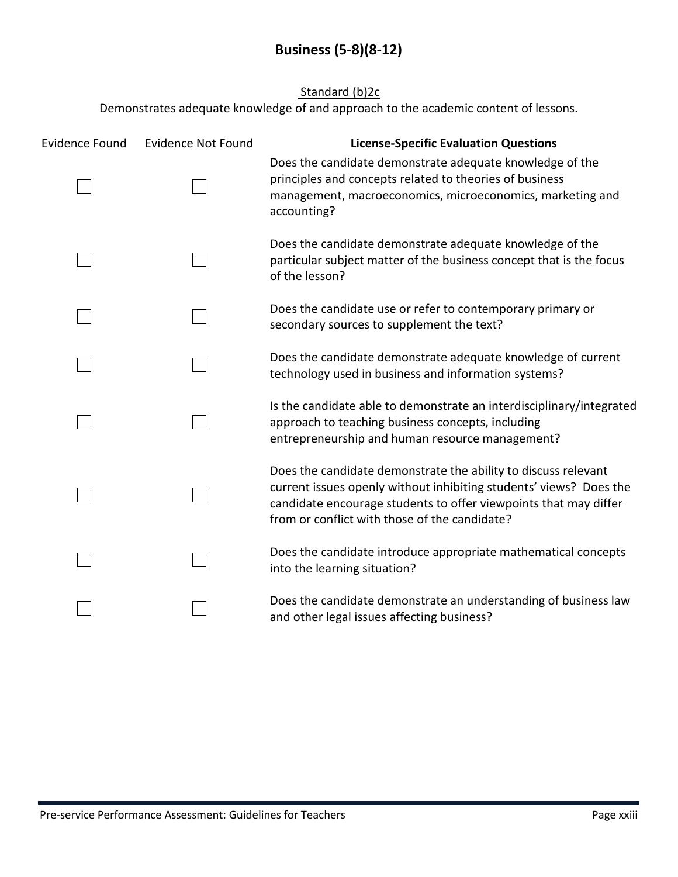# Business (5-8)(8-12)

Standard (b)2c

Demonstrates adequate knowledge of and approach to the academic content of lessons.

| Evidence Found | Evidence Not Found | **License-Specific Evaluation Questions** |
| --- | --- | --- |
| ☐ | ☐ | Does the candidate demonstrate adequate knowledge of the principles and concepts related to theories of business management, macroeconomics, microeconomics, marketing and accounting? |
| ☐ | ☐ | Does the candidate demonstrate adequate knowledge of the particular subject matter of the business concept that is the focus of the lesson? |
| ☐ | ☐ | Does the candidate use or refer to contemporary primary or secondary sources to supplement the text? |
| ☐ | ☐ | Does the candidate demonstrate adequate knowledge of current technology used in business and information systems? |
| ☐ | ☐ | Is the candidate able to demonstrate an interdisciplinary/integrated approach to teaching business concepts, including entrepreneurship and human resource management? |
| ☐ | ☐ | Does the candidate demonstrate the ability to discuss relevant current issues openly without inhibiting students' views? Does the candidate encourage students to offer viewpoints that may differ from or conflict with those of the candidate? |
| ☐ | ☐ | Does the candidate introduce appropriate mathematical concepts into the learning situation? |
| ☐ | ☐ | Does the candidate demonstrate an understanding of business law and other legal issues affecting business? |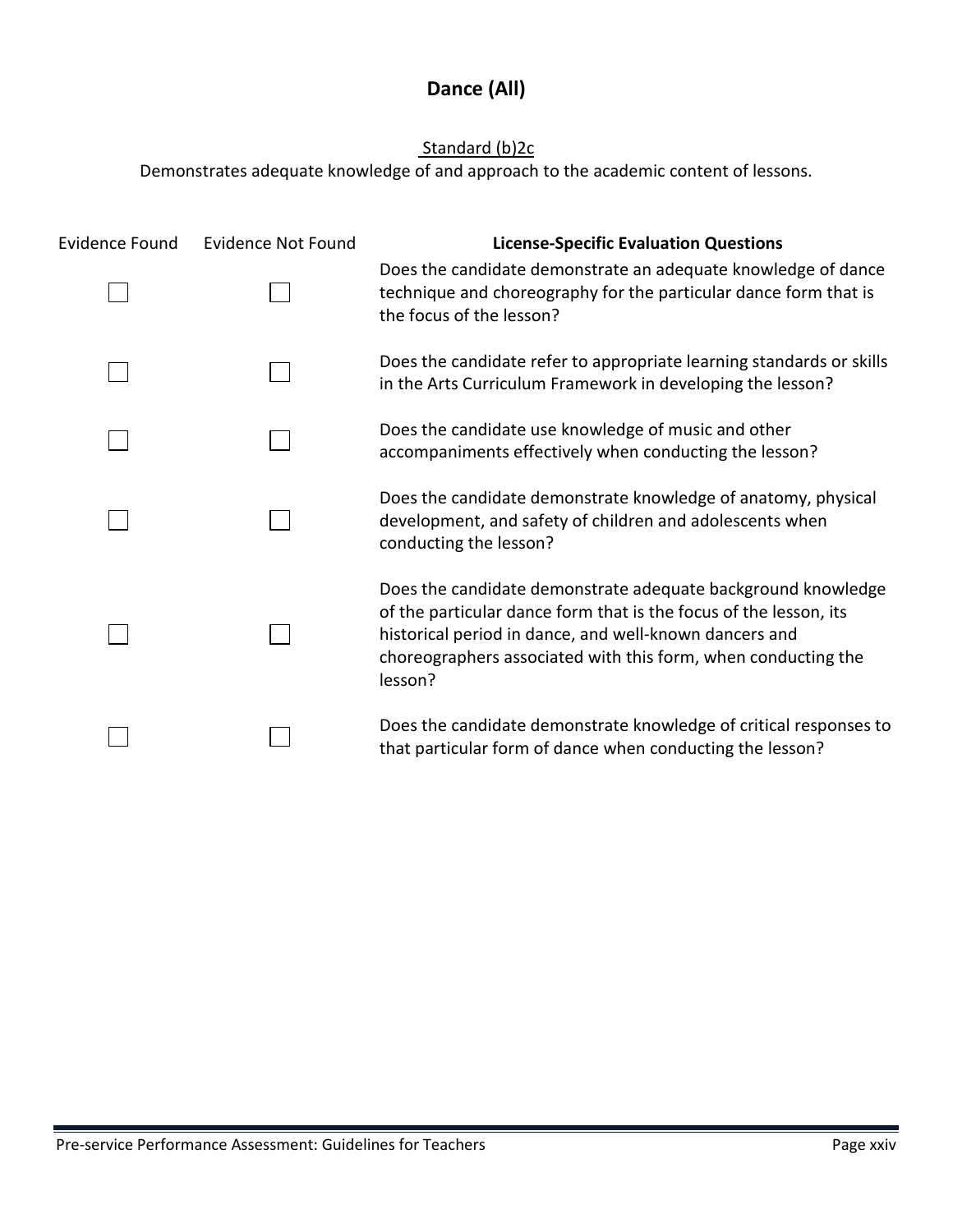# Dance (All)

Standard (b)2c

Demonstrates adequate knowledge of and approach to the academic content of lessons.

| Evidence Found | Evidence Not Found | License-Specific Evaluation Questions |
| --- | --- | --- |
| ☐ | ☐ | Does the candidate demonstrate an adequate knowledge of dance technique and choreography for the particular dance form that is the focus of the lesson? |
| ☐ | ☐ | Does the candidate refer to appropriate learning standards or skills in the Arts Curriculum Framework in developing the lesson? |
| ☐ | ☐ | Does the candidate use knowledge of music and other accompaniments effectively when conducting the lesson? |
| ☐ | ☐ | Does the candidate demonstrate knowledge of anatomy, physical development, and safety of children and adolescents when conducting the lesson? |
| ☐ | ☐ | Does the candidate demonstrate adequate background knowledge of the particular dance form that is the focus of the lesson, its historical period in dance, and well-known dancers and choreographers associated with this form, when conducting the lesson? |
| ☐ | ☐ | Does the candidate demonstrate knowledge of critical responses to that particular form of dance when conducting the lesson? |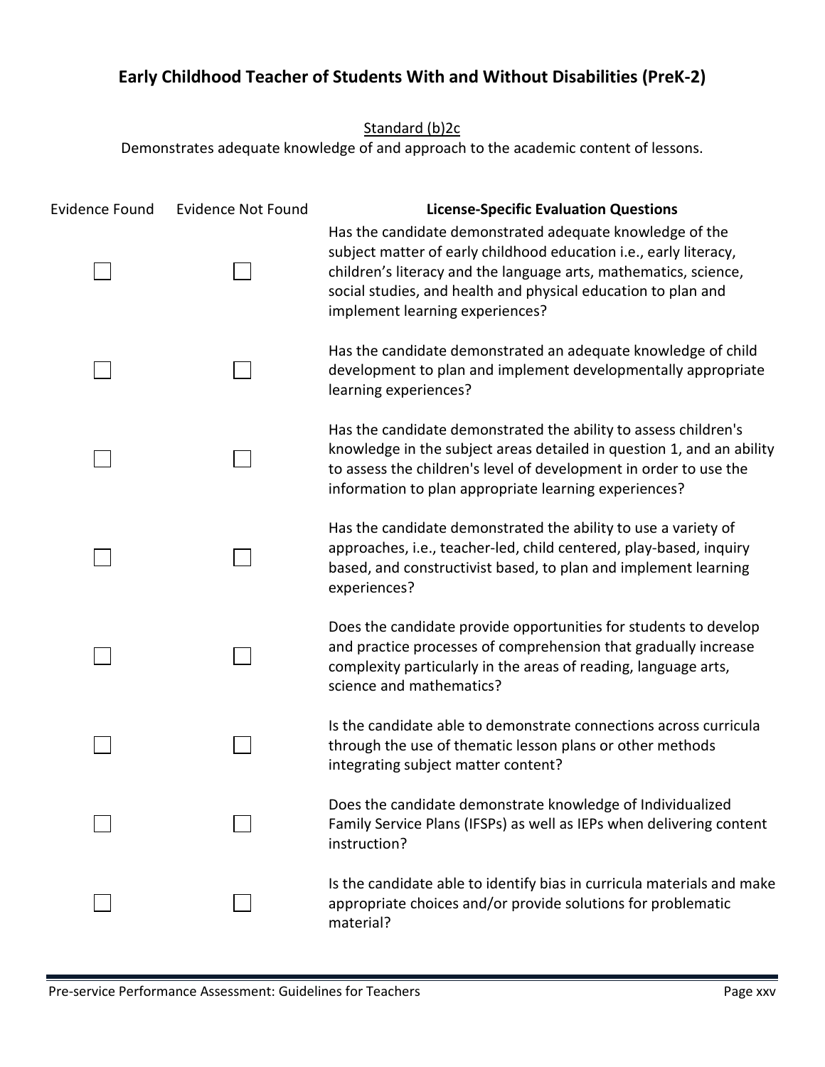# Early Childhood Teacher of Students With and Without Disabilities (PreK-2)

Standard (b)2c

Demonstrates adequate knowledge of and approach to the academic content of lessons.

| Evidence Found | Evidence Not Found | License-Specific Evaluation Questions |
|---|---|---|
| ☐ | ☐ | Has the candidate demonstrated adequate knowledge of the subject matter of early childhood education i.e., early literacy, children's literacy and the language arts, mathematics, science, social studies, and health and physical education to plan and implement learning experiences? |
| ☐ | ☐ | Has the candidate demonstrated an adequate knowledge of child development to plan and implement developmentally appropriate learning experiences? |
| ☐ | ☐ | Has the candidate demonstrated the ability to assess children's knowledge in the subject areas detailed in question 1, and an ability to assess the children's level of development in order to use the information to plan appropriate learning experiences? |
| ☐ | ☐ | Has the candidate demonstrated the ability to use a variety of approaches, i.e., teacher-led, child centered, play-based, inquiry based, and constructivist based, to plan and implement learning experiences? |
| ☐ | ☐ | Does the candidate provide opportunities for students to develop and practice processes of comprehension that gradually increase complexity particularly in the areas of reading, language arts, science and mathematics? |
| ☐ | ☐ | Is the candidate able to demonstrate connections across curricula through the use of thematic lesson plans or other methods integrating subject matter content? |
| ☐ | ☐ | Does the candidate demonstrate knowledge of Individualized Family Service Plans (IFSPs) as well as IEPs when delivering content instruction? |
| ☐ | ☐ | Is the candidate able to identify bias in curricula materials and make appropriate choices and/or provide solutions for problematic material? |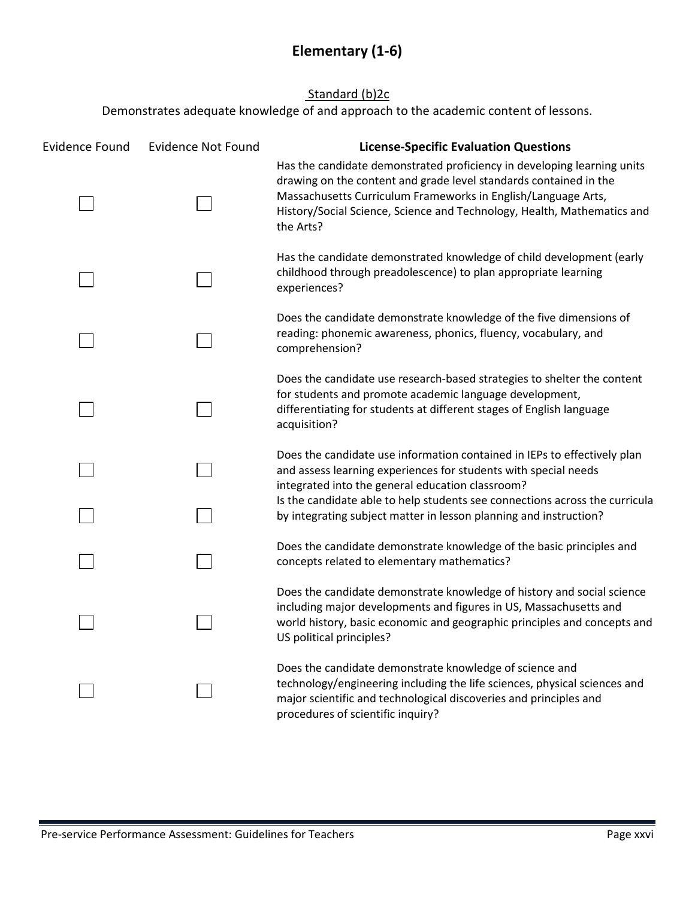# Elementary (1-6)

Standard (b)2c

Demonstrates adequate knowledge of and approach to the academic content of lessons.

| Evidence Found | Evidence Not Found | License-Specific Evaluation Questions |
|---|---|---|
| ☐ | ☐ | Has the candidate demonstrated proficiency in developing learning units drawing on the content and grade level standards contained in the Massachusetts Curriculum Frameworks in English/Language Arts, History/Social Science, Science and Technology, Health, Mathematics and the Arts? |
| ☐ | ☐ | Has the candidate demonstrated knowledge of child development (early childhood through preadolescence) to plan appropriate learning experiences? |
| ☐ | ☐ | Does the candidate demonstrate knowledge of the five dimensions of reading: phonemic awareness, phonics, fluency, vocabulary, and comprehension? |
| ☐ | ☐ | Does the candidate use research-based strategies to shelter the content for students and promote academic language development, differentiating for students at different stages of English language acquisition? |
| ☐ | ☐ | Does the candidate use information contained in IEPs to effectively plan and assess learning experiences for students with special needs integrated into the general education classroom? |
| ☐ | ☐ | Is the candidate able to help students see connections across the curricula by integrating subject matter in lesson planning and instruction? |
| ☐ | ☐ | Does the candidate demonstrate knowledge of the basic principles and concepts related to elementary mathematics? |
| ☐ | ☐ | Does the candidate demonstrate knowledge of history and social science including major developments and figures in US, Massachusetts and world history, basic economic and geographic principles and concepts and US political principles? |
| ☐ | ☐ | Does the candidate demonstrate knowledge of science and technology/engineering including the life sciences, physical sciences and major scientific and technological discoveries and principles and procedures of scientific inquiry? |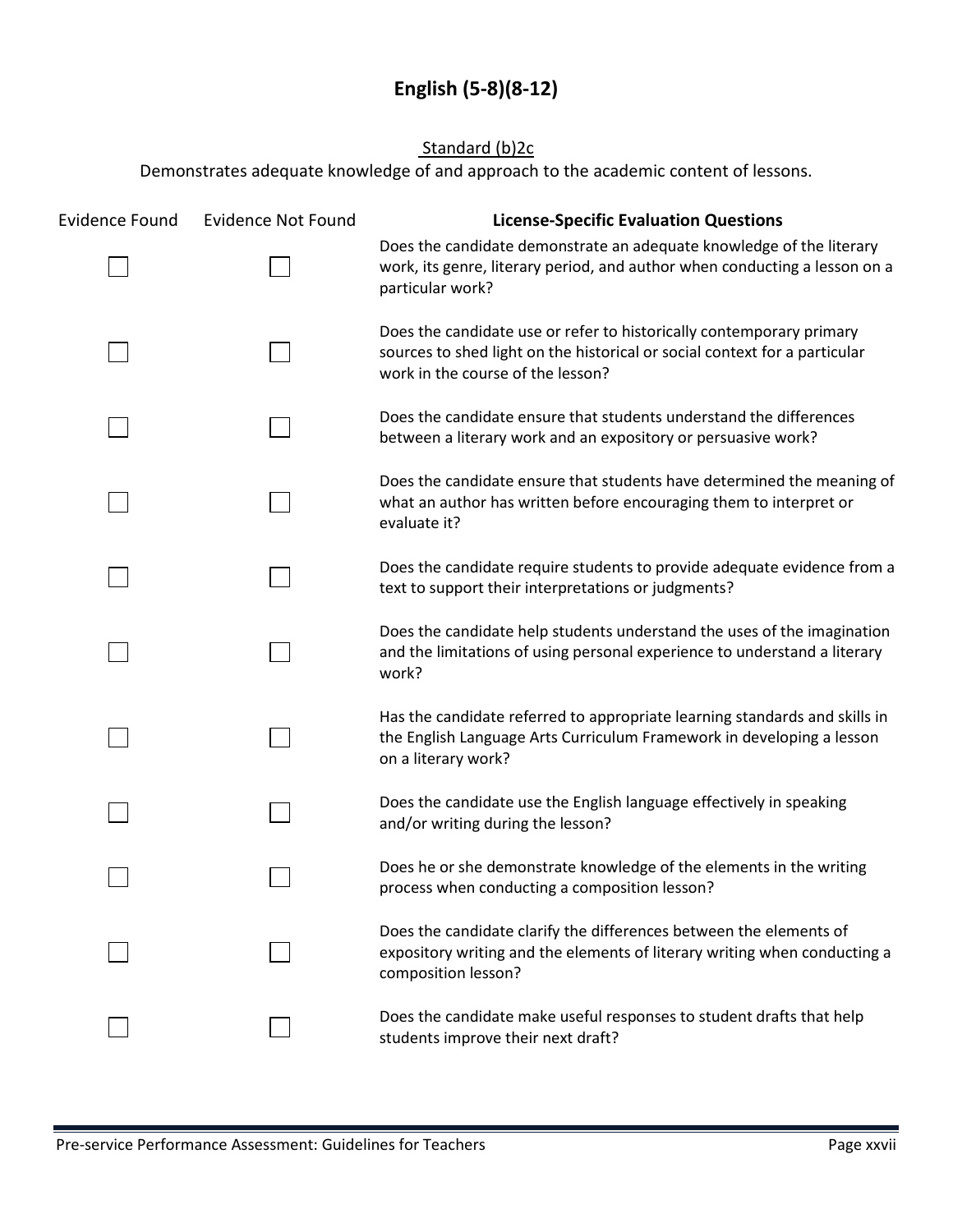# English (5-8)(8-12)

Standard (b)2c

Demonstrates adequate knowledge of and approach to the academic content of lessons.

| Evidence Found | Evidence Not Found | License-Specific Evaluation Questions |
|---|---|---|
| ☐ | ☐ | Does the candidate demonstrate an adequate knowledge of the literary work, its genre, literary period, and author when conducting a lesson on a particular work? |
| ☐ | ☐ | Does the candidate use or refer to historically contemporary primary sources to shed light on the historical or social context for a particular work in the course of the lesson? |
| ☐ | ☐ | Does the candidate ensure that students understand the differences between a literary work and an expository or persuasive work? |
| ☐ | ☐ | Does the candidate ensure that students have determined the meaning of what an author has written before encouraging them to interpret or evaluate it? |
| ☐ | ☐ | Does the candidate require students to provide adequate evidence from a text to support their interpretations or judgments? |
| ☐ | ☐ | Does the candidate help students understand the uses of the imagination and the limitations of using personal experience to understand a literary work? |
| ☐ | ☐ | Has the candidate referred to appropriate learning standards and skills in the English Language Arts Curriculum Framework in developing a lesson on a literary work? |
| ☐ | ☐ | Does the candidate use the English language effectively in speaking and/or writing during the lesson? |
| ☐ | ☐ | Does he or she demonstrate knowledge of the elements in the writing process when conducting a composition lesson? |
| ☐ | ☐ | Does the candidate clarify the differences between the elements of expository writing and the elements of literary writing when conducting a composition lesson? |
| ☐ | ☐ | Does the candidate make useful responses to student drafts that help students improve their next draft? |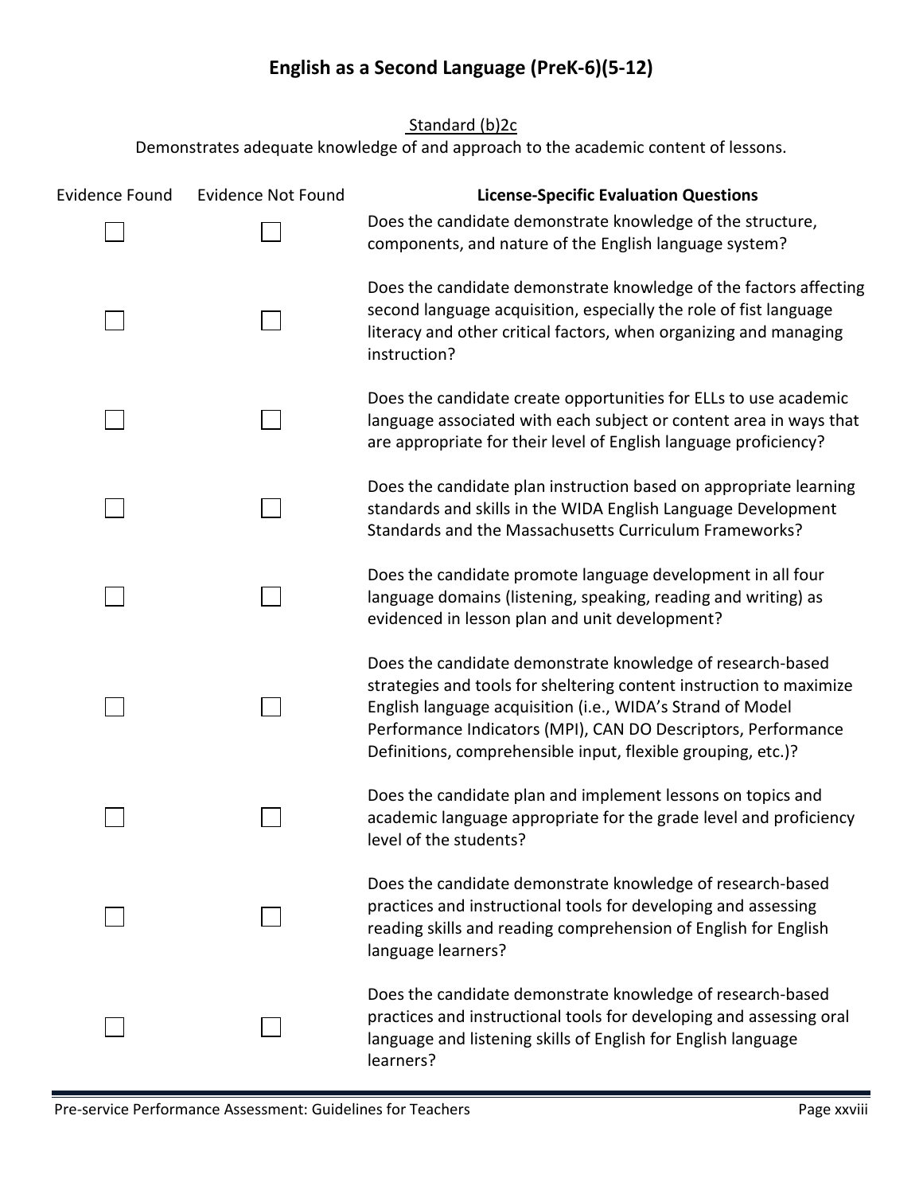# English as a Second Language (PreK-6)(5-12)

Standard (b)2c

Demonstrates adequate knowledge of and approach to the academic content of lessons.

| Evidence Found | Evidence Not Found | License-Specific Evaluation Questions |
|---|---|---|
| ☐ | ☐ | Does the candidate demonstrate knowledge of the structure, components, and nature of the English language system? |
| ☐ | ☐ | Does the candidate demonstrate knowledge of the factors affecting second language acquisition, especially the role of fist language literacy and other critical factors, when organizing and managing instruction? |
| ☐ | ☐ | Does the candidate create opportunities for ELLs to use academic language associated with each subject or content area in ways that are appropriate for their level of English language proficiency? |
| ☐ | ☐ | Does the candidate plan instruction based on appropriate learning standards and skills in the WIDA English Language Development Standards and the Massachusetts Curriculum Frameworks? |
| ☐ | ☐ | Does the candidate promote language development in all four language domains (listening, speaking, reading and writing) as evidenced in lesson plan and unit development? |
| ☐ | ☐ | Does the candidate demonstrate knowledge of research-based strategies and tools for sheltering content instruction to maximize English language acquisition (i.e., WIDA's Strand of Model Performance Indicators (MPI), CAN DO Descriptors, Performance Definitions, comprehensible input, flexible grouping, etc.)? |
| ☐ | ☐ | Does the candidate plan and implement lessons on topics and academic language appropriate for the grade level and proficiency level of the students? |
| ☐ | ☐ | Does the candidate demonstrate knowledge of research-based practices and instructional tools for developing and assessing reading skills and reading comprehension of English for English language learners? |
| ☐ | ☐ | Does the candidate demonstrate knowledge of research-based practices and instructional tools for developing and assessing oral language and listening skills of English for English language learners? |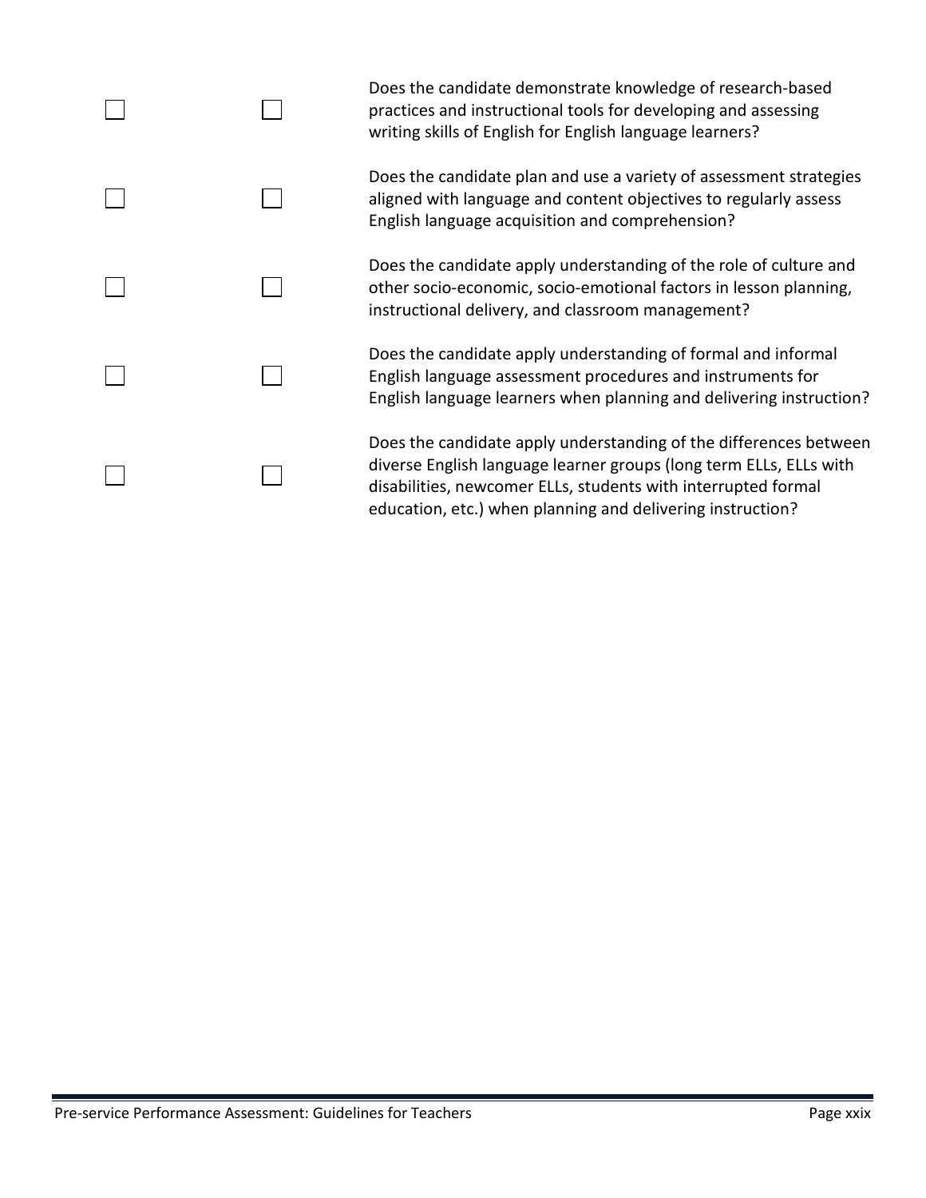| | | |
|---|---|---|
| ☐ | ☐ | Does the candidate demonstrate knowledge of research-based practices and instructional tools for developing and assessing writing skills of English for English language learners? |
| ☐ | ☐ | Does the candidate plan and use a variety of assessment strategies aligned with language and content objectives to regularly assess English language acquisition and comprehension? |
| ☐ | ☐ | Does the candidate apply understanding of the role of culture and other socio-economic, socio-emotional factors in lesson planning, instructional delivery, and classroom management? |
| ☐ | ☐ | Does the candidate apply understanding of formal and informal English language assessment procedures and instruments for English language learners when planning and delivering instruction? |
| ☐ | ☐ | Does the candidate apply understanding of the differences between diverse English language learner groups (long term ELLs, ELLs with disabilities, newcomer ELLs, students with interrupted formal education, etc.) when planning and delivering instruction? |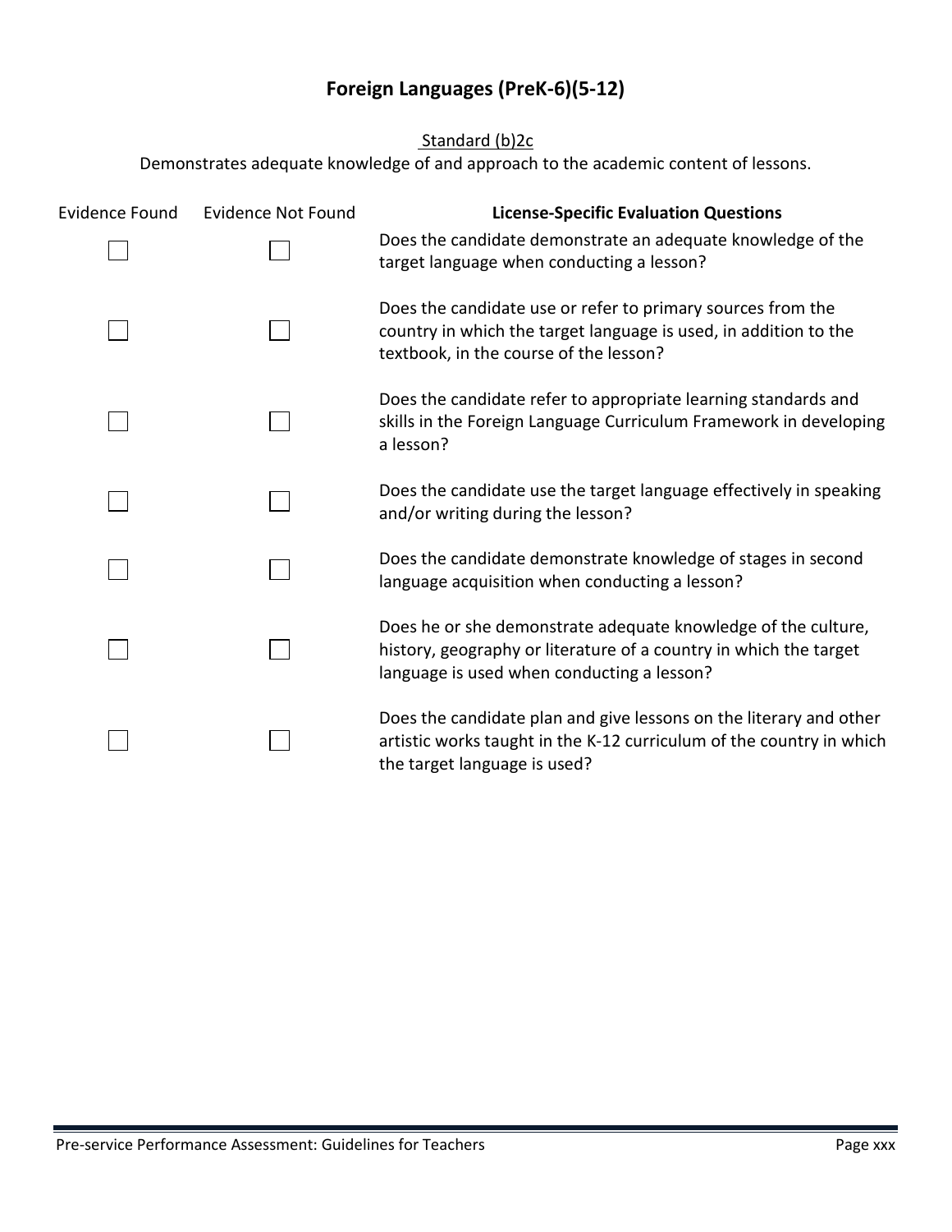# Foreign Languages (PreK-6)(5-12)

Standard (b)2c

Demonstrates adequate knowledge of and approach to the academic content of lessons.

| Evidence Found | Evidence Not Found | **License-Specific Evaluation Questions** |
| --- | --- | --- |
| ☐ | ☐ | Does the candidate demonstrate an adequate knowledge of the target language when conducting a lesson? |
| ☐ | ☐ | Does the candidate use or refer to primary sources from the country in which the target language is used, in addition to the textbook, in the course of the lesson? |
| ☐ | ☐ | Does the candidate refer to appropriate learning standards and skills in the Foreign Language Curriculum Framework in developing a lesson? |
| ☐ | ☐ | Does the candidate use the target language effectively in speaking and/or writing during the lesson? |
| ☐ | ☐ | Does the candidate demonstrate knowledge of stages in second language acquisition when conducting a lesson? |
| ☐ | ☐ | Does he or she demonstrate adequate knowledge of the culture, history, geography or literature of a country in which the target language is used when conducting a lesson? |
| ☐ | ☐ | Does the candidate plan and give lessons on the literary and other artistic works taught in the K-12 curriculum of the country in which the target language is used? |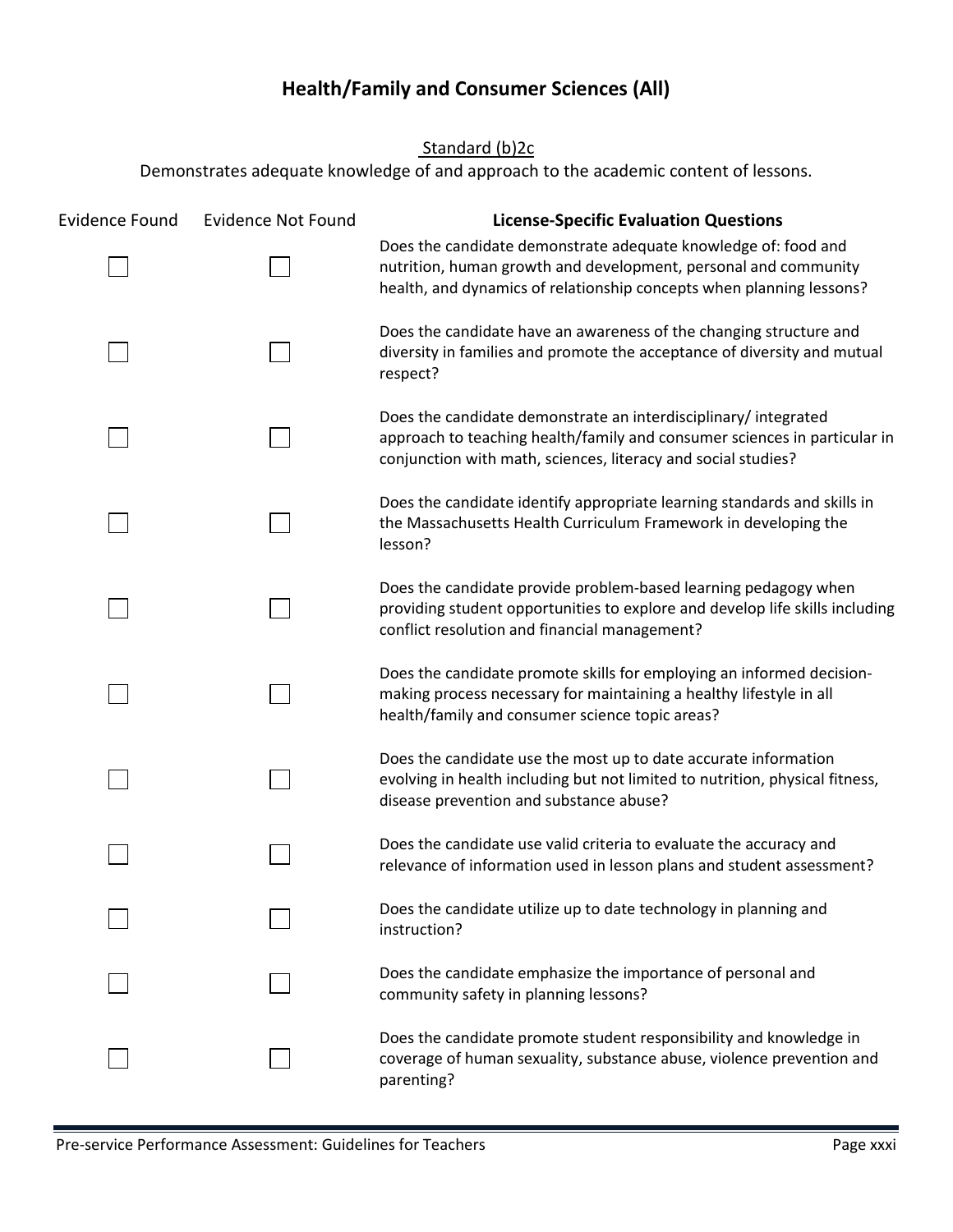# Health/Family and Consumer Sciences (All)

Standard (b)2c

Demonstrates adequate knowledge of and approach to the academic content of lessons.

| Evidence Found | Evidence Not Found | **License-Specific Evaluation Questions** |
|---|---|---|
| ☐ | ☐ | Does the candidate demonstrate adequate knowledge of: food and nutrition, human growth and development, personal and community health, and dynamics of relationship concepts when planning lessons? |
| ☐ | ☐ | Does the candidate have an awareness of the changing structure and diversity in families and promote the acceptance of diversity and mutual respect? |
| ☐ | ☐ | Does the candidate demonstrate an interdisciplinary/ integrated approach to teaching health/family and consumer sciences in particular in conjunction with math, sciences, literacy and social studies? |
| ☐ | ☐ | Does the candidate identify appropriate learning standards and skills in the Massachusetts Health Curriculum Framework in developing the lesson? |
| ☐ | ☐ | Does the candidate provide problem-based learning pedagogy when providing student opportunities to explore and develop life skills including conflict resolution and financial management? |
| ☐ | ☐ | Does the candidate promote skills for employing an informed decision-making process necessary for maintaining a healthy lifestyle in all health/family and consumer science topic areas? |
| ☐ | ☐ | Does the candidate use the most up to date accurate information evolving in health including but not limited to nutrition, physical fitness, disease prevention and substance abuse? |
| ☐ | ☐ | Does the candidate use valid criteria to evaluate the accuracy and relevance of information used in lesson plans and student assessment? |
| ☐ | ☐ | Does the candidate utilize up to date technology in planning and instruction? |
| ☐ | ☐ | Does the candidate emphasize the importance of personal and community safety in planning lessons? |
| ☐ | ☐ | Does the candidate promote student responsibility and knowledge in coverage of human sexuality, substance abuse, violence prevention and parenting? |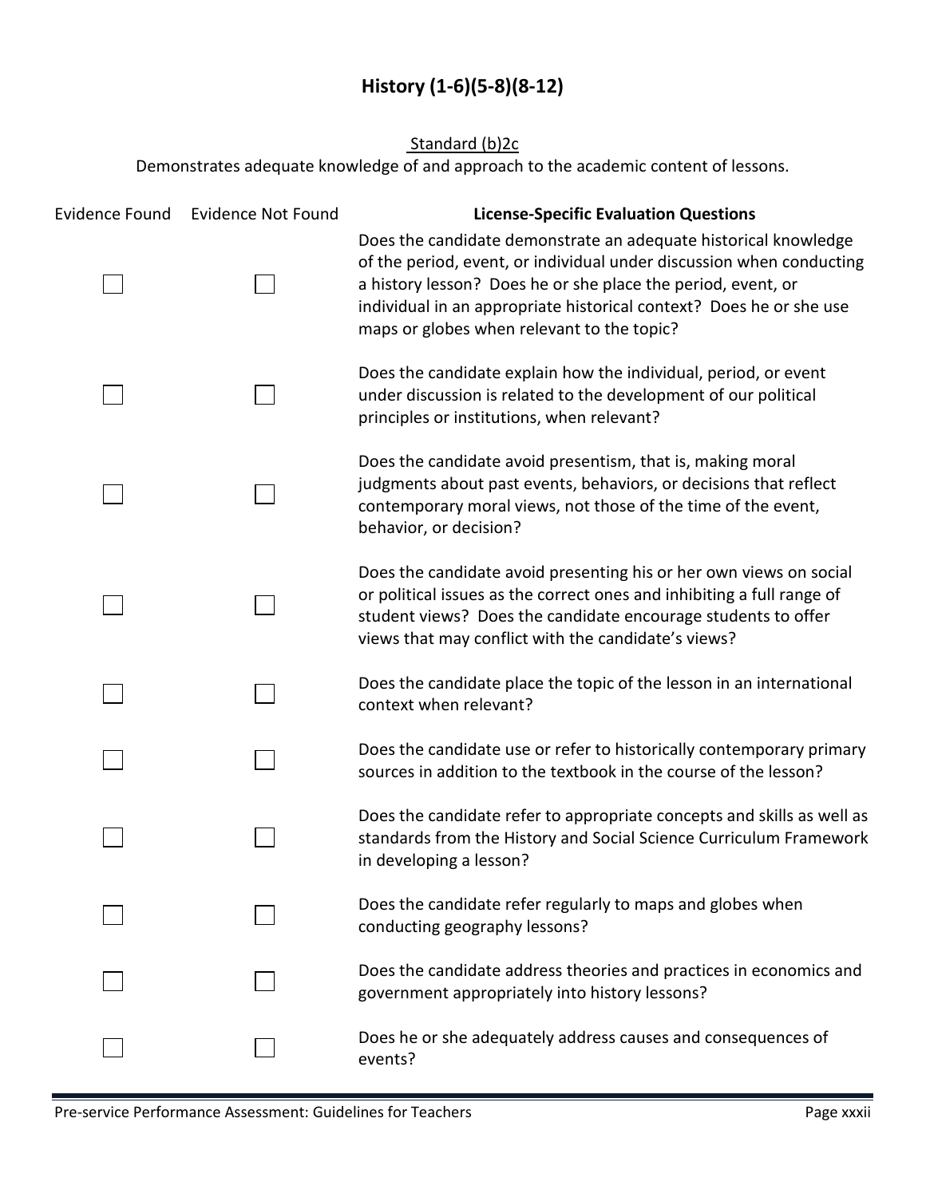# History (1-6)(5-8)(8-12)

Standard (b)2c

Demonstrates adequate knowledge of and approach to the academic content of lessons.

| Evidence Found | Evidence Not Found | License-Specific Evaluation Questions |
|---|---|---|
| ☐ | ☐ | Does the candidate demonstrate an adequate historical knowledge of the period, event, or individual under discussion when conducting a history lesson? Does he or she place the period, event, or individual in an appropriate historical context? Does he or she use maps or globes when relevant to the topic? |
| ☐ | ☐ | Does the candidate explain how the individual, period, or event under discussion is related to the development of our political principles or institutions, when relevant? |
| ☐ | ☐ | Does the candidate avoid presentism, that is, making moral judgments about past events, behaviors, or decisions that reflect contemporary moral views, not those of the time of the event, behavior, or decision? |
| ☐ | ☐ | Does the candidate avoid presenting his or her own views on social or political issues as the correct ones and inhibiting a full range of student views? Does the candidate encourage students to offer views that may conflict with the candidate's views? |
| ☐ | ☐ | Does the candidate place the topic of the lesson in an international context when relevant? |
| ☐ | ☐ | Does the candidate use or refer to historically contemporary primary sources in addition to the textbook in the course of the lesson? |
| ☐ | ☐ | Does the candidate refer to appropriate concepts and skills as well as standards from the History and Social Science Curriculum Framework in developing a lesson? |
| ☐ | ☐ | Does the candidate refer regularly to maps and globes when conducting geography lessons? |
| ☐ | ☐ | Does the candidate address theories and practices in economics and government appropriately into history lessons? |
| ☐ | ☐ | Does he or she adequately address causes and consequences of events? |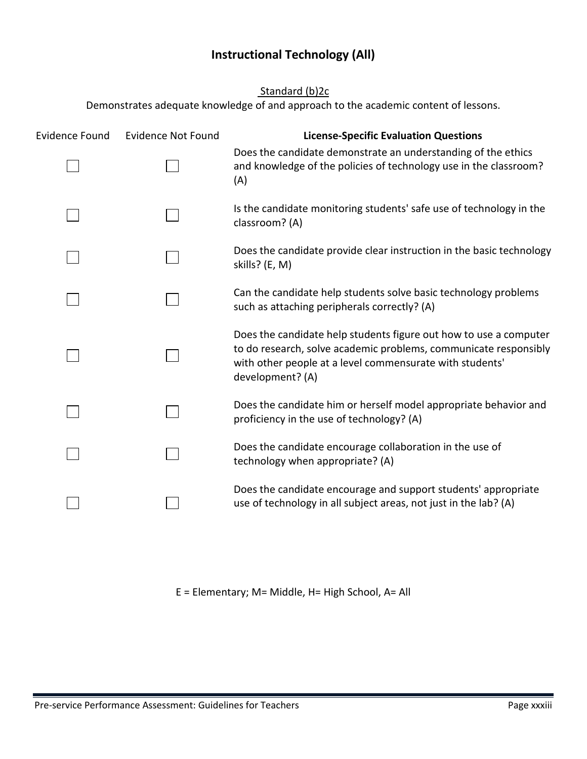# Instructional Technology (All)

Standard (b)2c

Demonstrates adequate knowledge of and approach to the academic content of lessons.

| Evidence Found | Evidence Not Found | License-Specific Evaluation Questions |
|---|---|---|
| ☐ | ☐ | Does the candidate demonstrate an understanding of the ethics and knowledge of the policies of technology use in the classroom? (A) |
| ☐ | ☐ | Is the candidate monitoring students' safe use of technology in the classroom? (A) |
| ☐ | ☐ | Does the candidate provide clear instruction in the basic technology skills? (E, M) |
| ☐ | ☐ | Can the candidate help students solve basic technology problems such as attaching peripherals correctly? (A) |
| ☐ | ☐ | Does the candidate help students figure out how to use a computer to do research, solve academic problems, communicate responsibly with other people at a level commensurate with students' development? (A) |
| ☐ | ☐ | Does the candidate him or herself model appropriate behavior and proficiency in the use of technology? (A) |
| ☐ | ☐ | Does the candidate encourage collaboration in the use of technology when appropriate? (A) |
| ☐ | ☐ | Does the candidate encourage and support students' appropriate use of technology in all subject areas, not just in the lab? (A) |

E = Elementary; M= Middle, H= High School, A= All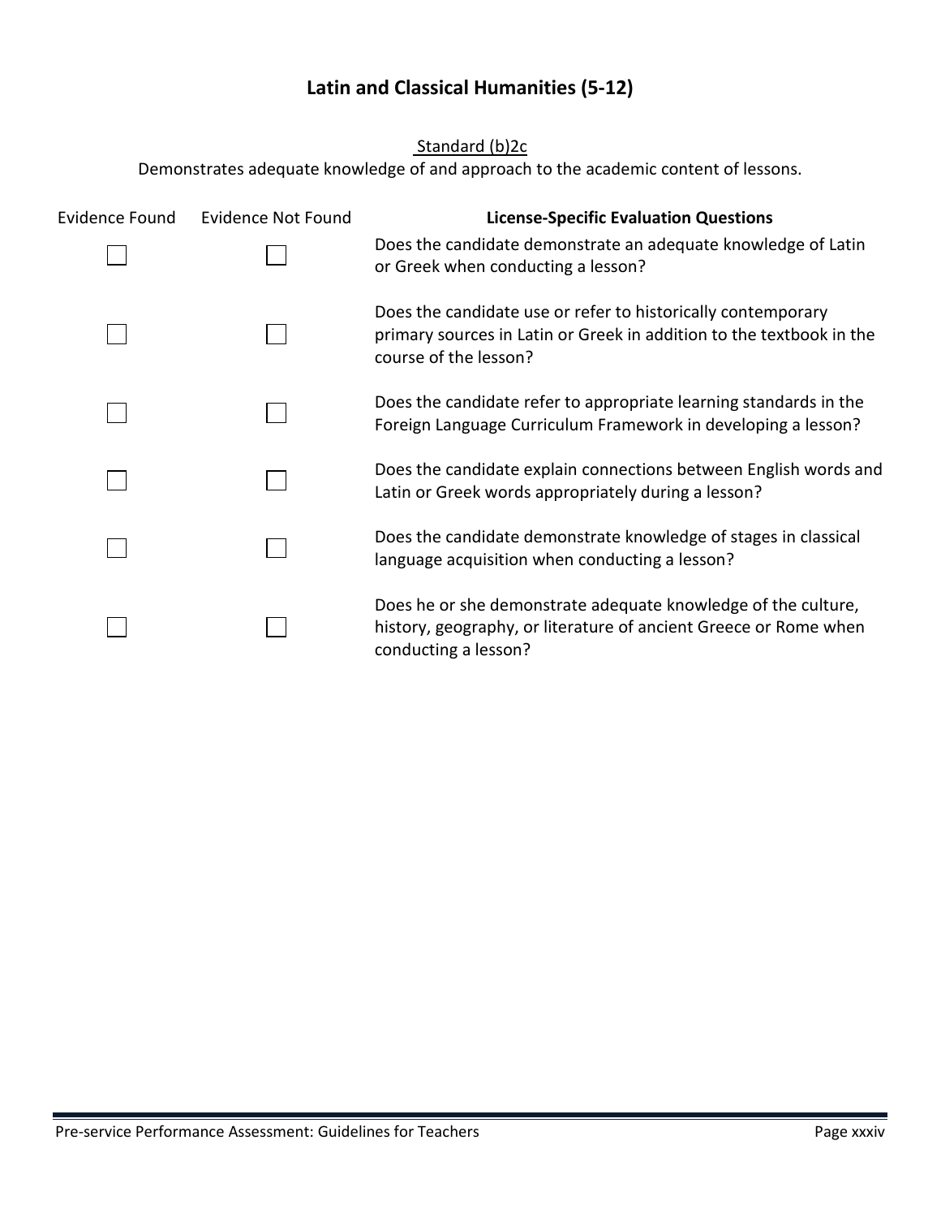# Latin and Classical Humanities (5-12)

Standard (b)2c

Demonstrates adequate knowledge of and approach to the academic content of lessons.

| Evidence Found | Evidence Not Found | **License-Specific Evaluation Questions** |
|---|---|---|
| ☐ | ☐ | Does the candidate demonstrate an adequate knowledge of Latin or Greek when conducting a lesson? |
| ☐ | ☐ | Does the candidate use or refer to historically contemporary primary sources in Latin or Greek in addition to the textbook in the course of the lesson? |
| ☐ | ☐ | Does the candidate refer to appropriate learning standards in the Foreign Language Curriculum Framework in developing a lesson? |
| ☐ | ☐ | Does the candidate explain connections between English words and Latin or Greek words appropriately during a lesson? |
| ☐ | ☐ | Does the candidate demonstrate knowledge of stages in classical language acquisition when conducting a lesson? |
| ☐ | ☐ | Does he or she demonstrate adequate knowledge of the culture, history, geography, or literature of ancient Greece or Rome when conducting a lesson? |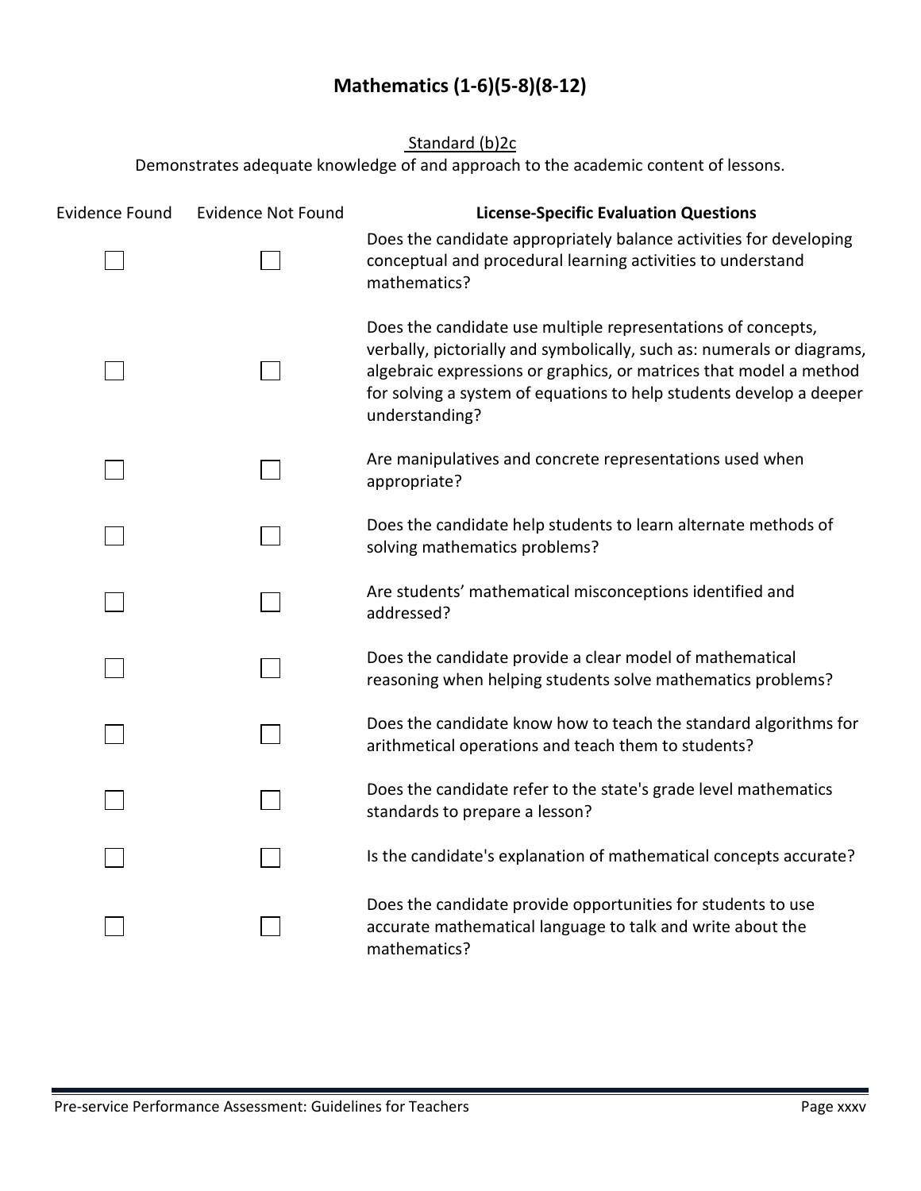# Mathematics (1-6)(5-8)(8-12)

Standard (b)2c

Demonstrates adequate knowledge of and approach to the academic content of lessons.

| Evidence Found | Evidence Not Found | **License-Specific Evaluation Questions** |
|---|---|---|
| ☐ | ☐ | Does the candidate appropriately balance activities for developing conceptual and procedural learning activities to understand mathematics? |
| ☐ | ☐ | Does the candidate use multiple representations of concepts, verbally, pictorially and symbolically, such as: numerals or diagrams, algebraic expressions or graphics, or matrices that model a method for solving a system of equations to help students develop a deeper understanding? |
| ☐ | ☐ | Are manipulatives and concrete representations used when appropriate? |
| ☐ | ☐ | Does the candidate help students to learn alternate methods of solving mathematics problems? |
| ☐ | ☐ | Are students' mathematical misconceptions identified and addressed? |
| ☐ | ☐ | Does the candidate provide a clear model of mathematical reasoning when helping students solve mathematics problems? |
| ☐ | ☐ | Does the candidate know how to teach the standard algorithms for arithmetical operations and teach them to students? |
| ☐ | ☐ | Does the candidate refer to the state's grade level mathematics standards to prepare a lesson? |
| ☐ | ☐ | Is the candidate's explanation of mathematical concepts accurate? |
| ☐ | ☐ | Does the candidate provide opportunities for students to use accurate mathematical language to talk and write about the mathematics? |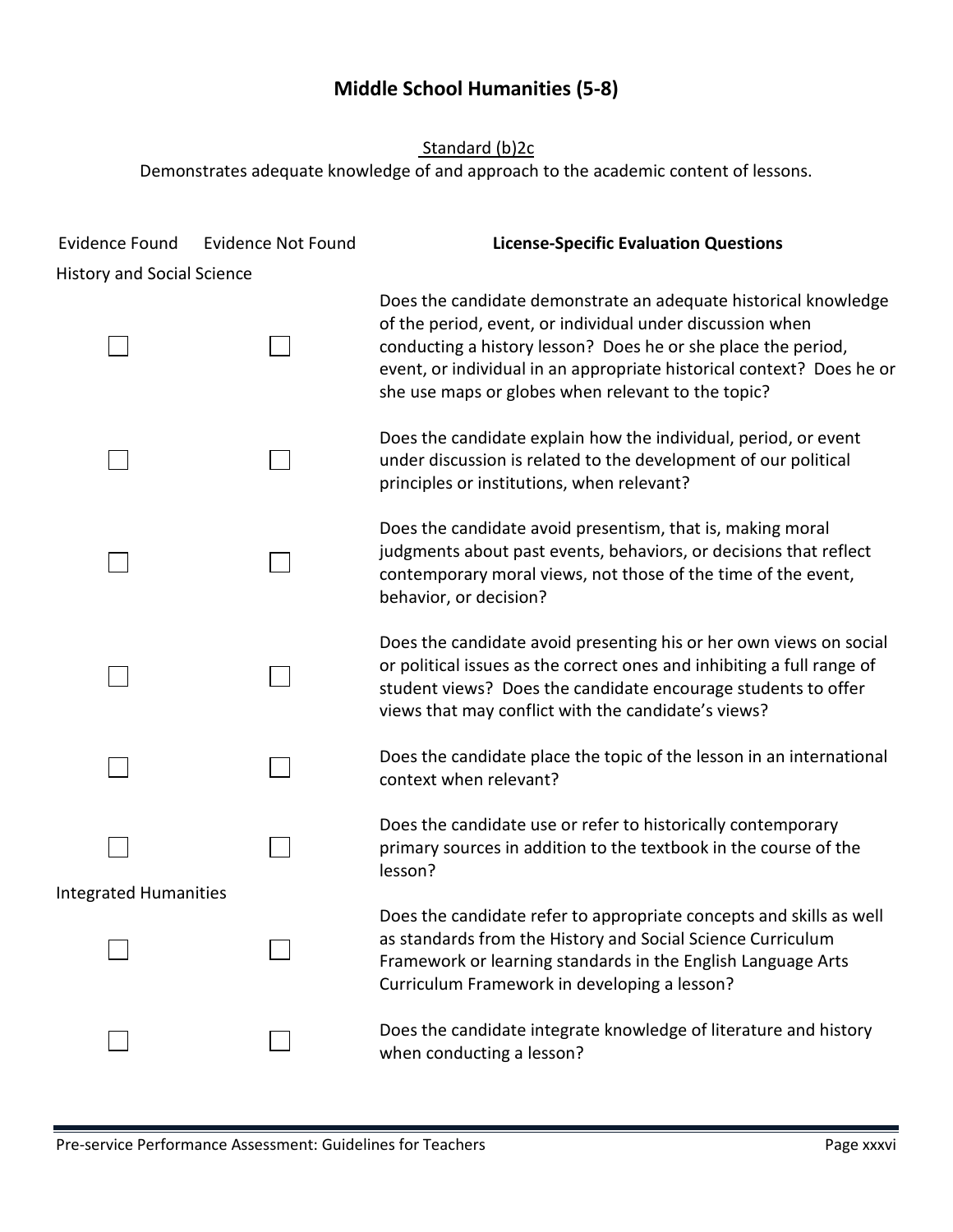# Middle School Humanities (5-8)

Standard (b)2c

Demonstrates adequate knowledge of and approach to the academic content of lessons.

| Evidence Found | Evidence Not Found | **License-Specific Evaluation Questions** |
|---|---|---|
| **History and Social Science** | | |
| ☐ | ☐ | Does the candidate demonstrate an adequate historical knowledge of the period, event, or individual under discussion when conducting a history lesson? Does he or she place the period, event, or individual in an appropriate historical context? Does he or she use maps or globes when relevant to the topic? |
| ☐ | ☐ | Does the candidate explain how the individual, period, or event under discussion is related to the development of our political principles or institutions, when relevant? |
| ☐ | ☐ | Does the candidate avoid presentism, that is, making moral judgments about past events, behaviors, or decisions that reflect contemporary moral views, not those of the time of the event, behavior, or decision? |
| ☐ | ☐ | Does the candidate avoid presenting his or her own views on social or political issues as the correct ones and inhibiting a full range of student views? Does the candidate encourage students to offer views that may conflict with the candidate's views? |
| ☐ | ☐ | Does the candidate place the topic of the lesson in an international context when relevant? |
| ☐ | ☐ | Does the candidate use or refer to historically contemporary primary sources in addition to the textbook in the course of the lesson? |
| **Integrated Humanities** | | |
| ☐ | ☐ | Does the candidate refer to appropriate concepts and skills as well as standards from the History and Social Science Curriculum Framework or learning standards in the English Language Arts Curriculum Framework in developing a lesson? |
| ☐ | ☐ | Does the candidate integrate knowledge of literature and history when conducting a lesson? |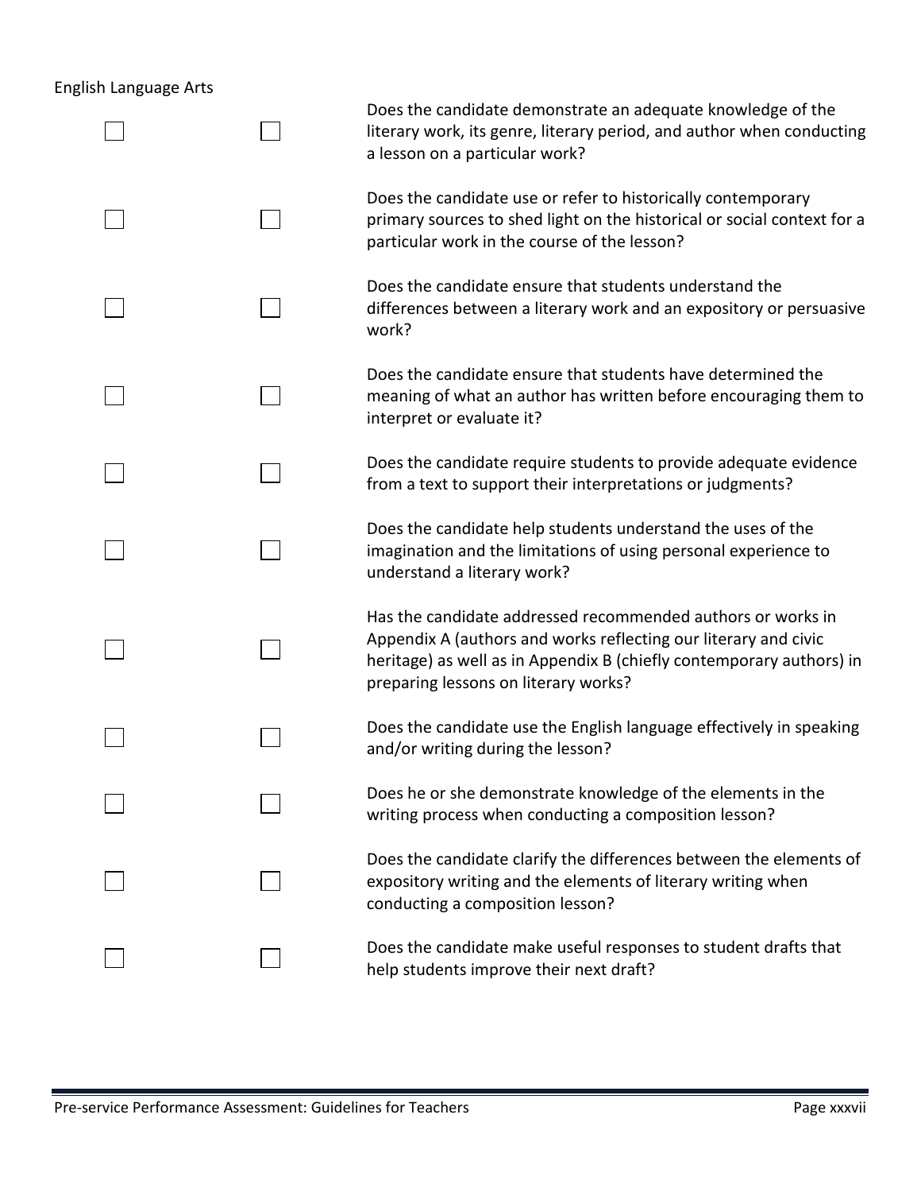English Language Arts

| | | |
|---|---|---|
| ☐ | ☐ | Does the candidate demonstrate an adequate knowledge of the literary work, its genre, literary period, and author when conducting a lesson on a particular work? |
| ☐ | ☐ | Does the candidate use or refer to historically contemporary primary sources to shed light on the historical or social context for a particular work in the course of the lesson? |
| ☐ | ☐ | Does the candidate ensure that students understand the differences between a literary work and an expository or persuasive work? |
| ☐ | ☐ | Does the candidate ensure that students have determined the meaning of what an author has written before encouraging them to interpret or evaluate it? |
| ☐ | ☐ | Does the candidate require students to provide adequate evidence from a text to support their interpretations or judgments? |
| ☐ | ☐ | Does the candidate help students understand the uses of the imagination and the limitations of using personal experience to understand a literary work? |
| ☐ | ☐ | Has the candidate addressed recommended authors or works in Appendix A (authors and works reflecting our literary and civic heritage) as well as in Appendix B (chiefly contemporary authors) in preparing lessons on literary works? |
| ☐ | ☐ | Does the candidate use the English language effectively in speaking and/or writing during the lesson? |
| ☐ | ☐ | Does he or she demonstrate knowledge of the elements in the writing process when conducting a composition lesson? |
| ☐ | ☐ | Does the candidate clarify the differences between the elements of expository writing and the elements of literary writing when conducting a composition lesson? |
| ☐ | ☐ | Does the candidate make useful responses to student drafts that help students improve their next draft? |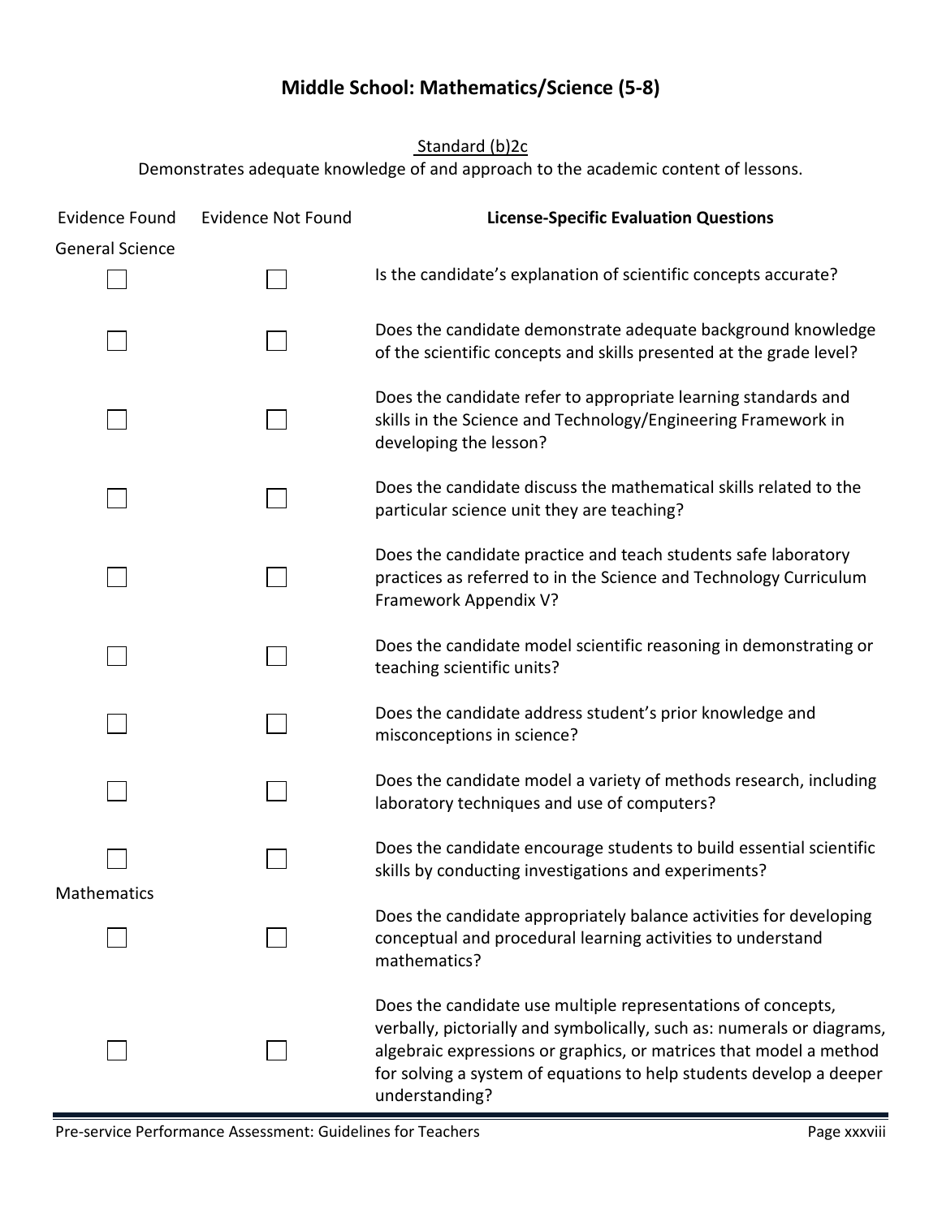# Middle School: Mathematics/Science (5-8)

Standard (b)2c

Demonstrates adequate knowledge of and approach to the academic content of lessons.

| Evidence Found | Evidence Not Found | **License-Specific Evaluation Questions** |
|---|---|---|
| General Science | | |
| ☐ | ☐ | Is the candidate's explanation of scientific concepts accurate? |
| ☐ | ☐ | Does the candidate demonstrate adequate background knowledge of the scientific concepts and skills presented at the grade level? |
| ☐ | ☐ | Does the candidate refer to appropriate learning standards and skills in the Science and Technology/Engineering Framework in developing the lesson? |
| ☐ | ☐ | Does the candidate discuss the mathematical skills related to the particular science unit they are teaching? |
| ☐ | ☐ | Does the candidate practice and teach students safe laboratory practices as referred to in the Science and Technology Curriculum Framework Appendix V? |
| ☐ | ☐ | Does the candidate model scientific reasoning in demonstrating or teaching scientific units? |
| ☐ | ☐ | Does the candidate address student's prior knowledge and misconceptions in science? |
| ☐ | ☐ | Does the candidate model a variety of methods research, including laboratory techniques and use of computers? |
| ☐ | ☐ | Does the candidate encourage students to build essential scientific skills by conducting investigations and experiments? |
| Mathematics | | |
| ☐ | ☐ | Does the candidate appropriately balance activities for developing conceptual and procedural learning activities to understand mathematics? |
| ☐ | ☐ | Does the candidate use multiple representations of concepts, verbally, pictorially and symbolically, such as: numerals or diagrams, algebraic expressions or graphics, or matrices that model a method for solving a system of equations to help students develop a deeper understanding? |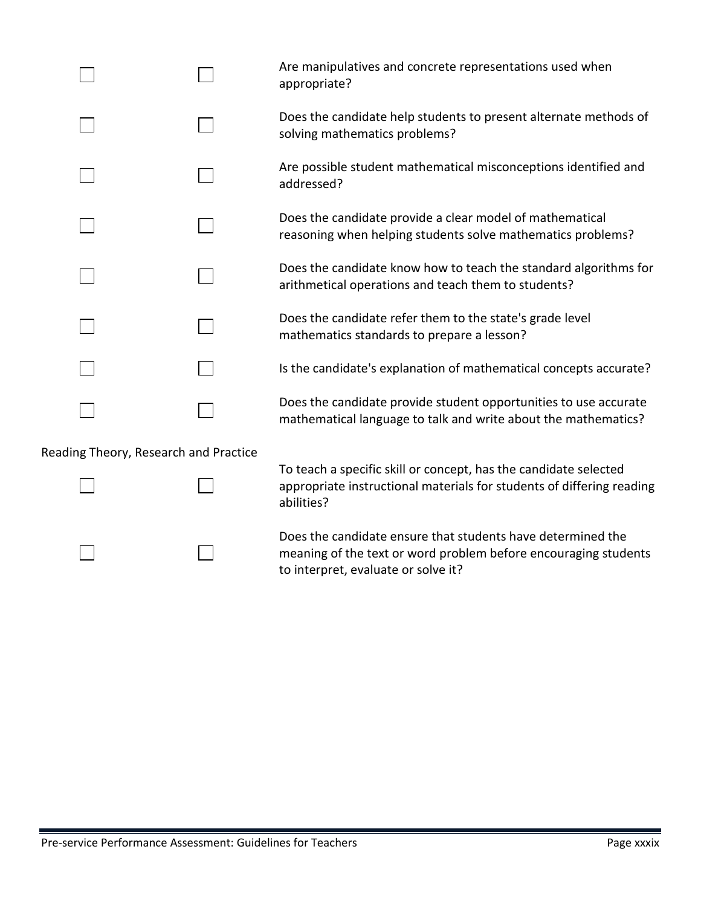| | | |
|---|---|---|
| ☐ | ☐ | Are manipulatives and concrete representations used when appropriate? |
| ☐ | ☐ | Does the candidate help students to present alternate methods of solving mathematics problems? |
| ☐ | ☐ | Are possible student mathematical misconceptions identified and addressed? |
| ☐ | ☐ | Does the candidate provide a clear model of mathematical reasoning when helping students solve mathematics problems? |
| ☐ | ☐ | Does the candidate know how to teach the standard algorithms for arithmetical operations and teach them to students? |
| ☐ | ☐ | Does the candidate refer them to the state's grade level mathematics standards to prepare a lesson? |
| ☐ | ☐ | Is the candidate's explanation of mathematical concepts accurate? |
| ☐ | ☐ | Does the candidate provide student opportunities to use accurate mathematical language to talk and write about the mathematics? |

Reading Theory, Research and Practice

| | | |
|---|---|---|
| ☐ | ☐ | To teach a specific skill or concept, has the candidate selected appropriate instructional materials for students of differing reading abilities? |
| ☐ | ☐ | Does the candidate ensure that students have determined the meaning of the text or word problem before encouraging students to interpret, evaluate or solve it? |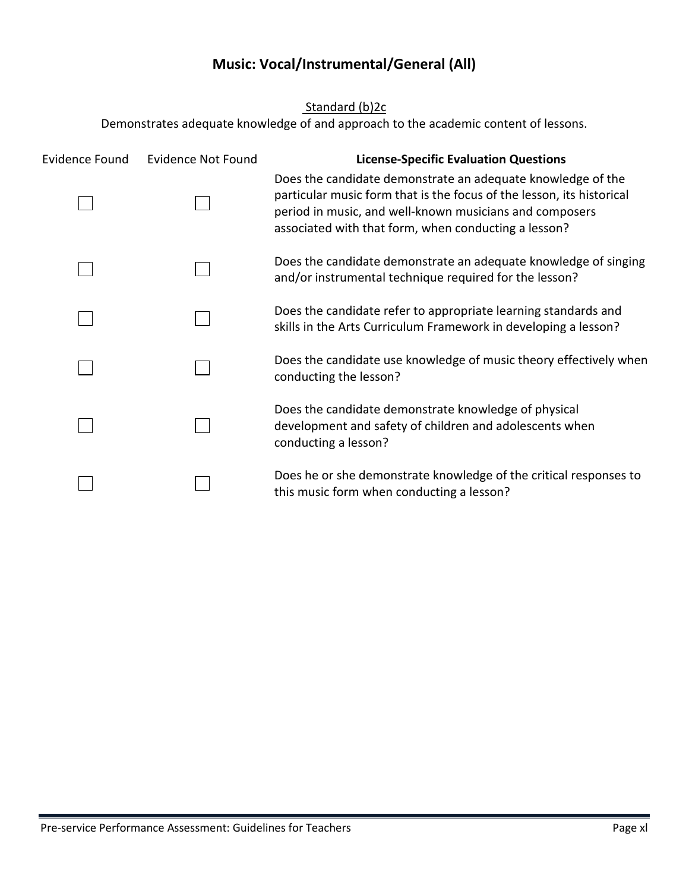## Music: Vocal/Instrumental/General (All)

Standard (b)2c

Demonstrates adequate knowledge of and approach to the academic content of lessons.

| Evidence Found | Evidence Not Found | **License-Specific Evaluation Questions** |
|---|---|---|
| ☐ | ☐ | Does the candidate demonstrate an adequate knowledge of the particular music form that is the focus of the lesson, its historical period in music, and well-known musicians and composers associated with that form, when conducting a lesson? |
| ☐ | ☐ | Does the candidate demonstrate an adequate knowledge of singing and/or instrumental technique required for the lesson? |
| ☐ | ☐ | Does the candidate refer to appropriate learning standards and skills in the Arts Curriculum Framework in developing a lesson? |
| ☐ | ☐ | Does the candidate use knowledge of music theory effectively when conducting the lesson? |
| ☐ | ☐ | Does the candidate demonstrate knowledge of physical development and safety of children and adolescents when conducting a lesson? |
| ☐ | ☐ | Does he or she demonstrate knowledge of the critical responses to this music form when conducting a lesson? |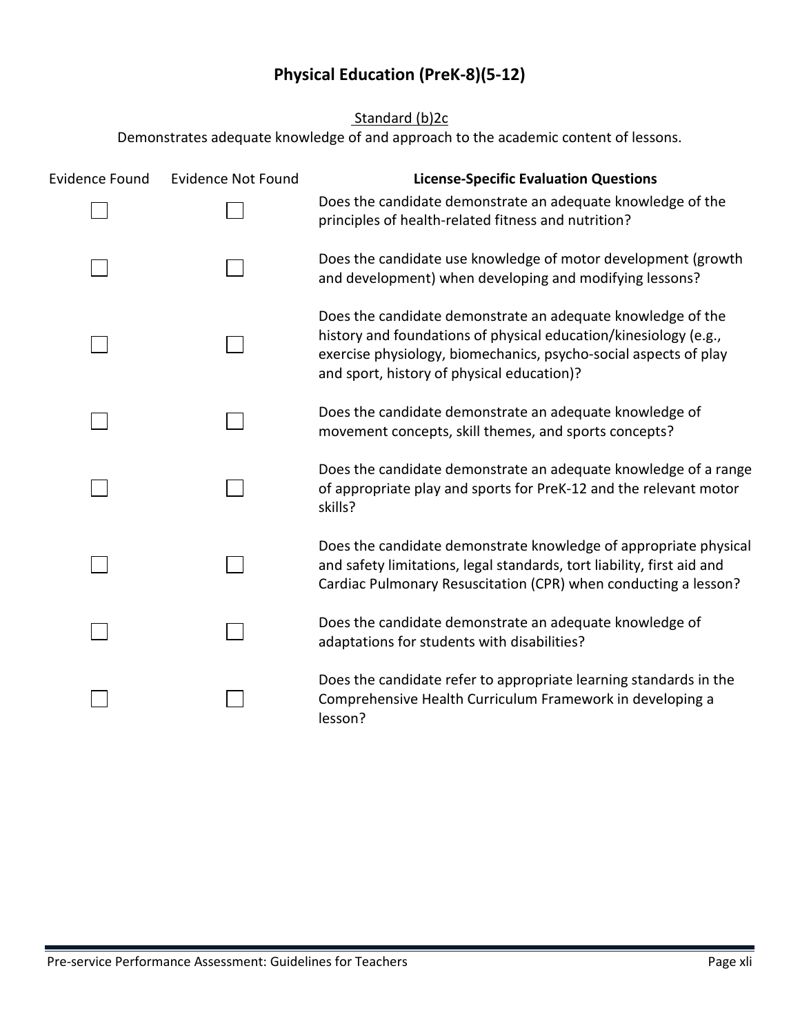# Physical Education (PreK-8)(5-12)

Standard (b)2c

Demonstrates adequate knowledge of and approach to the academic content of lessons.

| Evidence Found | Evidence Not Found | License-Specific Evaluation Questions |
|---|---|---|
| ☐ | ☐ | Does the candidate demonstrate an adequate knowledge of the principles of health-related fitness and nutrition? |
| ☐ | ☐ | Does the candidate use knowledge of motor development (growth and development) when developing and modifying lessons? |
| ☐ | ☐ | Does the candidate demonstrate an adequate knowledge of the history and foundations of physical education/kinesiology (e.g., exercise physiology, biomechanics, psycho-social aspects of play and sport, history of physical education)? |
| ☐ | ☐ | Does the candidate demonstrate an adequate knowledge of movement concepts, skill themes, and sports concepts? |
| ☐ | ☐ | Does the candidate demonstrate an adequate knowledge of a range of appropriate play and sports for PreK-12 and the relevant motor skills? |
| ☐ | ☐ | Does the candidate demonstrate knowledge of appropriate physical and safety limitations, legal standards, tort liability, first aid and Cardiac Pulmonary Resuscitation (CPR) when conducting a lesson? |
| ☐ | ☐ | Does the candidate demonstrate an adequate knowledge of adaptations for students with disabilities? |
| ☐ | ☐ | Does the candidate refer to appropriate learning standards in the Comprehensive Health Curriculum Framework in developing a lesson? |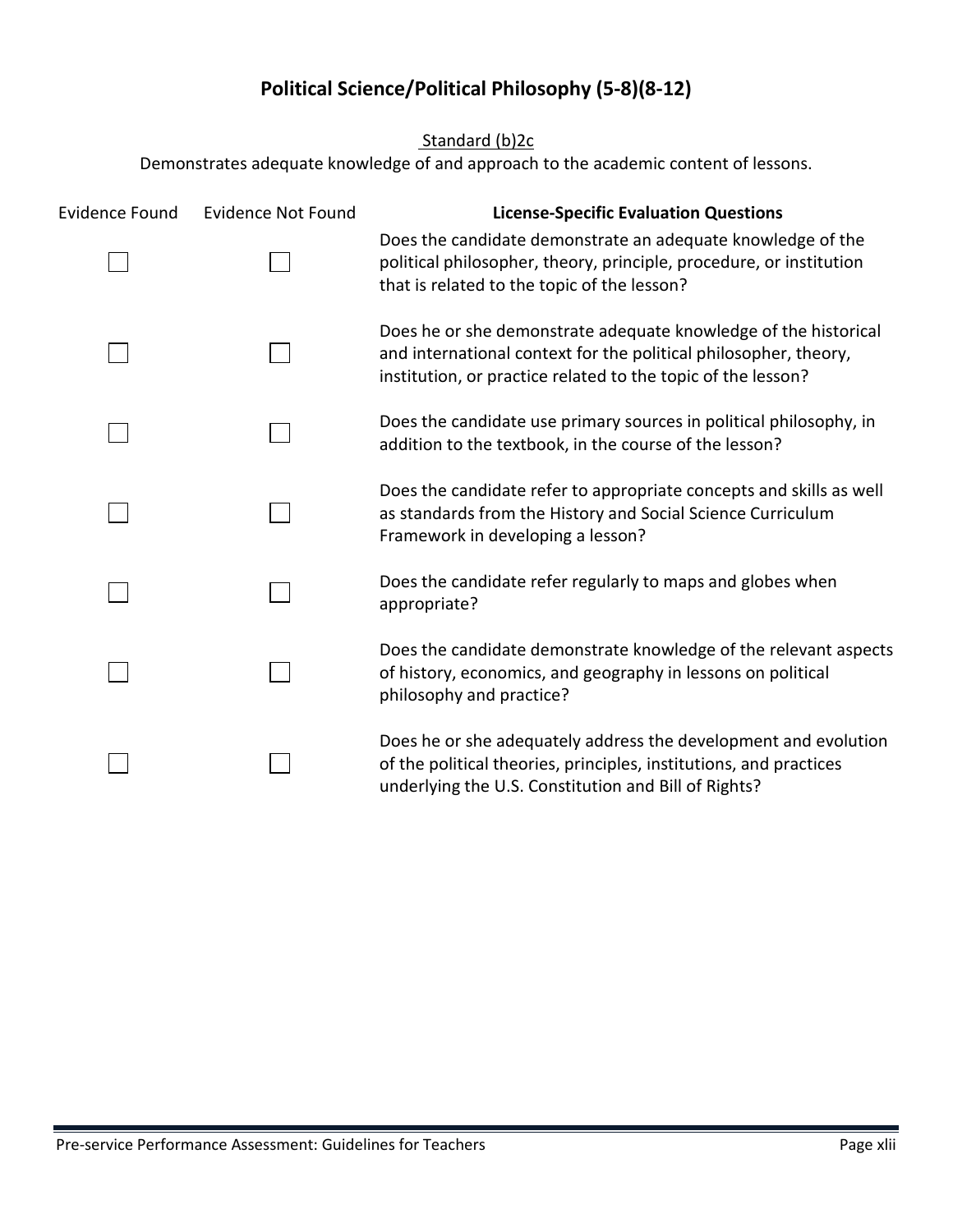# Political Science/Political Philosophy (5-8)(8-12)

Standard (b)2c

Demonstrates adequate knowledge of and approach to the academic content of lessons.

| Evidence Found | Evidence Not Found | **License-Specific Evaluation Questions** |
|---|---|---|
| ☐ | ☐ | Does the candidate demonstrate an adequate knowledge of the political philosopher, theory, principle, procedure, or institution that is related to the topic of the lesson? |
| ☐ | ☐ | Does he or she demonstrate adequate knowledge of the historical and international context for the political philosopher, theory, institution, or practice related to the topic of the lesson? |
| ☐ | ☐ | Does the candidate use primary sources in political philosophy, in addition to the textbook, in the course of the lesson? |
| ☐ | ☐ | Does the candidate refer to appropriate concepts and skills as well as standards from the History and Social Science Curriculum Framework in developing a lesson? |
| ☐ | ☐ | Does the candidate refer regularly to maps and globes when appropriate? |
| ☐ | ☐ | Does the candidate demonstrate knowledge of the relevant aspects of history, economics, and geography in lessons on political philosophy and practice? |
| ☐ | ☐ | Does he or she adequately address the development and evolution of the political theories, principles, institutions, and practices underlying the U.S. Constitution and Bill of Rights? |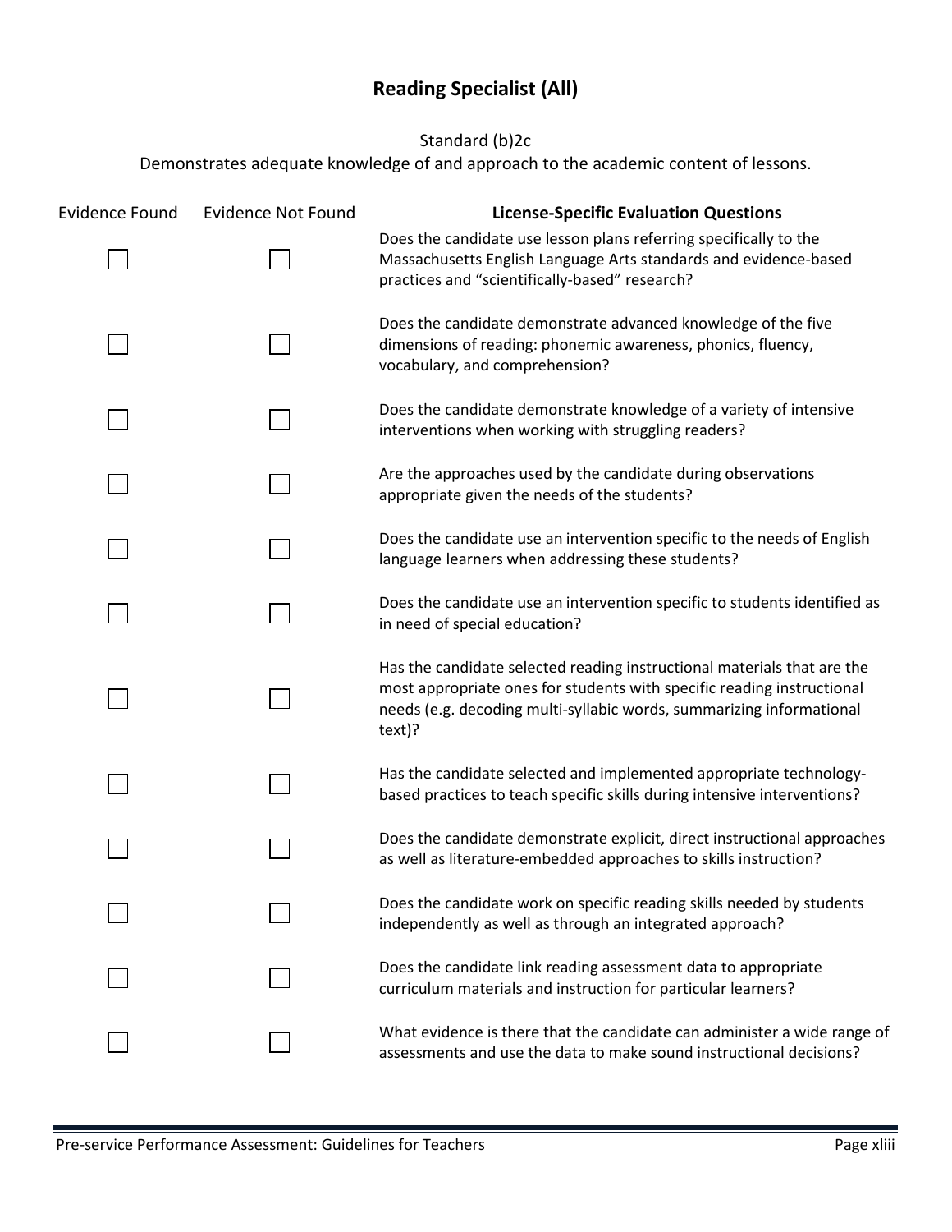# Reading Specialist (All)

Standard (b)2c

Demonstrates adequate knowledge of and approach to the academic content of lessons.

| Evidence Found | Evidence Not Found | **License-Specific Evaluation Questions** |
|---|---|---|
| ☐ | ☐ | Does the candidate use lesson plans referring specifically to the Massachusetts English Language Arts standards and evidence-based practices and "scientifically-based" research? |
| ☐ | ☐ | Does the candidate demonstrate advanced knowledge of the five dimensions of reading: phonemic awareness, phonics, fluency, vocabulary, and comprehension? |
| ☐ | ☐ | Does the candidate demonstrate knowledge of a variety of intensive interventions when working with struggling readers? |
| ☐ | ☐ | Are the approaches used by the candidate during observations appropriate given the needs of the students? |
| ☐ | ☐ | Does the candidate use an intervention specific to the needs of English language learners when addressing these students? |
| ☐ | ☐ | Does the candidate use an intervention specific to students identified as in need of special education? |
| ☐ | ☐ | Has the candidate selected reading instructional materials that are the most appropriate ones for students with specific reading instructional needs (e.g. decoding multi-syllabic words, summarizing informational text)? |
| ☐ | ☐ | Has the candidate selected and implemented appropriate technology-based practices to teach specific skills during intensive interventions? |
| ☐ | ☐ | Does the candidate demonstrate explicit, direct instructional approaches as well as literature-embedded approaches to skills instruction? |
| ☐ | ☐ | Does the candidate work on specific reading skills needed by students independently as well as through an integrated approach? |
| ☐ | ☐ | Does the candidate link reading assessment data to appropriate curriculum materials and instruction for particular learners? |
| ☐ | ☐ | What evidence is there that the candidate can administer a wide range of assessments and use the data to make sound instructional decisions? |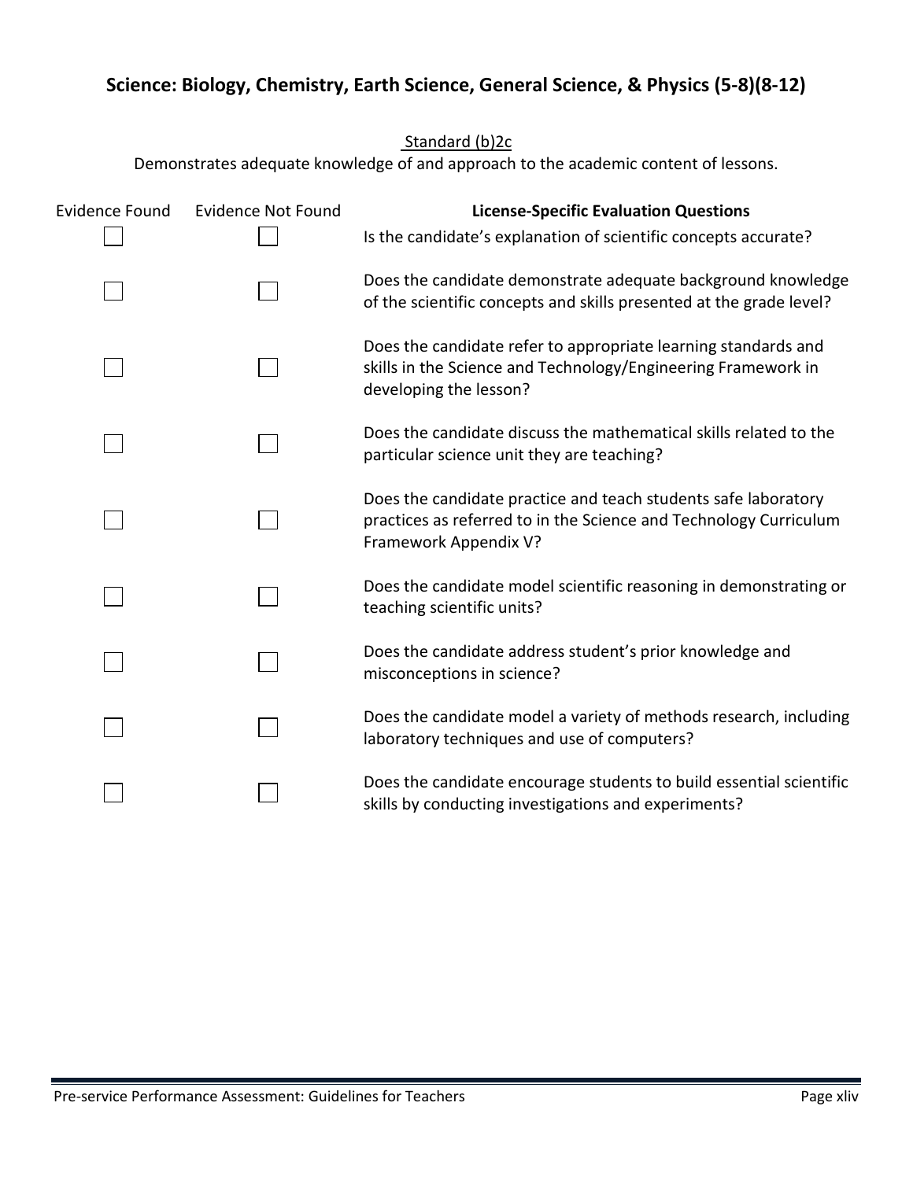## Science: Biology, Chemistry, Earth Science, General Science, & Physics (5-8)(8-12)

Standard (b)2c

Demonstrates adequate knowledge of and approach to the academic content of lessons.

| Evidence Found | Evidence Not Found | License-Specific Evaluation Questions |
|---|---|---|
| ☐ | ☐ | Is the candidate's explanation of scientific concepts accurate? |
| ☐ | ☐ | Does the candidate demonstrate adequate background knowledge of the scientific concepts and skills presented at the grade level? |
| ☐ | ☐ | Does the candidate refer to appropriate learning standards and skills in the Science and Technology/Engineering Framework in developing the lesson? |
| ☐ | ☐ | Does the candidate discuss the mathematical skills related to the particular science unit they are teaching? |
| ☐ | ☐ | Does the candidate practice and teach students safe laboratory practices as referred to in the Science and Technology Curriculum Framework Appendix V? |
| ☐ | ☐ | Does the candidate model scientific reasoning in demonstrating or teaching scientific units? |
| ☐ | ☐ | Does the candidate address student's prior knowledge and misconceptions in science? |
| ☐ | ☐ | Does the candidate model a variety of methods research, including laboratory techniques and use of computers? |
| ☐ | ☐ | Does the candidate encourage students to build essential scientific skills by conducting investigations and experiments? |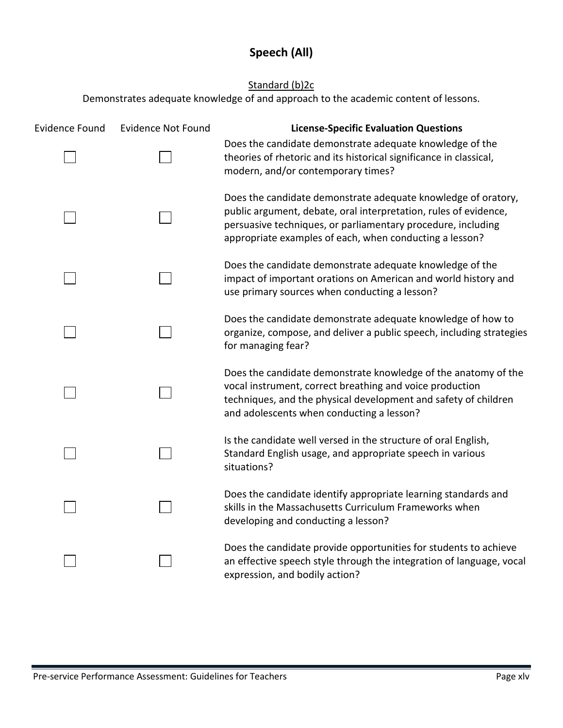# Speech (All)

Standard (b)2c

Demonstrates adequate knowledge of and approach to the academic content of lessons.

| Evidence Found | Evidence Not Found | License-Specific Evaluation Questions |
|---|---|---|
| ☐ | ☐ | Does the candidate demonstrate adequate knowledge of the theories of rhetoric and its historical significance in classical, modern, and/or contemporary times? |
| ☐ | ☐ | Does the candidate demonstrate adequate knowledge of oratory, public argument, debate, oral interpretation, rules of evidence, persuasive techniques, or parliamentary procedure, including appropriate examples of each, when conducting a lesson? |
| ☐ | ☐ | Does the candidate demonstrate adequate knowledge of the impact of important orations on American and world history and use primary sources when conducting a lesson? |
| ☐ | ☐ | Does the candidate demonstrate adequate knowledge of how to organize, compose, and deliver a public speech, including strategies for managing fear? |
| ☐ | ☐ | Does the candidate demonstrate knowledge of the anatomy of the vocal instrument, correct breathing and voice production techniques, and the physical development and safety of children and adolescents when conducting a lesson? |
| ☐ | ☐ | Is the candidate well versed in the structure of oral English, Standard English usage, and appropriate speech in various situations? |
| ☐ | ☐ | Does the candidate identify appropriate learning standards and skills in the Massachusetts Curriculum Frameworks when developing and conducting a lesson? |
| ☐ | ☐ | Does the candidate provide opportunities for students to achieve an effective speech style through the integration of language, vocal expression, and bodily action? |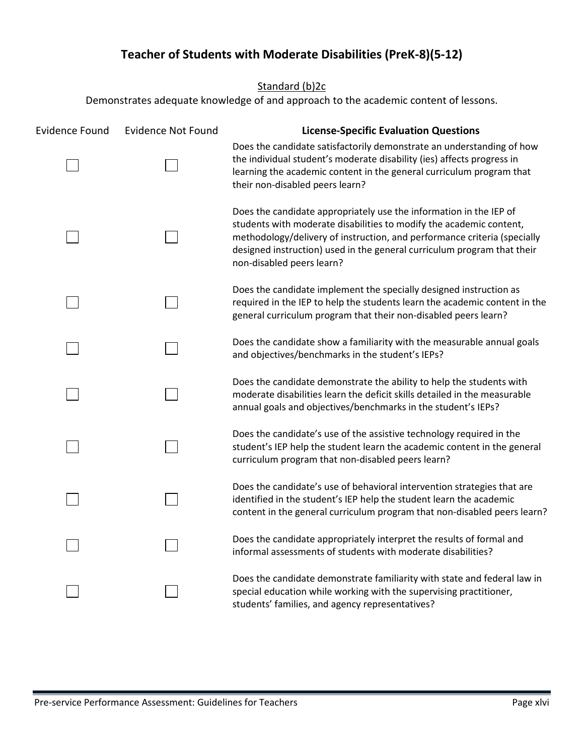# Teacher of Students with Moderate Disabilities (PreK-8)(5-12)

Standard (b)2c

Demonstrates adequate knowledge of and approach to the academic content of lessons.

| Evidence Found | Evidence Not Found | **License-Specific Evaluation Questions** |
|---|---|---|
| ☐ | ☐ | Does the candidate satisfactorily demonstrate an understanding of how the individual student's moderate disability (ies) affects progress in learning the academic content in the general curriculum program that their non-disabled peers learn? |
| ☐ | ☐ | Does the candidate appropriately use the information in the IEP of students with moderate disabilities to modify the academic content, methodology/delivery of instruction, and performance criteria (specially designed instruction) used in the general curriculum program that their non-disabled peers learn? |
| ☐ | ☐ | Does the candidate implement the specially designed instruction as required in the IEP to help the students learn the academic content in the general curriculum program that their non-disabled peers learn? |
| ☐ | ☐ | Does the candidate show a familiarity with the measurable annual goals and objectives/benchmarks in the student's IEPs? |
| ☐ | ☐ | Does the candidate demonstrate the ability to help the students with moderate disabilities learn the deficit skills detailed in the measurable annual goals and objectives/benchmarks in the student's IEPs? |
| ☐ | ☐ | Does the candidate's use of the assistive technology required in the student's IEP help the student learn the academic content in the general curriculum program that non-disabled peers learn? |
| ☐ | ☐ | Does the candidate's use of behavioral intervention strategies that are identified in the student's IEP help the student learn the academic content in the general curriculum program that non-disabled peers learn? |
| ☐ | ☐ | Does the candidate appropriately interpret the results of formal and informal assessments of students with moderate disabilities? |
| ☐ | ☐ | Does the candidate demonstrate familiarity with state and federal law in special education while working with the supervising practitioner, students' families, and agency representatives? |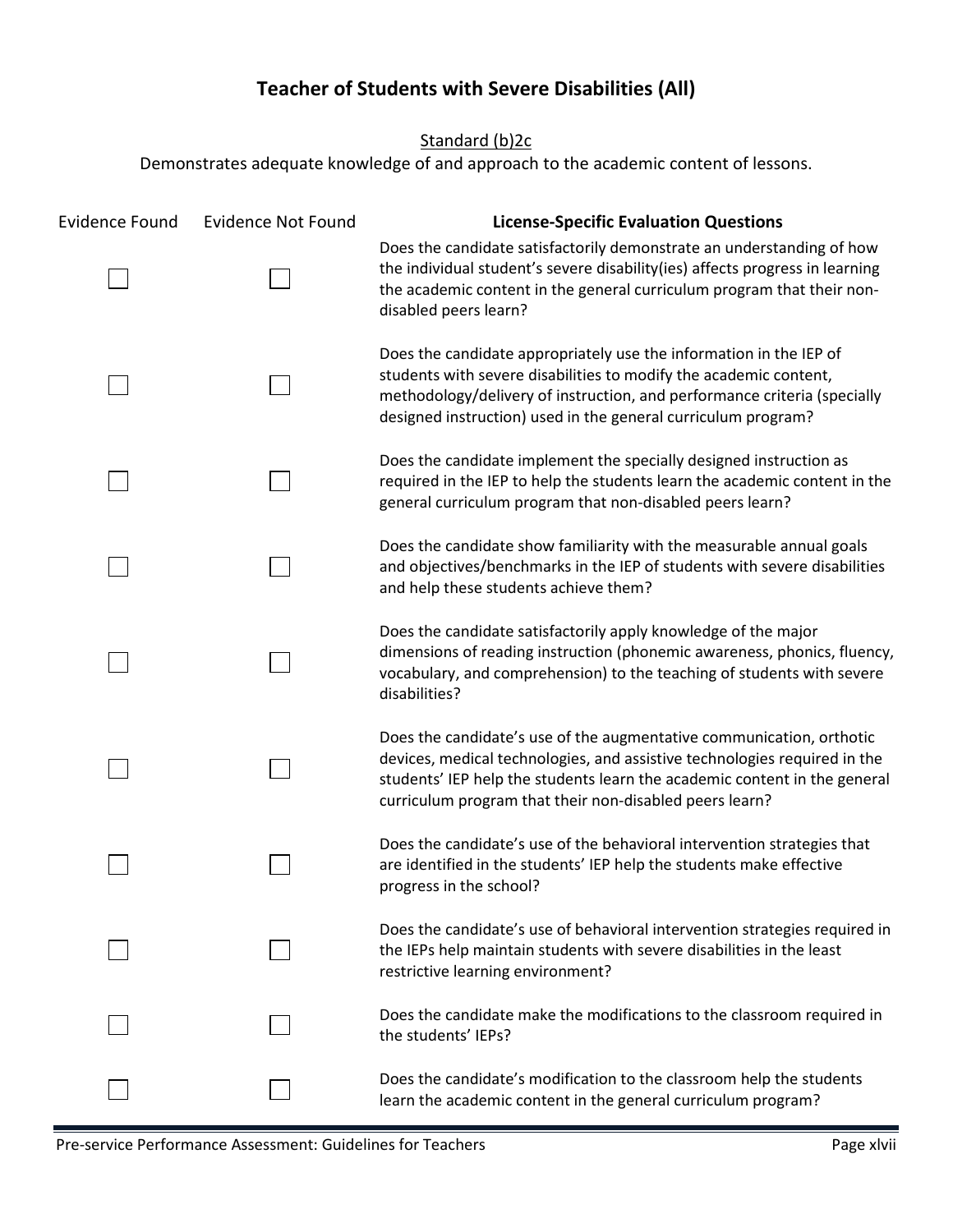# Teacher of Students with Severe Disabilities (All)

Standard (b)2c

Demonstrates adequate knowledge of and approach to the academic content of lessons.

| Evidence Found | Evidence Not Found | License-Specific Evaluation Questions |
|---|---|---|
| ☐ | ☐ | Does the candidate satisfactorily demonstrate an understanding of how the individual student's severe disability(ies) affects progress in learning the academic content in the general curriculum program that their non-disabled peers learn? |
| ☐ | ☐ | Does the candidate appropriately use the information in the IEP of students with severe disabilities to modify the academic content, methodology/delivery of instruction, and performance criteria (specially designed instruction) used in the general curriculum program? |
| ☐ | ☐ | Does the candidate implement the specially designed instruction as required in the IEP to help the students learn the academic content in the general curriculum program that non-disabled peers learn? |
| ☐ | ☐ | Does the candidate show familiarity with the measurable annual goals and objectives/benchmarks in the IEP of students with severe disabilities and help these students achieve them? |
| ☐ | ☐ | Does the candidate satisfactorily apply knowledge of the major dimensions of reading instruction (phonemic awareness, phonics, fluency, vocabulary, and comprehension) to the teaching of students with severe disabilities? |
| ☐ | ☐ | Does the candidate's use of the augmentative communication, orthotic devices, medical technologies, and assistive technologies required in the students' IEP help the students learn the academic content in the general curriculum program that their non-disabled peers learn? |
| ☐ | ☐ | Does the candidate's use of the behavioral intervention strategies that are identified in the students' IEP help the students make effective progress in the school? |
| ☐ | ☐ | Does the candidate's use of behavioral intervention strategies required in the IEPs help maintain students with severe disabilities in the least restrictive learning environment? |
| ☐ | ☐ | Does the candidate make the modifications to the classroom required in the students' IEPs? |
| ☐ | ☐ | Does the candidate's modification to the classroom help the students learn the academic content in the general curriculum program? |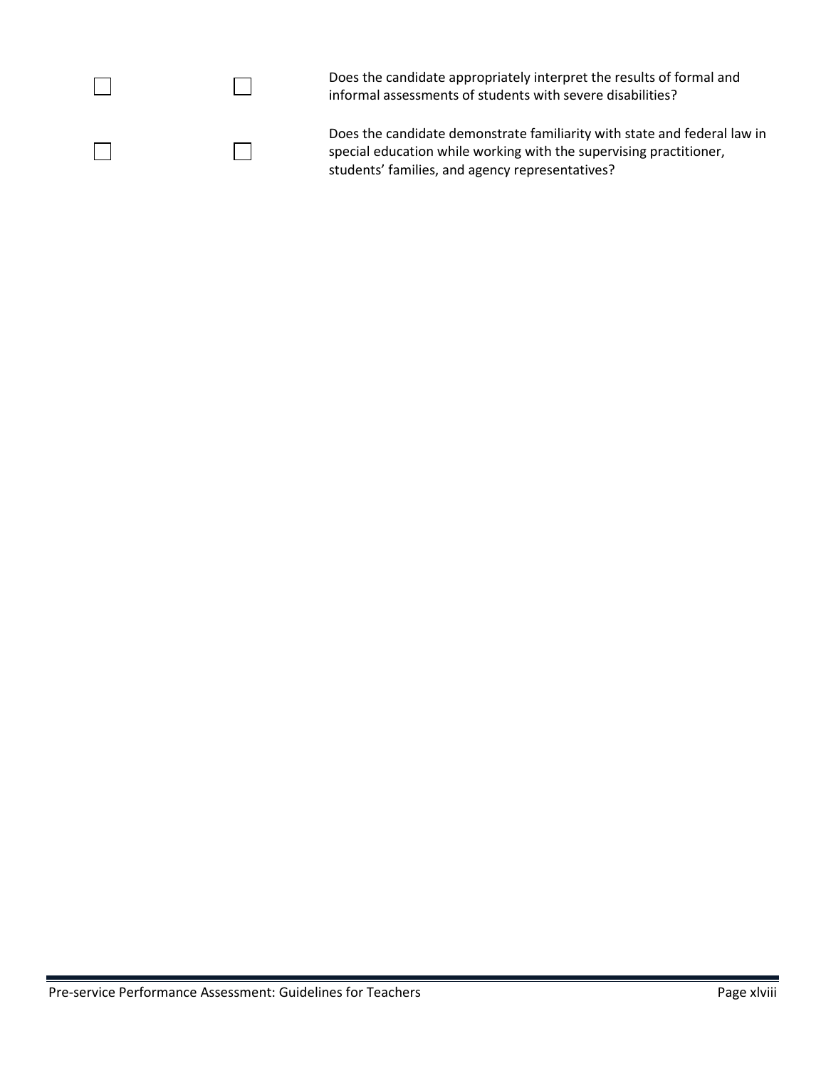| | | |
|---|---|---|
| ☐ | ☐ | Does the candidate appropriately interpret the results of formal and informal assessments of students with severe disabilities? |
| ☐ | ☐ | Does the candidate demonstrate familiarity with state and federal law in special education while working with the supervising practitioner, students' families, and agency representatives? |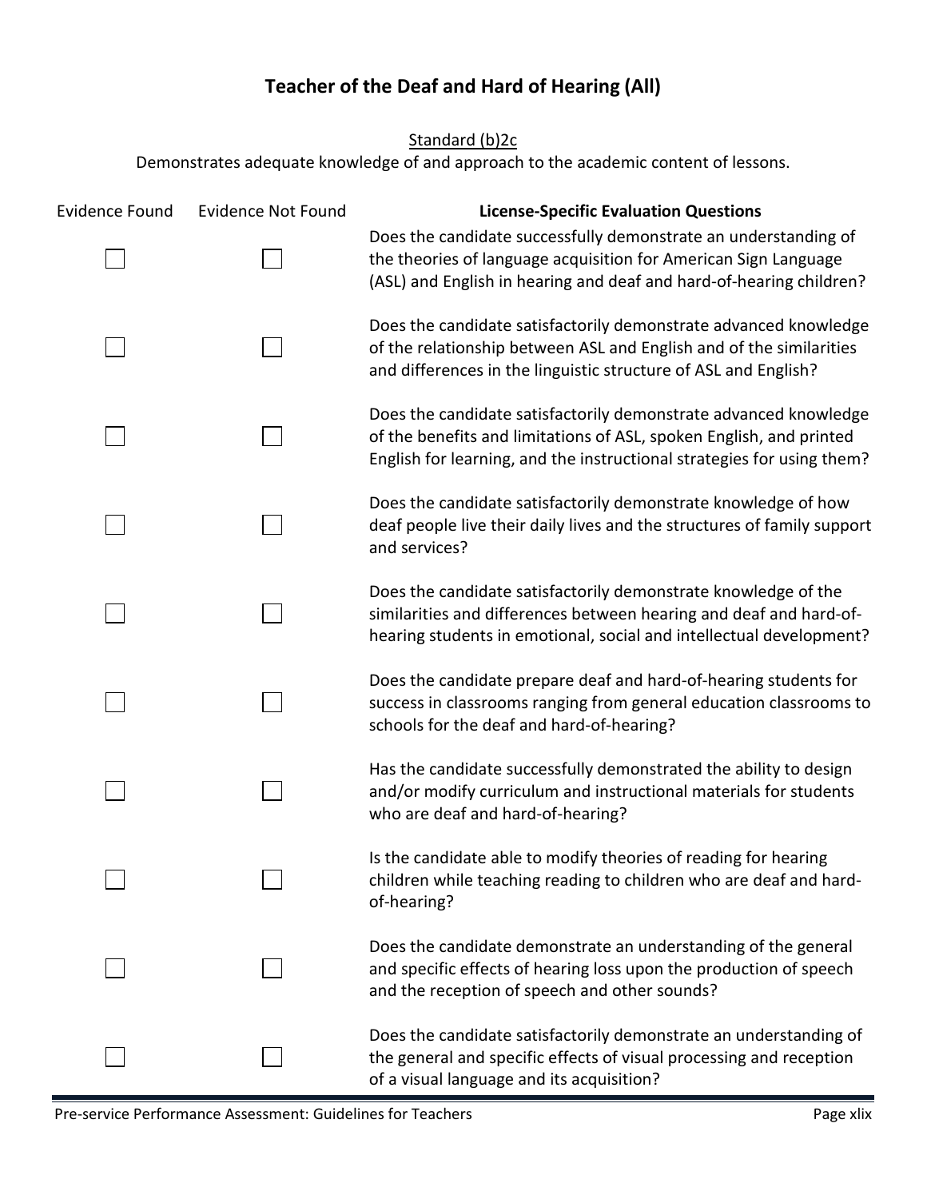# Teacher of the Deaf and Hard of Hearing (All)

Standard (b)2c

Demonstrates adequate knowledge of and approach to the academic content of lessons.

| Evidence Found | Evidence Not Found | License-Specific Evaluation Questions |
|---|---|---|
| ☐ | ☐ | Does the candidate successfully demonstrate an understanding of the theories of language acquisition for American Sign Language (ASL) and English in hearing and deaf and hard-of-hearing children? |
| ☐ | ☐ | Does the candidate satisfactorily demonstrate advanced knowledge of the relationship between ASL and English and of the similarities and differences in the linguistic structure of ASL and English? |
| ☐ | ☐ | Does the candidate satisfactorily demonstrate advanced knowledge of the benefits and limitations of ASL, spoken English, and printed English for learning, and the instructional strategies for using them? |
| ☐ | ☐ | Does the candidate satisfactorily demonstrate knowledge of how deaf people live their daily lives and the structures of family support and services? |
| ☐ | ☐ | Does the candidate satisfactorily demonstrate knowledge of the similarities and differences between hearing and deaf and hard-of-hearing students in emotional, social and intellectual development? |
| ☐ | ☐ | Does the candidate prepare deaf and hard-of-hearing students for success in classrooms ranging from general education classrooms to schools for the deaf and hard-of-hearing? |
| ☐ | ☐ | Has the candidate successfully demonstrated the ability to design and/or modify curriculum and instructional materials for students who are deaf and hard-of-hearing? |
| ☐ | ☐ | Is the candidate able to modify theories of reading for hearing children while teaching reading to children who are deaf and hard-of-hearing? |
| ☐ | ☐ | Does the candidate demonstrate an understanding of the general and specific effects of hearing loss upon the production of speech and the reception of speech and other sounds? |
| ☐ | ☐ | Does the candidate satisfactorily demonstrate an understanding of the general and specific effects of visual processing and reception of a visual language and its acquisition? |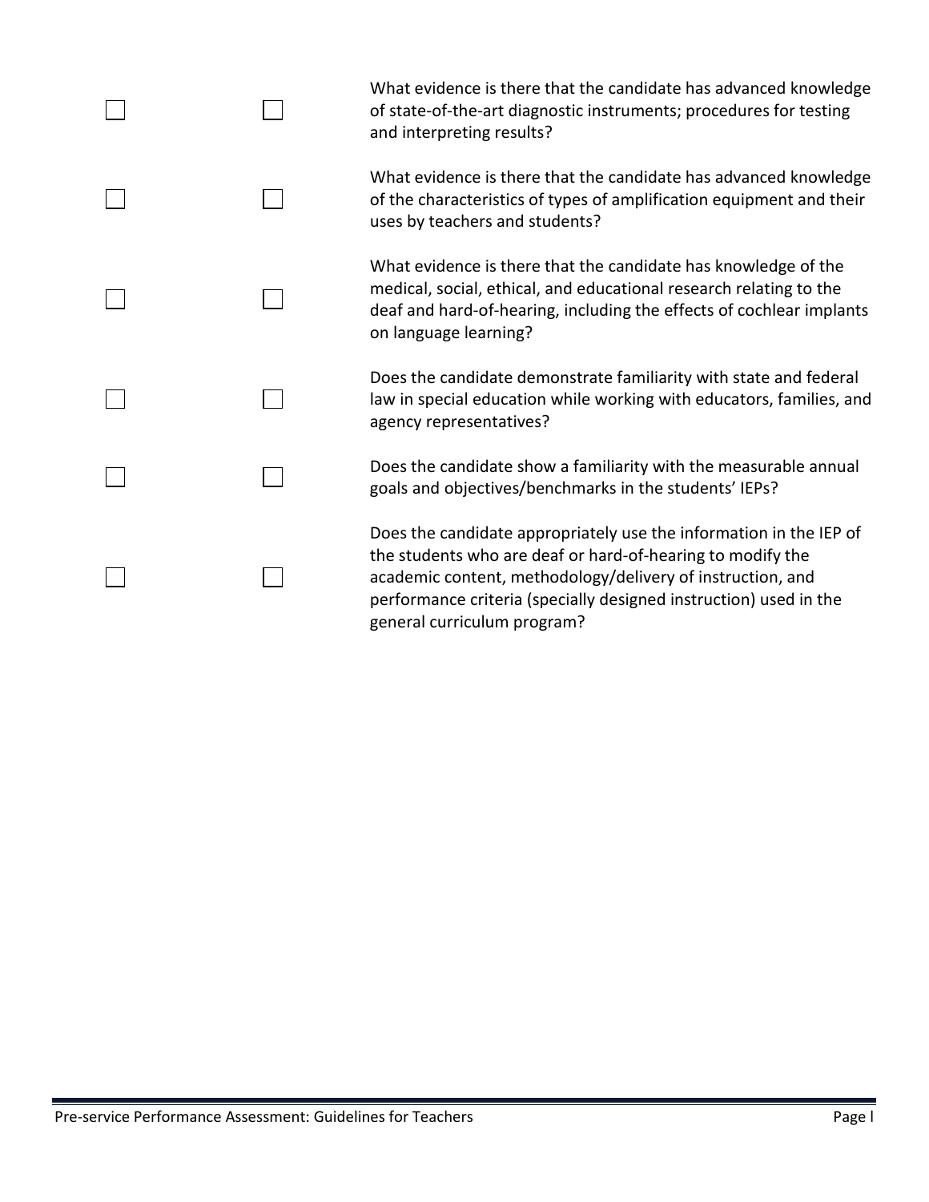| | | |
|---|---|---|
| ☐ | ☐ | What evidence is there that the candidate has advanced knowledge of state-of-the-art diagnostic instruments; procedures for testing and interpreting results? |
| ☐ | ☐ | What evidence is there that the candidate has advanced knowledge of the characteristics of types of amplification equipment and their uses by teachers and students? |
| ☐ | ☐ | What evidence is there that the candidate has knowledge of the medical, social, ethical, and educational research relating to the deaf and hard-of-hearing, including the effects of cochlear implants on language learning? |
| ☐ | ☐ | Does the candidate demonstrate familiarity with state and federal law in special education while working with educators, families, and agency representatives? |
| ☐ | ☐ | Does the candidate show a familiarity with the measurable annual goals and objectives/benchmarks in the students' IEPs? |
| ☐ | ☐ | Does the candidate appropriately use the information in the IEP of the students who are deaf or hard-of-hearing to modify the academic content, methodology/delivery of instruction, and performance criteria (specially designed instruction) used in the general curriculum program? |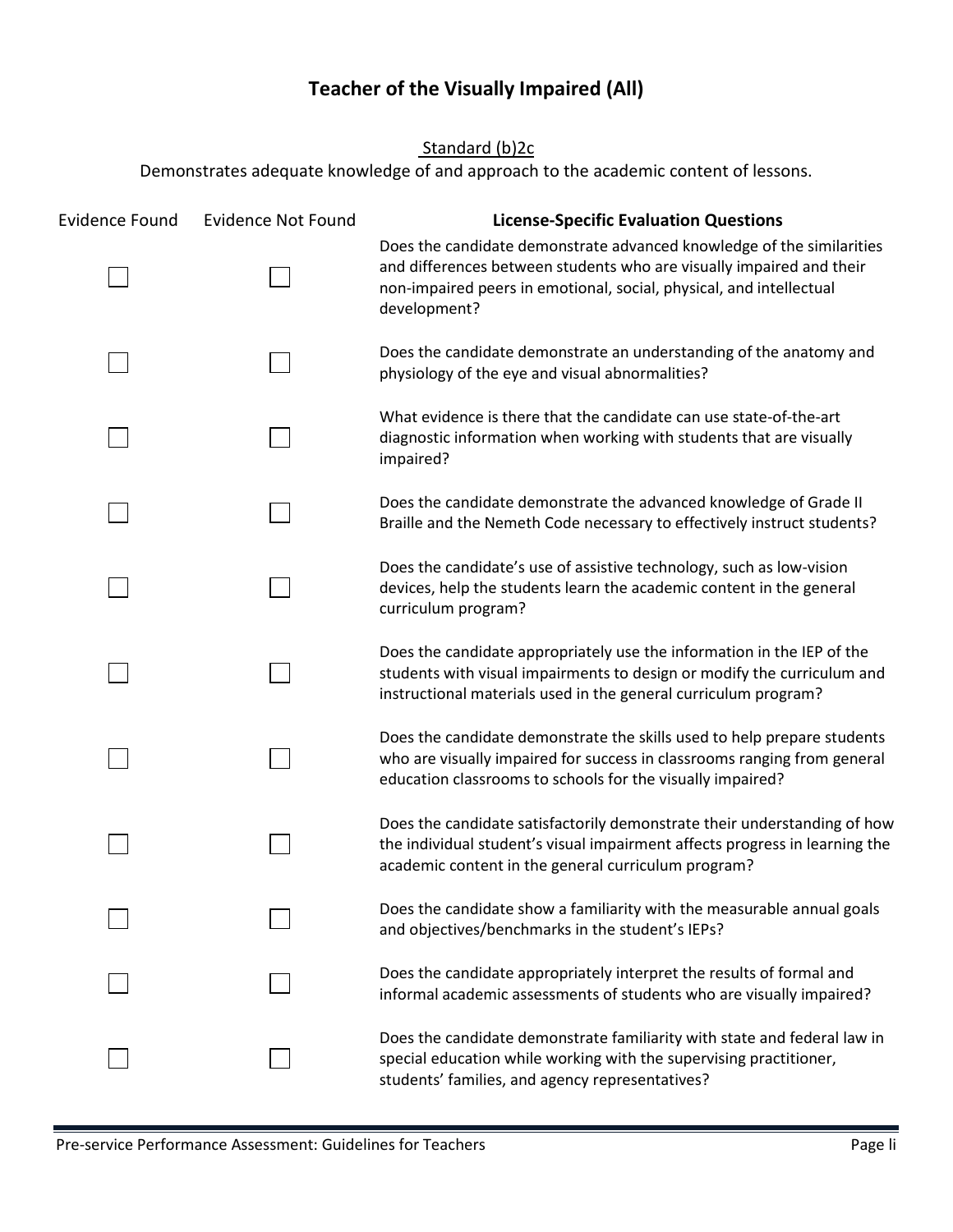# Teacher of the Visually Impaired (All)

Standard (b)2c

Demonstrates adequate knowledge of and approach to the academic content of lessons.

| Evidence Found | Evidence Not Found | License-Specific Evaluation Questions |
|---|---|---|
| ☐ | ☐ | Does the candidate demonstrate advanced knowledge of the similarities and differences between students who are visually impaired and their non-impaired peers in emotional, social, physical, and intellectual development? |
| ☐ | ☐ | Does the candidate demonstrate an understanding of the anatomy and physiology of the eye and visual abnormalities? |
| ☐ | ☐ | What evidence is there that the candidate can use state-of-the-art diagnostic information when working with students that are visually impaired? |
| ☐ | ☐ | Does the candidate demonstrate the advanced knowledge of Grade II Braille and the Nemeth Code necessary to effectively instruct students? |
| ☐ | ☐ | Does the candidate's use of assistive technology, such as low-vision devices, help the students learn the academic content in the general curriculum program? |
| ☐ | ☐ | Does the candidate appropriately use the information in the IEP of the students with visual impairments to design or modify the curriculum and instructional materials used in the general curriculum program? |
| ☐ | ☐ | Does the candidate demonstrate the skills used to help prepare students who are visually impaired for success in classrooms ranging from general education classrooms to schools for the visually impaired? |
| ☐ | ☐ | Does the candidate satisfactorily demonstrate their understanding of how the individual student's visual impairment affects progress in learning the academic content in the general curriculum program? |
| ☐ | ☐ | Does the candidate show a familiarity with the measurable annual goals and objectives/benchmarks in the student's IEPs? |
| ☐ | ☐ | Does the candidate appropriately interpret the results of formal and informal academic assessments of students who are visually impaired? |
| ☐ | ☐ | Does the candidate demonstrate familiarity with state and federal law in special education while working with the supervising practitioner, students' families, and agency representatives? |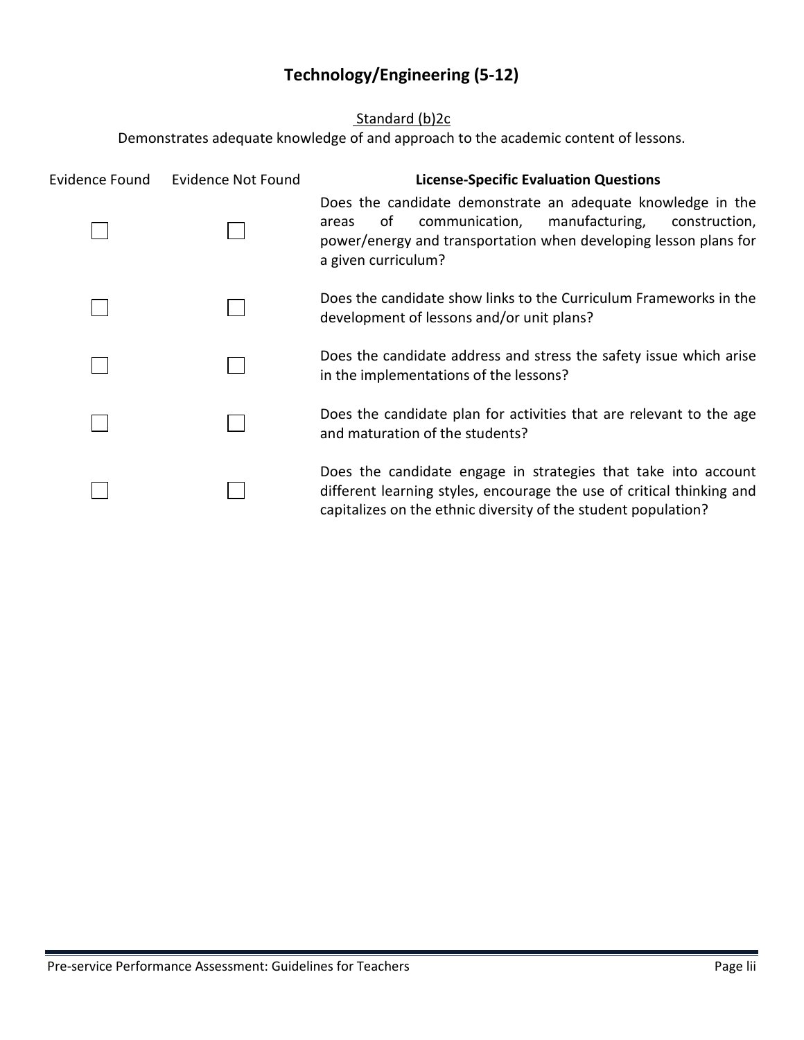# Technology/Engineering (5-12)

Standard (b)2c

Demonstrates adequate knowledge of and approach to the academic content of lessons.

| Evidence Found | Evidence Not Found | **License-Specific Evaluation Questions** |
| --- | --- | --- |
| ☐ | ☐ | Does the candidate demonstrate an adequate knowledge in the areas of communication, manufacturing, construction, power/energy and transportation when developing lesson plans for a given curriculum? |
| ☐ | ☐ | Does the candidate show links to the Curriculum Frameworks in the development of lessons and/or unit plans? |
| ☐ | ☐ | Does the candidate address and stress the safety issue which arise in the implementations of the lessons? |
| ☐ | ☐ | Does the candidate plan for activities that are relevant to the age and maturation of the students? |
| ☐ | ☐ | Does the candidate engage in strategies that take into account different learning styles, encourage the use of critical thinking and capitalizes on the ethnic diversity of the student population? |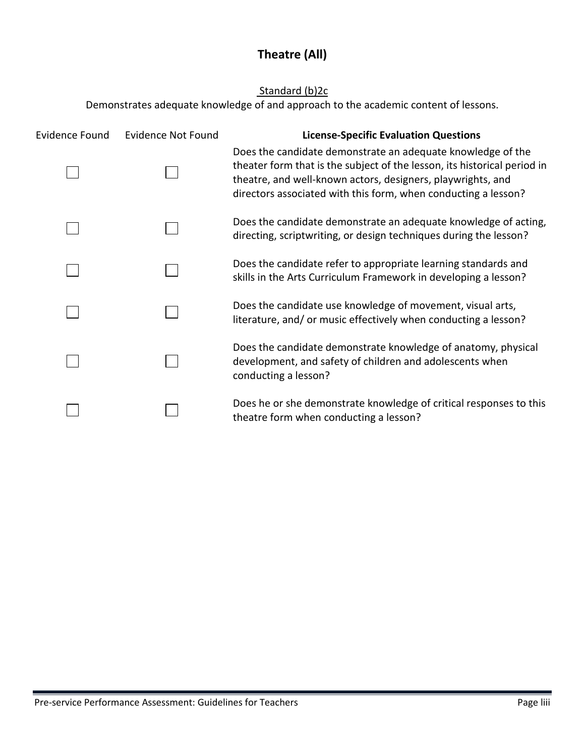# Theatre (All)

Standard (b)2c

Demonstrates adequate knowledge of and approach to the academic content of lessons.

| Evidence Found | Evidence Not Found | **License-Specific Evaluation Questions** |
|---|---|---|
| ☐ | ☐ | Does the candidate demonstrate an adequate knowledge of the theater form that is the subject of the lesson, its historical period in theatre, and well-known actors, designers, playwrights, and directors associated with this form, when conducting a lesson? |
| ☐ | ☐ | Does the candidate demonstrate an adequate knowledge of acting, directing, scriptwriting, or design techniques during the lesson? |
| ☐ | ☐ | Does the candidate refer to appropriate learning standards and skills in the Arts Curriculum Framework in developing a lesson? |
| ☐ | ☐ | Does the candidate use knowledge of movement, visual arts, literature, and/ or music effectively when conducting a lesson? |
| ☐ | ☐ | Does the candidate demonstrate knowledge of anatomy, physical development, and safety of children and adolescents when conducting a lesson? |
| ☐ | ☐ | Does he or she demonstrate knowledge of critical responses to this theatre form when conducting a lesson? |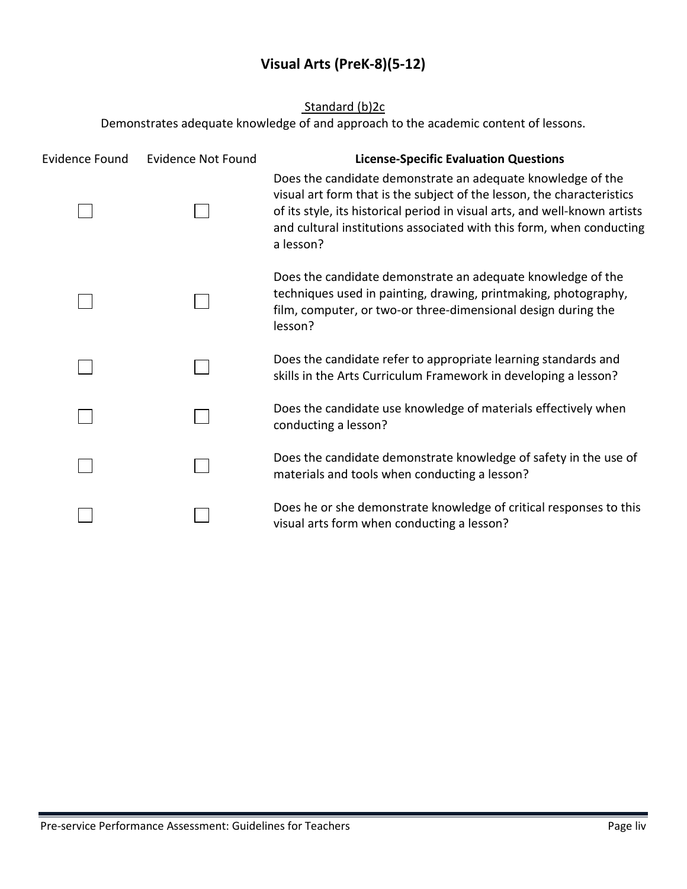## Visual Arts (PreK-8)(5-12)

Standard (b)2c

Demonstrates adequate knowledge of and approach to the academic content of lessons.

| Evidence Found | Evidence Not Found | **License-Specific Evaluation Questions** |
| --- | --- | --- |
| ☐ | ☐ | Does the candidate demonstrate an adequate knowledge of the visual art form that is the subject of the lesson, the characteristics of its style, its historical period in visual arts, and well-known artists and cultural institutions associated with this form, when conducting a lesson? |
| ☐ | ☐ | Does the candidate demonstrate an adequate knowledge of the techniques used in painting, drawing, printmaking, photography, film, computer, or two-or three-dimensional design during the lesson? |
| ☐ | ☐ | Does the candidate refer to appropriate learning standards and skills in the Arts Curriculum Framework in developing a lesson? |
| ☐ | ☐ | Does the candidate use knowledge of materials effectively when conducting a lesson? |
| ☐ | ☐ | Does the candidate demonstrate knowledge of safety in the use of materials and tools when conducting a lesson? |
| ☐ | ☐ | Does he or she demonstrate knowledge of critical responses to this visual arts form when conducting a lesson? |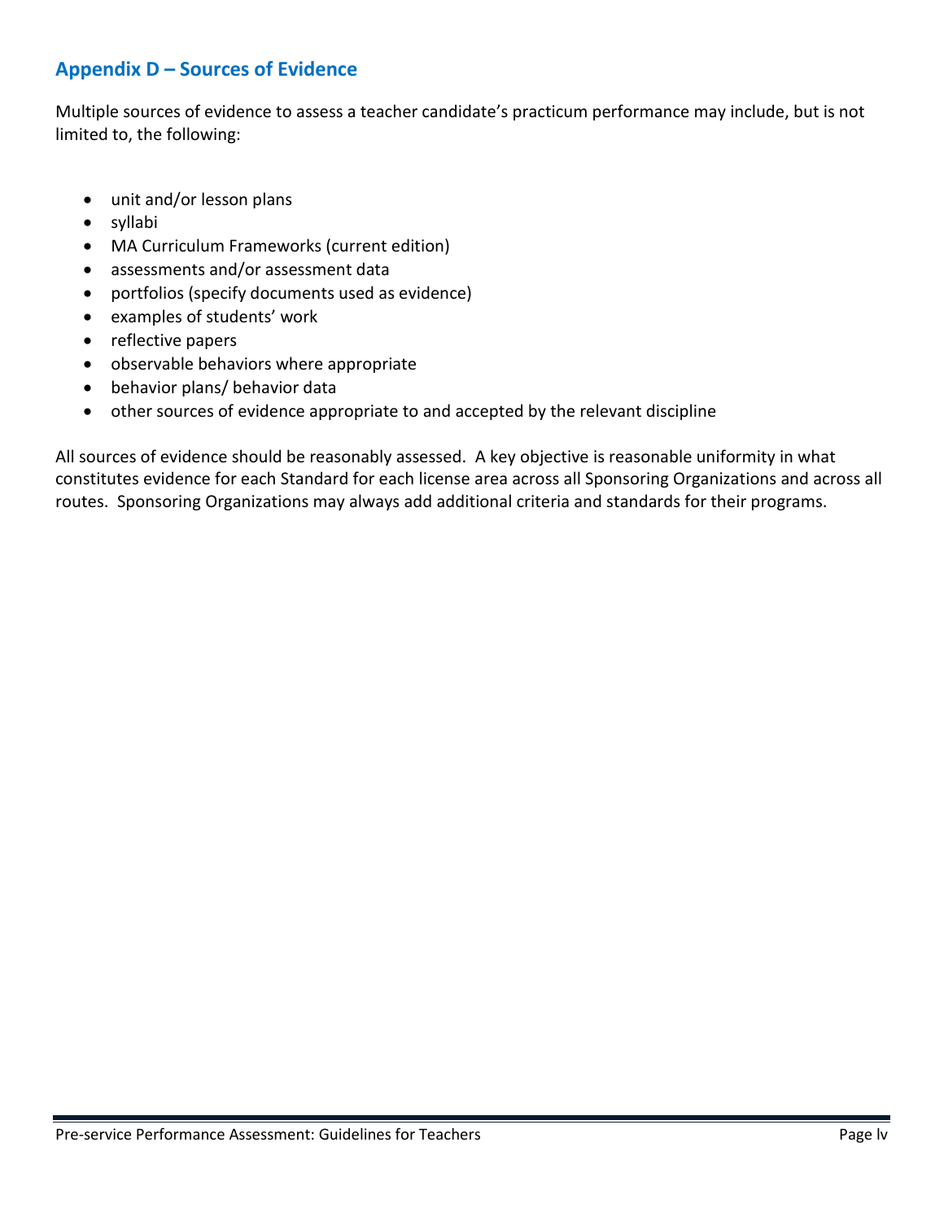## Appendix D – Sources of Evidence

Multiple sources of evidence to assess a teacher candidate's practicum performance may include, but is not limited to, the following:

- unit and/or lesson plans
- syllabi
- MA Curriculum Frameworks (current edition)
- assessments and/or assessment data
- portfolios (specify documents used as evidence)
- examples of students' work
- reflective papers
- observable behaviors where appropriate
- behavior plans/ behavior data
- other sources of evidence appropriate to and accepted by the relevant discipline

All sources of evidence should be reasonably assessed. A key objective is reasonable uniformity in what constitutes evidence for each Standard for each license area across all Sponsoring Organizations and across all routes. Sponsoring Organizations may always add additional criteria and standards for their programs.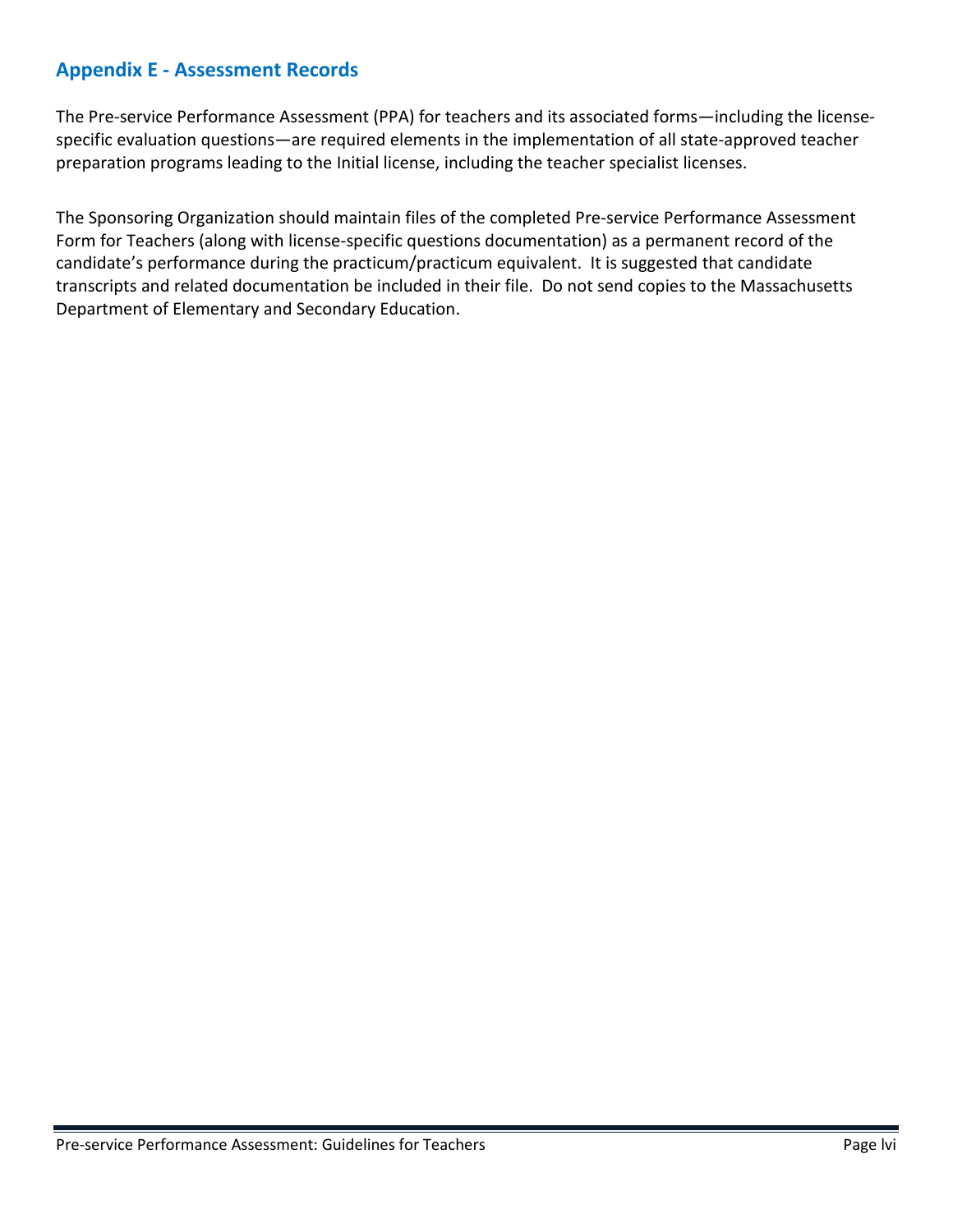## Appendix E - Assessment Records

The Pre-service Performance Assessment (PPA) for teachers and its associated forms—including the license-specific evaluation questions—are required elements in the implementation of all state-approved teacher preparation programs leading to the Initial license, including the teacher specialist licenses.

The Sponsoring Organization should maintain files of the completed Pre-service Performance Assessment Form for Teachers (along with license-specific questions documentation) as a permanent record of the candidate's performance during the practicum/practicum equivalent. It is suggested that candidate transcripts and related documentation be included in their file. Do not send copies to the Massachusetts Department of Elementary and Secondary Education.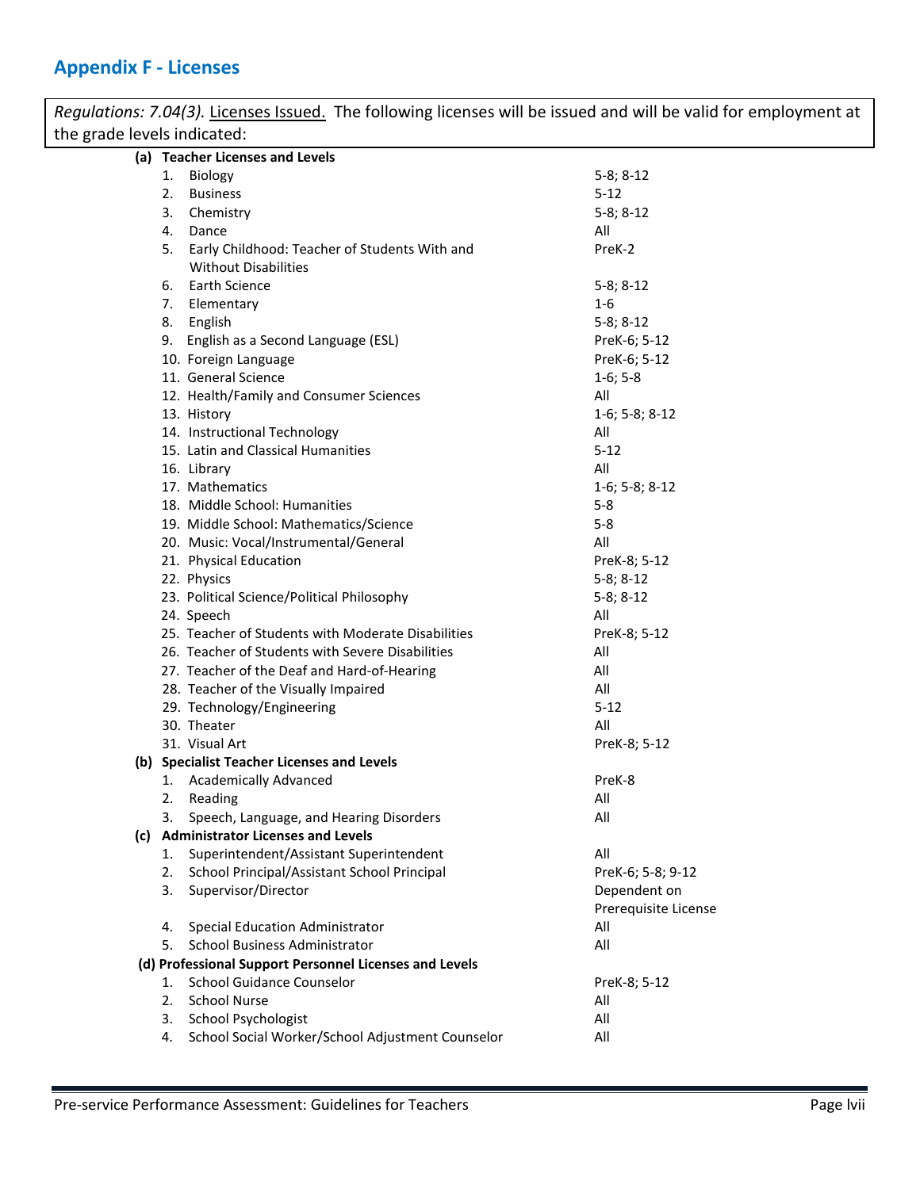## Appendix F - Licenses

*Regulations: 7.04(3).* Licenses Issued. The following licenses will be issued and will be valid for employment at the grade levels indicated:

| License | Levels |
|---|---|
| **(a) Teacher Licenses and Levels** | |
| 1. Biology | 5-8; 8-12 |
| 2. Business | 5-12 |
| 3. Chemistry | 5-8; 8-12 |
| 4. Dance | All |
| 5. Early Childhood: Teacher of Students With and Without Disabilities | PreK-2 |
| 6. Earth Science | 5-8; 8-12 |
| 7. Elementary | 1-6 |
| 8. English | 5-8; 8-12 |
| 9. English as a Second Language (ESL) | PreK-6; 5-12 |
| 10. Foreign Language | PreK-6; 5-12 |
| 11. General Science | 1-6; 5-8 |
| 12. Health/Family and Consumer Sciences | All |
| 13. History | 1-6; 5-8; 8-12 |
| 14. Instructional Technology | All |
| 15. Latin and Classical Humanities | 5-12 |
| 16. Library | All |
| 17. Mathematics | 1-6; 5-8; 8-12 |
| 18. Middle School: Humanities | 5-8 |
| 19. Middle School: Mathematics/Science | 5-8 |
| 20. Music: Vocal/Instrumental/General | All |
| 21. Physical Education | PreK-8; 5-12 |
| 22. Physics | 5-8; 8-12 |
| 23. Political Science/Political Philosophy | 5-8; 8-12 |
| 24. Speech | All |
| 25. Teacher of Students with Moderate Disabilities | PreK-8; 5-12 |
| 26. Teacher of Students with Severe Disabilities | All |
| 27. Teacher of the Deaf and Hard-of-Hearing | All |
| 28. Teacher of the Visually Impaired | All |
| 29. Technology/Engineering | 5-12 |
| 30. Theater | All |
| 31. Visual Art | PreK-8; 5-12 |
| **(b) Specialist Teacher Licenses and Levels** | |
| 1. Academically Advanced | PreK-8 |
| 2. Reading | All |
| 3. Speech, Language, and Hearing Disorders | All |
| **(c) Administrator Licenses and Levels** | |
| 1. Superintendent/Assistant Superintendent | All |
| 2. School Principal/Assistant School Principal | PreK-6; 5-8; 9-12 |
| 3. Supervisor/Director | Dependent on Prerequisite License |
| 4. Special Education Administrator | All |
| 5. School Business Administrator | All |
| **(d) Professional Support Personnel Licenses and Levels** | |
| 1. School Guidance Counselor | PreK-8; 5-12 |
| 2. School Nurse | All |
| 3. School Psychologist | All |
| 4. School Social Worker/School Adjustment Counselor | All |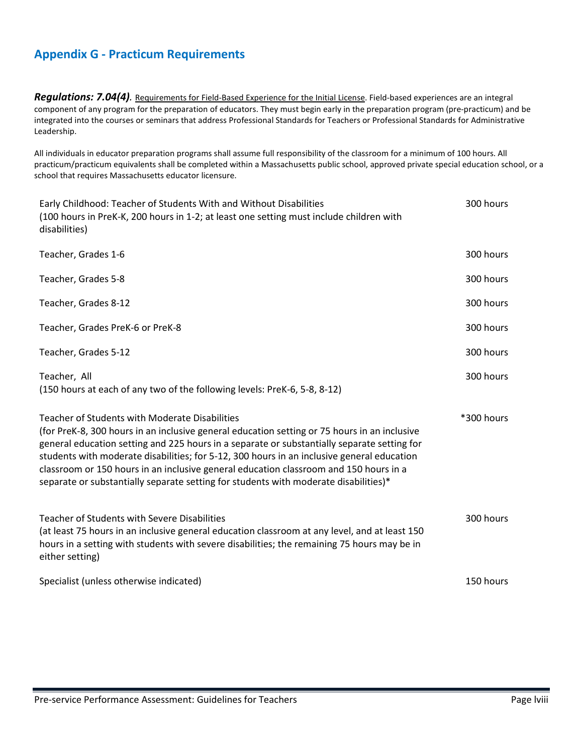## Appendix G - Practicum Requirements

***Regulations: 7.04(4)***. Requirements for Field-Based Experience for the Initial License. Field-based experiences are an integral component of any program for the preparation of educators. They must begin early in the preparation program (pre-practicum) and be integrated into the courses or seminars that address Professional Standards for Teachers or Professional Standards for Administrative Leadership.

All individuals in educator preparation programs shall assume full responsibility of the classroom for a minimum of 100 hours. All practicum/practicum equivalents shall be completed within a Massachusetts public school, approved private special education school, or a school that requires Massachusetts educator licensure.

| License | Hours |
|---|---|
| Early Childhood: Teacher of Students With and Without Disabilities (100 hours in PreK-K, 200 hours in 1-2; at least one setting must include children with disabilities) | 300 hours |
| Teacher, Grades 1-6 | 300 hours |
| Teacher, Grades 5-8 | 300 hours |
| Teacher, Grades 8-12 | 300 hours |
| Teacher, Grades PreK-6 or PreK-8 | 300 hours |
| Teacher, Grades 5-12 | 300 hours |
| Teacher, All (150 hours at each of any two of the following levels: PreK-6, 5-8, 8-12) | 300 hours |
| Teacher of Students with Moderate Disabilities (for PreK-8, 300 hours in an inclusive general education setting or 75 hours in an inclusive general education setting and 225 hours in a separate or substantially separate setting for students with moderate disabilities; for 5-12, 300 hours in an inclusive general education classroom or 150 hours in an inclusive general education classroom and 150 hours in a separate or substantially separate setting for students with moderate disabilities)* | *300 hours |
| Teacher of Students with Severe Disabilities (at least 75 hours in an inclusive general education classroom at any level, and at least 150 hours in a setting with students with severe disabilities; the remaining 75 hours may be in either setting) | 300 hours |
| Specialist (unless otherwise indicated) | 150 hours |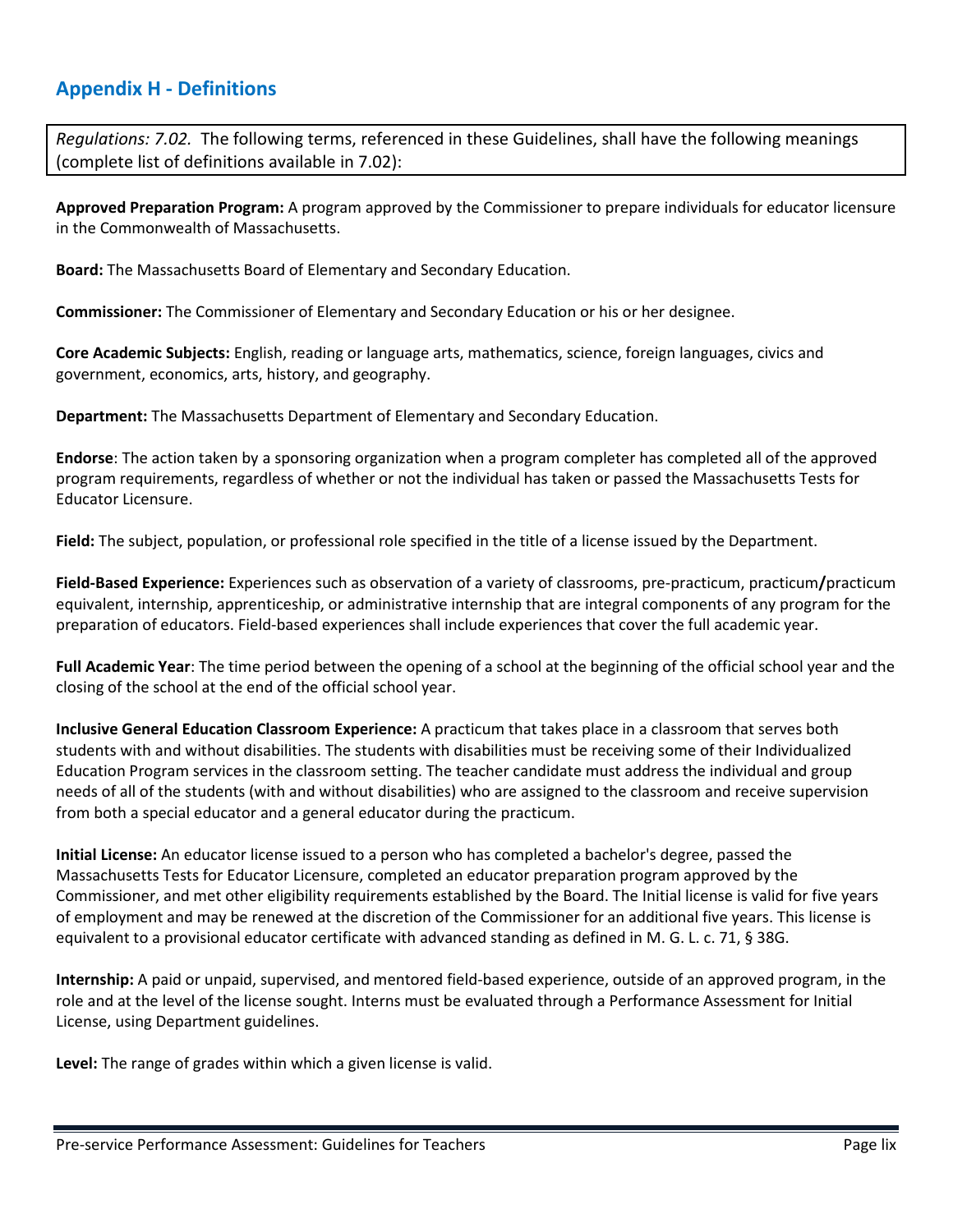## Appendix H - Definitions

*Regulations: 7.02.* The following terms, referenced in these Guidelines, shall have the following meanings (complete list of definitions available in 7.02):

**Approved Preparation Program:** A program approved by the Commissioner to prepare individuals for educator licensure in the Commonwealth of Massachusetts.

**Board:** The Massachusetts Board of Elementary and Secondary Education.

**Commissioner:** The Commissioner of Elementary and Secondary Education or his or her designee.

**Core Academic Subjects:** English, reading or language arts, mathematics, science, foreign languages, civics and government, economics, arts, history, and geography.

**Department:** The Massachusetts Department of Elementary and Secondary Education.

**Endorse**: The action taken by a sponsoring organization when a program completer has completed all of the approved program requirements, regardless of whether or not the individual has taken or passed the Massachusetts Tests for Educator Licensure.

**Field:** The subject, population, or professional role specified in the title of a license issued by the Department.

**Field-Based Experience:** Experiences such as observation of a variety of classrooms, pre-practicum, practicum**/**practicum equivalent, internship, apprenticeship, or administrative internship that are integral components of any program for the preparation of educators. Field-based experiences shall include experiences that cover the full academic year.

**Full Academic Year**: The time period between the opening of a school at the beginning of the official school year and the closing of the school at the end of the official school year.

**Inclusive General Education Classroom Experience:** A practicum that takes place in a classroom that serves both students with and without disabilities. The students with disabilities must be receiving some of their Individualized Education Program services in the classroom setting. The teacher candidate must address the individual and group needs of all of the students (with and without disabilities) who are assigned to the classroom and receive supervision from both a special educator and a general educator during the practicum.

**Initial License:** An educator license issued to a person who has completed a bachelor's degree, passed the Massachusetts Tests for Educator Licensure, completed an educator preparation program approved by the Commissioner, and met other eligibility requirements established by the Board. The Initial license is valid for five years of employment and may be renewed at the discretion of the Commissioner for an additional five years. This license is equivalent to a provisional educator certificate with advanced standing as defined in M. G. L. c. 71, § 38G.

**Internship:** A paid or unpaid, supervised, and mentored field-based experience, outside of an approved program, in the role and at the level of the license sought. Interns must be evaluated through a Performance Assessment for Initial License, using Department guidelines.

**Level:** The range of grades within which a given license is valid.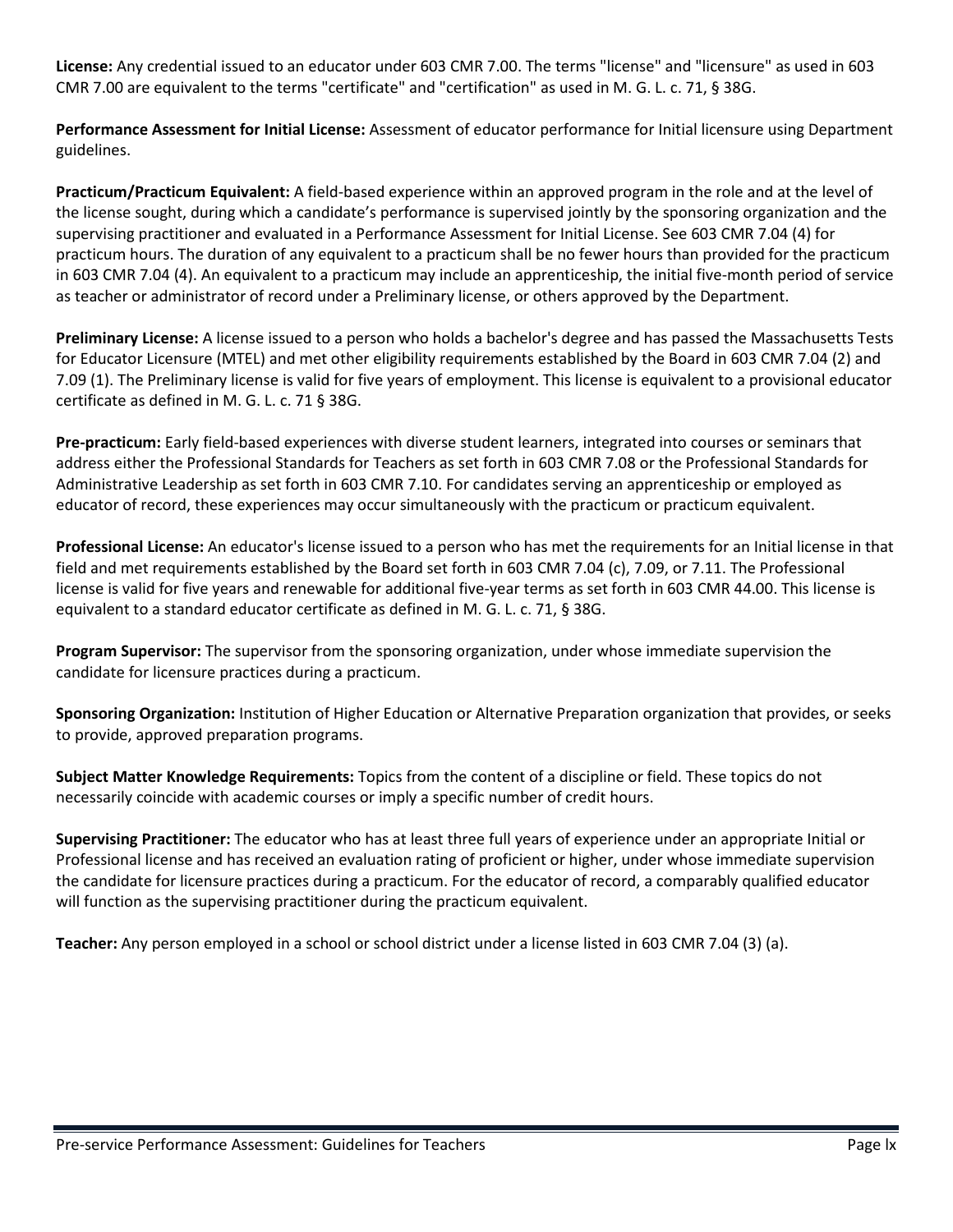**License:** Any credential issued to an educator under 603 CMR 7.00. The terms "license" and "licensure" as used in 603 CMR 7.00 are equivalent to the terms "certificate" and "certification" as used in M. G. L. c. 71, § 38G.

**Performance Assessment for Initial License:** Assessment of educator performance for Initial licensure using Department guidelines.

**Practicum/Practicum Equivalent:** A field-based experience within an approved program in the role and at the level of the license sought, during which a candidate's performance is supervised jointly by the sponsoring organization and the supervising practitioner and evaluated in a Performance Assessment for Initial License. See 603 CMR 7.04 (4) for practicum hours. The duration of any equivalent to a practicum shall be no fewer hours than provided for the practicum in 603 CMR 7.04 (4). An equivalent to a practicum may include an apprenticeship, the initial five-month period of service as teacher or administrator of record under a Preliminary license, or others approved by the Department.

**Preliminary License:** A license issued to a person who holds a bachelor's degree and has passed the Massachusetts Tests for Educator Licensure (MTEL) and met other eligibility requirements established by the Board in 603 CMR 7.04 (2) and 7.09 (1). The Preliminary license is valid for five years of employment. This license is equivalent to a provisional educator certificate as defined in M. G. L. c. 71 § 38G.

**Pre-practicum:** Early field-based experiences with diverse student learners, integrated into courses or seminars that address either the Professional Standards for Teachers as set forth in 603 CMR 7.08 or the Professional Standards for Administrative Leadership as set forth in 603 CMR 7.10. For candidates serving an apprenticeship or employed as educator of record, these experiences may occur simultaneously with the practicum or practicum equivalent.

**Professional License:** An educator's license issued to a person who has met the requirements for an Initial license in that field and met requirements established by the Board set forth in 603 CMR 7.04 (c), 7.09, or 7.11. The Professional license is valid for five years and renewable for additional five-year terms as set forth in 603 CMR 44.00. This license is equivalent to a standard educator certificate as defined in M. G. L. c. 71, § 38G.

**Program Supervisor:** The supervisor from the sponsoring organization, under whose immediate supervision the candidate for licensure practices during a practicum.

**Sponsoring Organization:** Institution of Higher Education or Alternative Preparation organization that provides, or seeks to provide, approved preparation programs.

**Subject Matter Knowledge Requirements:** Topics from the content of a discipline or field. These topics do not necessarily coincide with academic courses or imply a specific number of credit hours.

**Supervising Practitioner:** The educator who has at least three full years of experience under an appropriate Initial or Professional license and has received an evaluation rating of proficient or higher, under whose immediate supervision the candidate for licensure practices during a practicum. For the educator of record, a comparably qualified educator will function as the supervising practitioner during the practicum equivalent.

**Teacher:** Any person employed in a school or school district under a license listed in 603 CMR 7.04 (3) (a).